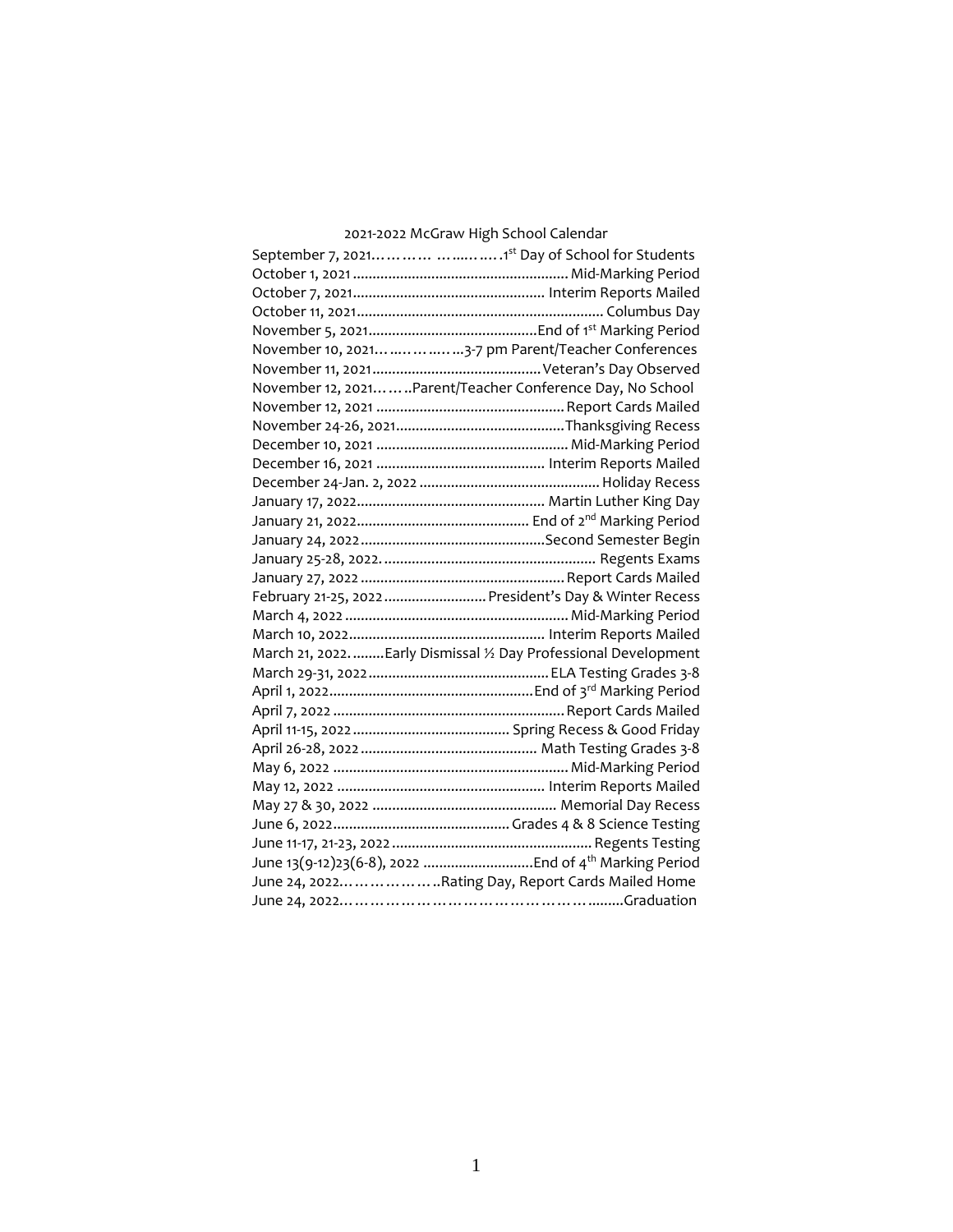2021-2022 McGraw High School Calendar

September 7, 2021……… ……..…..1st Day of School for Students
October 1, 2021 ..................................................... Mid-Marking Period
October 7, 2021................................................ Interim Reports Mailed
October 11, 2021.............................................................. Columbus Day
November 5, 2021..........................................End of 1st Marking Period
November 10, 2021……..……..….3-7 pm Parent/Teacher Conferences
November 11, 2021.......................................... Veteran's Day Observed
November 12, 2021……..Parent/Teacher Conference Day, No School
November 12, 2021 .............................................. Report Cards Mailed
November 24-26, 2021..........................................Thanksgiving Recess
December 10, 2021 ................................................ Mid-Marking Period
December 16, 2021 .......................................... Interim Reports Mailed
December 24-Jan. 2, 2022 ............................................. Holiday Recess
January 17, 2022............................................... Martin Luther King Day
January 21, 2022........................................... End of 2nd Marking Period
January 24, 2022..............................................Second Semester Begin
January 25-28, 2022. ...................................................... Regents Exams
January 27, 2022 .................................................... Report Cards Mailed
February 21-25, 2022 ......................... President's Day & Winter Recess
March 4, 2022 ........................................................ Mid-Marking Period
March 10, 2022................................................. Interim Reports Mailed
March 21, 2022. ........Early Dismissal ½ Day Professional Development
March 29-31, 2022............................................. ELA Testing Grades 3-8
April 1, 2022...................................................End of 3rd Marking Period
April 7, 2022 .......................................................... Report Cards Mailed
April 11-15, 2022 ....................................... Spring Recess & Good Friday
April 26-28, 2022 ............................................ Math Testing Grades 3-8
May 6, 2022 ........................................................... Mid-Marking Period
May 12, 2022 .................................................... Interim Reports Mailed
May 27 & 30, 2022 .............................................. Memorial Day Recess
June 6, 2022............................................ Grades 4 & 8 Science Testing
June 11-17, 21-23, 2022 .................................................. Regents Testing
June 13(9-12)23(6-8), 2022 ............................End of 4th Marking Period
June 24, 2022………………..Rating Day, Report Cards Mailed Home
June 24, 2022……………………………………………........Graduation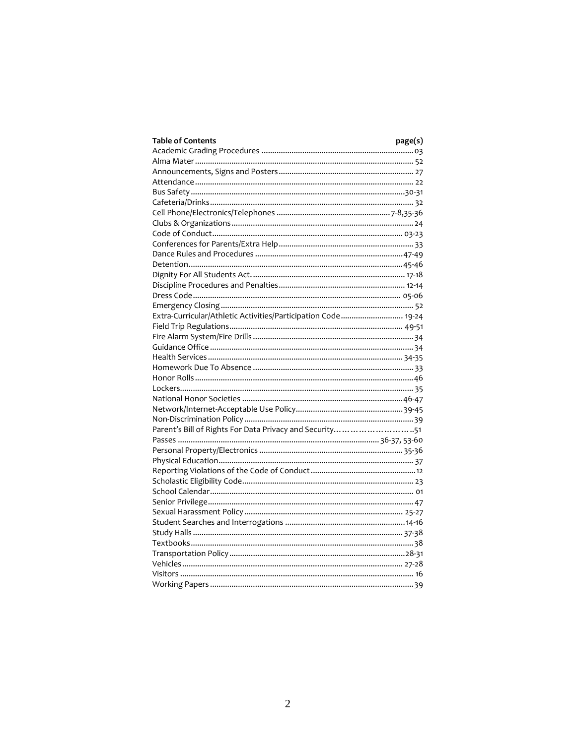| Table of Contents | page(s) |
|---|---|
| Academic Grading Procedures | 03 |
| Alma Mater | 52 |
| Announcements, Signs and Posters | 27 |
| Attendance | 22 |
| Bus Safety | 30-31 |
| Cafeteria/Drinks | 32 |
| Cell Phone/Electronics/Telephones | 7-8,35-36 |
| Clubs & Organizations | 24 |
| Code of Conduct | 03-23 |
| Conferences for Parents/Extra Help | 33 |
| Dance Rules and Procedures | 47-49 |
| Detention | 45-46 |
| Dignity For All Students Act. | 17-18 |
| Discipline Procedures and Penalties | 12-14 |
| Dress Code | 05-06 |
| Emergency Closing | 52 |
| Extra-Curricular/Athletic Activities/Participation Code | 19-24 |
| Field Trip Regulations | 49-51 |
| Fire Alarm System/Fire Drills | 34 |
| Guidance Office | 34 |
| Health Services | 34-35 |
| Homework Due To Absence | 33 |
| Honor Rolls | 46 |
| Lockers | 35 |
| National Honor Societies | 46-47 |
| Network/Internet-Acceptable Use Policy | 39-45 |
| Non-Discrimination Policy | 39 |
| Parent's Bill of Rights For Data Privacy and Security | 51 |
| Passes | 36-37, 53-60 |
| Personal Property/Electronics | 35-36 |
| Physical Education | 37 |
| Reporting Violations of the Code of Conduct | 12 |
| Scholastic Eligibility Code | 23 |
| School Calendar | 01 |
| Senior Privilege | 47 |
| Sexual Harassment Policy | 25-27 |
| Student Searches and Interrogations | 14-16 |
| Study Halls | 37-38 |
| Textbooks | 38 |
| Transportation Policy | 28-31 |
| Vehicles | 27-28 |
| Visitors | 16 |
| Working Papers | 39 |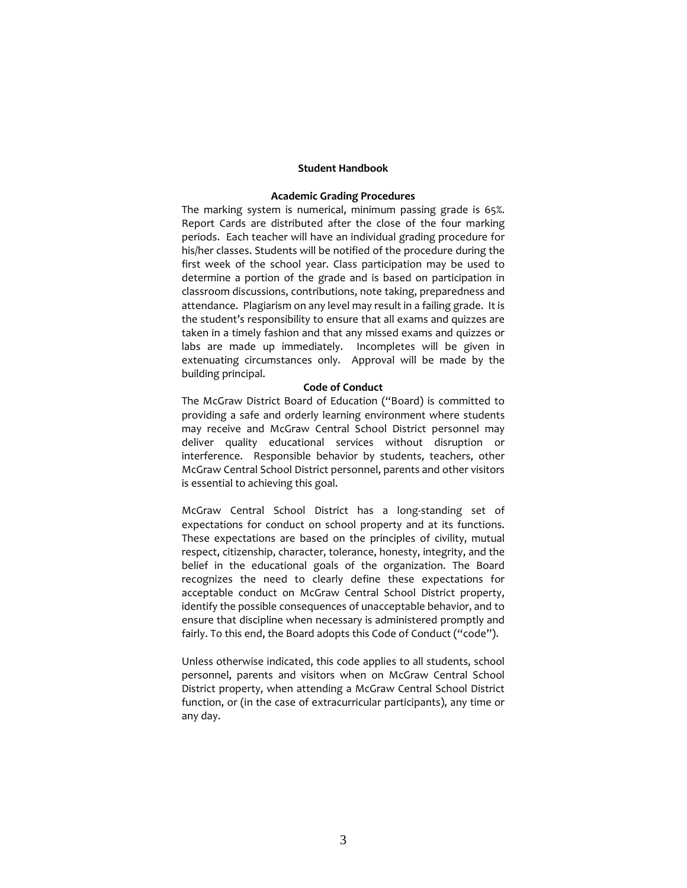# Student Handbook

## Academic Grading Procedures

The marking system is numerical, minimum passing grade is 65%. Report Cards are distributed after the close of the four marking periods. Each teacher will have an individual grading procedure for his/her classes. Students will be notified of the procedure during the first week of the school year. Class participation may be used to determine a portion of the grade and is based on participation in classroom discussions, contributions, note taking, preparedness and attendance. Plagiarism on any level may result in a failing grade. It is the student's responsibility to ensure that all exams and quizzes are taken in a timely fashion and that any missed exams and quizzes or labs are made up immediately. Incompletes will be given in extenuating circumstances only. Approval will be made by the building principal.

## Code of Conduct

The McGraw District Board of Education ("Board) is committed to providing a safe and orderly learning environment where students may receive and McGraw Central School District personnel may deliver quality educational services without disruption or interference. Responsible behavior by students, teachers, other McGraw Central School District personnel, parents and other visitors is essential to achieving this goal.

McGraw Central School District has a long-standing set of expectations for conduct on school property and at its functions. These expectations are based on the principles of civility, mutual respect, citizenship, character, tolerance, honesty, integrity, and the belief in the educational goals of the organization. The Board recognizes the need to clearly define these expectations for acceptable conduct on McGraw Central School District property, identify the possible consequences of unacceptable behavior, and to ensure that discipline when necessary is administered promptly and fairly. To this end, the Board adopts this Code of Conduct ("code").

Unless otherwise indicated, this code applies to all students, school personnel, parents and visitors when on McGraw Central School District property, when attending a McGraw Central School District function, or (in the case of extracurricular participants), any time or any day.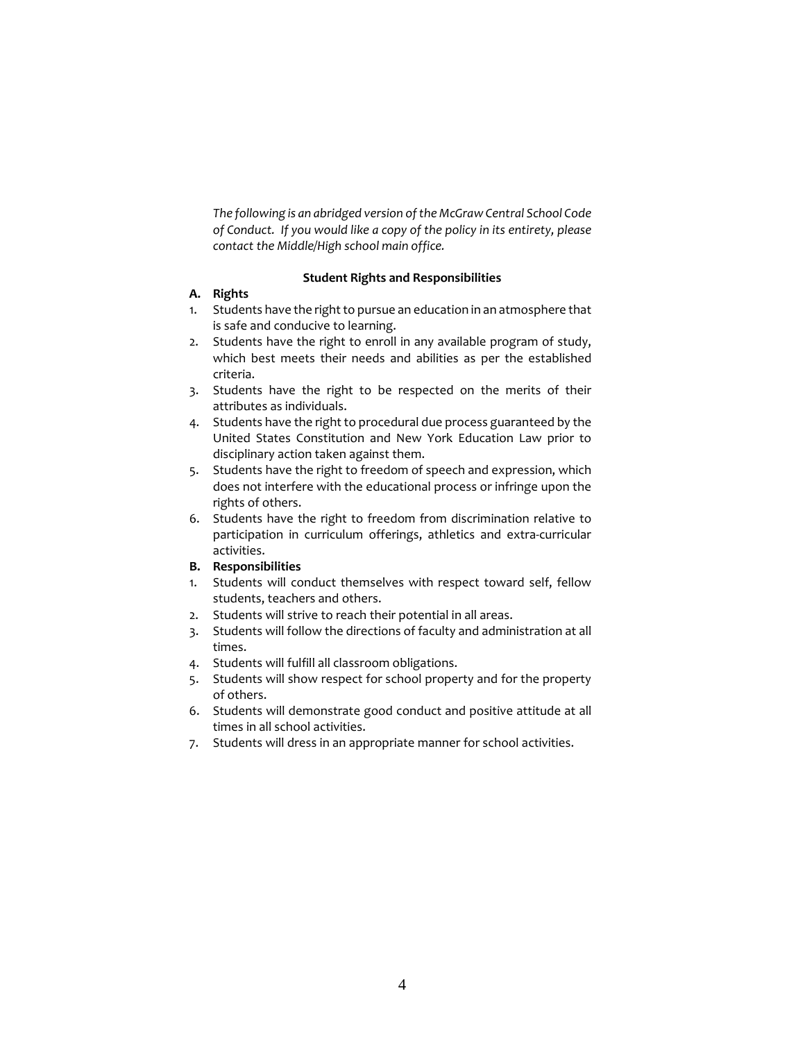*The following is an abridged version of the McGraw Central School Code of Conduct. If you would like a copy of the policy in its entirety, please contact the Middle/High school main office.*

## Student Rights and Responsibilities

**A. Rights**

1. Students have the right to pursue an education in an atmosphere that is safe and conducive to learning.
2. Students have the right to enroll in any available program of study, which best meets their needs and abilities as per the established criteria.
3. Students have the right to be respected on the merits of their attributes as individuals.
4. Students have the right to procedural due process guaranteed by the United States Constitution and New York Education Law prior to disciplinary action taken against them.
5. Students have the right to freedom of speech and expression, which does not interfere with the educational process or infringe upon the rights of others.
6. Students have the right to freedom from discrimination relative to participation in curriculum offerings, athletics and extra-curricular activities.

**B. Responsibilities**

1. Students will conduct themselves with respect toward self, fellow students, teachers and others.
2. Students will strive to reach their potential in all areas.
3. Students will follow the directions of faculty and administration at all times.
4. Students will fulfill all classroom obligations.
5. Students will show respect for school property and for the property of others.
6. Students will demonstrate good conduct and positive attitude at all times in all school activities.
7. Students will dress in an appropriate manner for school activities.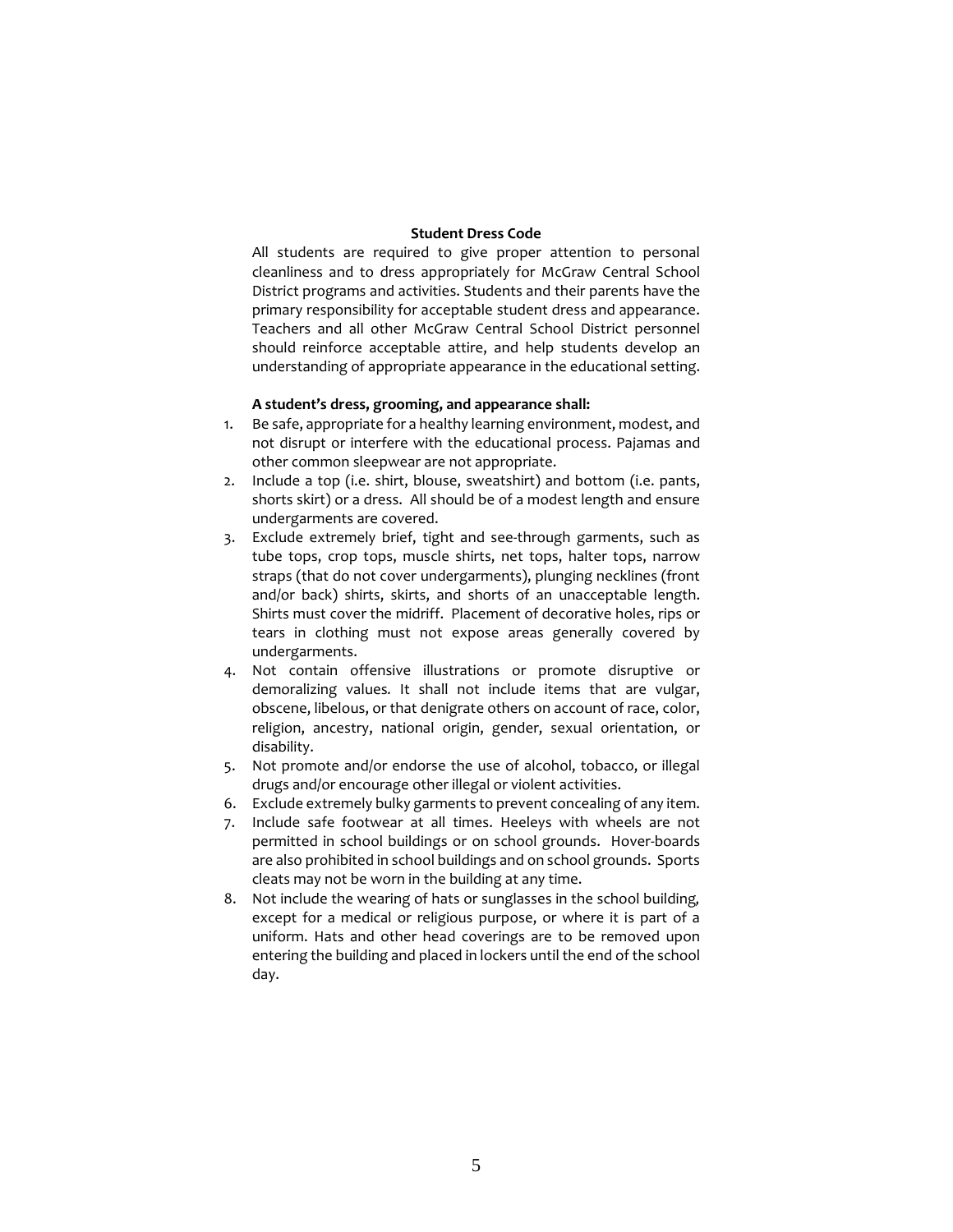## Student Dress Code

All students are required to give proper attention to personal cleanliness and to dress appropriately for McGraw Central School District programs and activities. Students and their parents have the primary responsibility for acceptable student dress and appearance. Teachers and all other McGraw Central School District personnel should reinforce acceptable attire, and help students develop an understanding of appropriate appearance in the educational setting.

**A student's dress, grooming, and appearance shall:**

1. Be safe, appropriate for a healthy learning environment, modest, and not disrupt or interfere with the educational process. Pajamas and other common sleepwear are not appropriate.
2. Include a top (i.e. shirt, blouse, sweatshirt) and bottom (i.e. pants, shorts skirt) or a dress. All should be of a modest length and ensure undergarments are covered.
3. Exclude extremely brief, tight and see-through garments, such as tube tops, crop tops, muscle shirts, net tops, halter tops, narrow straps (that do not cover undergarments), plunging necklines (front and/or back) shirts, skirts, and shorts of an unacceptable length. Shirts must cover the midriff. Placement of decorative holes, rips or tears in clothing must not expose areas generally covered by undergarments.
4. Not contain offensive illustrations or promote disruptive or demoralizing values. It shall not include items that are vulgar, obscene, libelous, or that denigrate others on account of race, color, religion, ancestry, national origin, gender, sexual orientation, or disability.
5. Not promote and/or endorse the use of alcohol, tobacco, or illegal drugs and/or encourage other illegal or violent activities.
6. Exclude extremely bulky garments to prevent concealing of any item.
7. Include safe footwear at all times. Heeleys with wheels are not permitted in school buildings or on school grounds. Hover-boards are also prohibited in school buildings and on school grounds. Sports cleats may not be worn in the building at any time.
8. Not include the wearing of hats or sunglasses in the school building, except for a medical or religious purpose, or where it is part of a uniform. Hats and other head coverings are to be removed upon entering the building and placed in lockers until the end of the school day.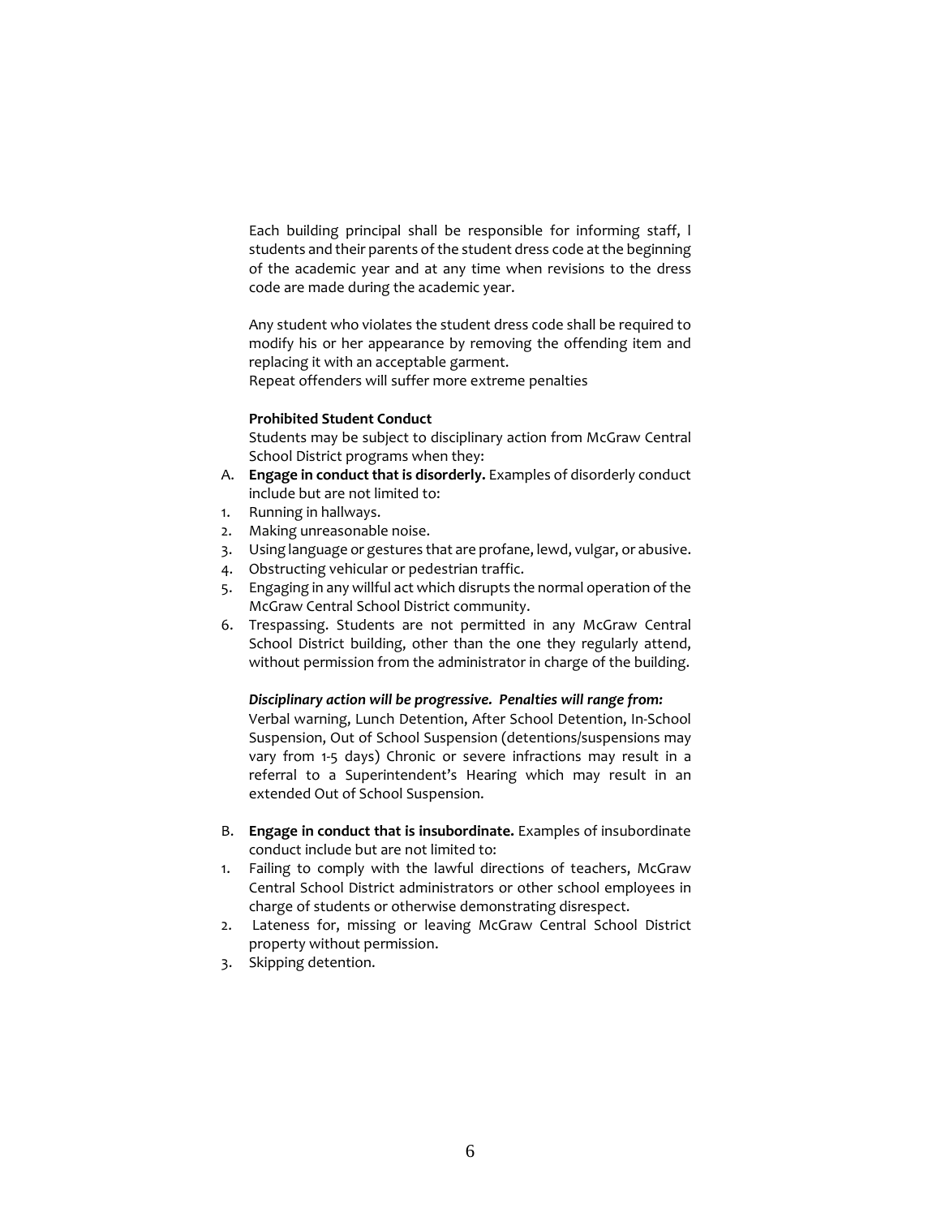Each building principal shall be responsible for informing staff, l students and their parents of the student dress code at the beginning of the academic year and at any time when revisions to the dress code are made during the academic year.

Any student who violates the student dress code shall be required to modify his or her appearance by removing the offending item and replacing it with an acceptable garment.
Repeat offenders will suffer more extreme penalties

**Prohibited Student Conduct**

Students may be subject to disciplinary action from McGraw Central School District programs when they:

A. **Engage in conduct that is disorderly.** Examples of disorderly conduct include but are not limited to:

1. Running in hallways.
2. Making unreasonable noise.
3. Using language or gestures that are profane, lewd, vulgar, or abusive.
4. Obstructing vehicular or pedestrian traffic.
5. Engaging in any willful act which disrupts the normal operation of the McGraw Central School District community.
6. Trespassing. Students are not permitted in any McGraw Central School District building, other than the one they regularly attend, without permission from the administrator in charge of the building.

***Disciplinary action will be progressive. Penalties will range from:***
Verbal warning, Lunch Detention, After School Detention, In-School Suspension, Out of School Suspension (detentions/suspensions may vary from 1-5 days) Chronic or severe infractions may result in a referral to a Superintendent's Hearing which may result in an extended Out of School Suspension.

B. **Engage in conduct that is insubordinate.** Examples of insubordinate conduct include but are not limited to:

1. Failing to comply with the lawful directions of teachers, McGraw Central School District administrators or other school employees in charge of students or otherwise demonstrating disrespect.
2. Lateness for, missing or leaving McGraw Central School District property without permission.
3. Skipping detention.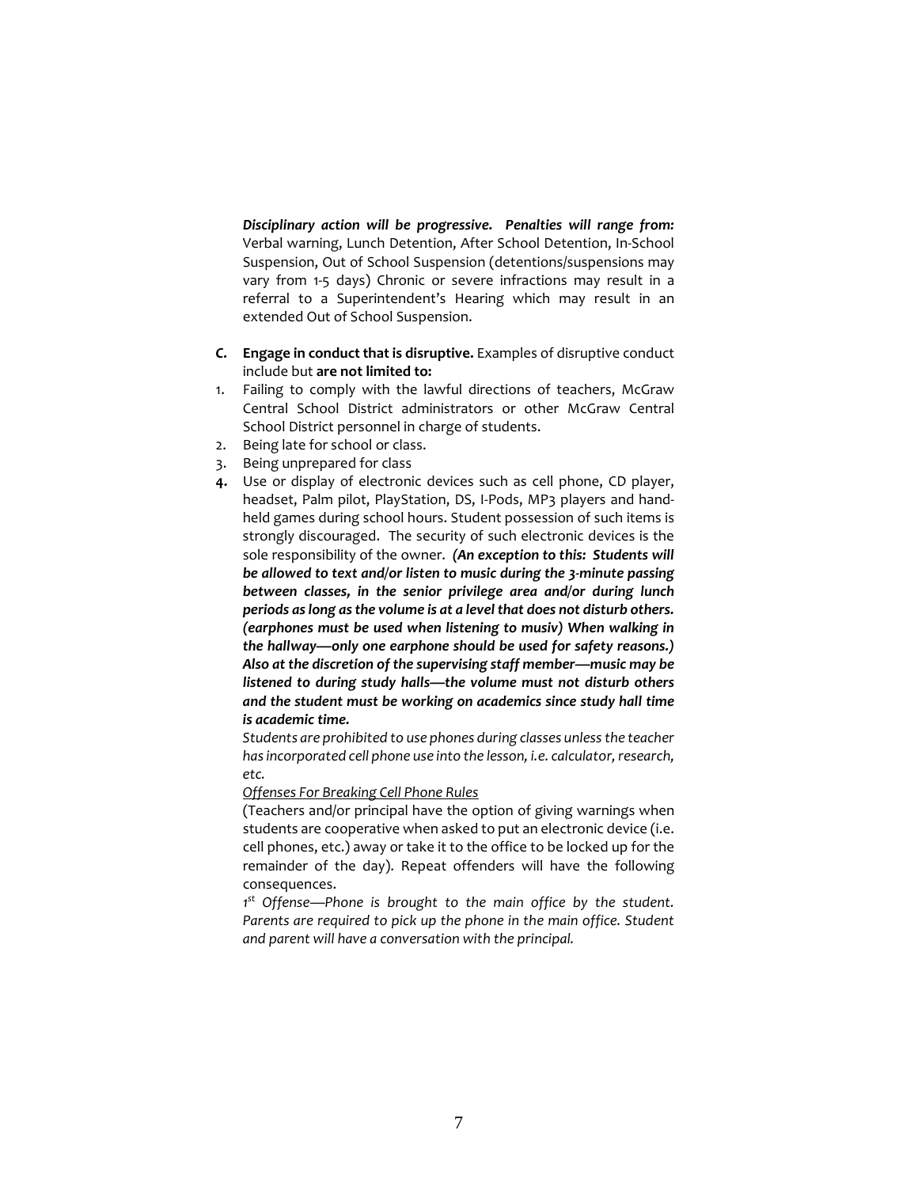***Disciplinary action will be progressive. Penalties will range from:*** Verbal warning, Lunch Detention, After School Detention, In-School Suspension, Out of School Suspension (detentions/suspensions may vary from 1-5 days) Chronic or severe infractions may result in a referral to a Superintendent's Hearing which may result in an extended Out of School Suspension.

*C.* **Engage in conduct that is disruptive.** Examples of disruptive conduct include but **are not limited to:**

1. Failing to comply with the lawful directions of teachers, McGraw Central School District administrators or other McGraw Central School District personnel in charge of students.
2. Being late for school or class.
3. Being unprepared for class
4. Use or display of electronic devices such as cell phone, CD player, headset, Palm pilot, PlayStation, DS, I-Pods, MP3 players and hand-held games during school hours. Student possession of such items is strongly discouraged. The security of such electronic devices is the sole responsibility of the owner. ***(An exception to this: Students will be allowed to text and/or listen to music during the 3-minute passing between classes, in the senior privilege area and/or during lunch periods as long as the volume is at a level that does not disturb others. (earphones must be used when listening to musiv) When walking in the hallway—only one earphone should be used for safety reasons.) Also at the discretion of the supervising staff member—music may be listened to during study halls—the volume must not disturb others and the student must be working on academics since study hall time is academic time.***

   *Students are prohibited to use phones during classes unless the teacher has incorporated cell phone use into the lesson, i.e. calculator, research, etc.*

   *Offenses For Breaking Cell Phone Rules*

   (Teachers and/or principal have the option of giving warnings when students are cooperative when asked to put an electronic device (i.e. cell phones, etc.) away or take it to the office to be locked up for the remainder of the day). Repeat offenders will have the following consequences.

   *1st Offense—Phone is brought to the main office by the student. Parents are required to pick up the phone in the main office. Student and parent will have a conversation with the principal.*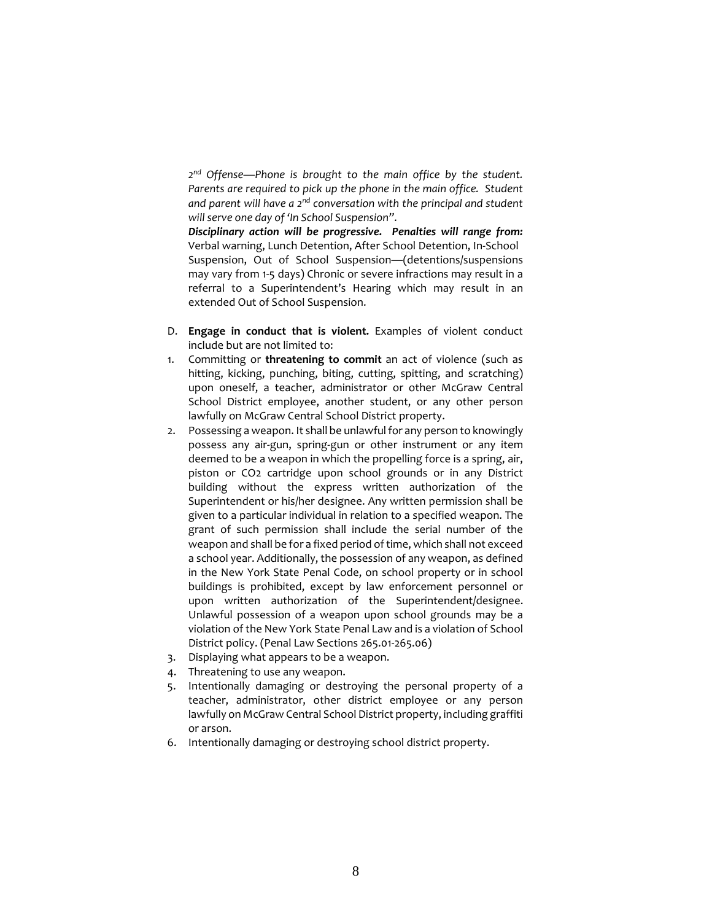*2nd Offense—Phone is brought to the main office by the student. Parents are required to pick up the phone in the main office. Student and parent will have a 2nd conversation with the principal and student will serve one day of 'In School Suspension".*

***Disciplinary action will be progressive. Penalties will range from:*** Verbal warning, Lunch Detention, After School Detention, In-School Suspension, Out of School Suspension—(detentions/suspensions may vary from 1-5 days) Chronic or severe infractions may result in a referral to a Superintendent's Hearing which may result in an extended Out of School Suspension.

D. **Engage in conduct that is violent.** Examples of violent conduct include but are not limited to:

1. Committing or **threatening to commit** an act of violence (such as hitting, kicking, punching, biting, cutting, spitting, and scratching) upon oneself, a teacher, administrator or other McGraw Central School District employee, another student, or any other person lawfully on McGraw Central School District property.
2. Possessing a weapon. It shall be unlawful for any person to knowingly possess any air-gun, spring-gun or other instrument or any item deemed to be a weapon in which the propelling force is a spring, air, piston or CO2 cartridge upon school grounds or in any District building without the express written authorization of the Superintendent or his/her designee. Any written permission shall be given to a particular individual in relation to a specified weapon. The grant of such permission shall include the serial number of the weapon and shall be for a fixed period of time, which shall not exceed a school year. Additionally, the possession of any weapon, as defined in the New York State Penal Code, on school property or in school buildings is prohibited, except by law enforcement personnel or upon written authorization of the Superintendent/designee. Unlawful possession of a weapon upon school grounds may be a violation of the New York State Penal Law and is a violation of School District policy. (Penal Law Sections 265.01-265.06)
3. Displaying what appears to be a weapon.
4. Threatening to use any weapon.
5. Intentionally damaging or destroying the personal property of a teacher, administrator, other district employee or any person lawfully on McGraw Central School District property, including graffiti or arson.
6. Intentionally damaging or destroying school district property.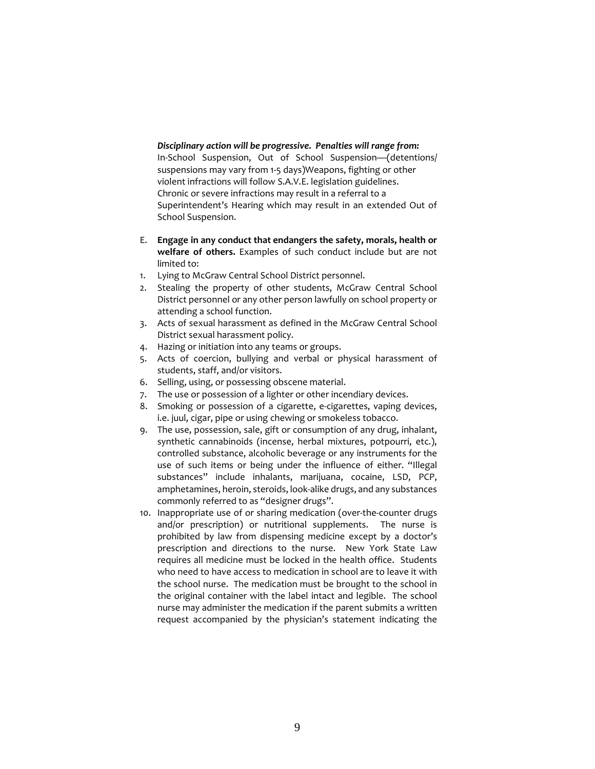***Disciplinary action will be progressive. Penalties will range from:***
In-School Suspension, Out of School Suspension—(detentions/ suspensions may vary from 1-5 days)Weapons, fighting or other violent infractions will follow S.A.V.E. legislation guidelines. Chronic or severe infractions may result in a referral to a Superintendent's Hearing which may result in an extended Out of School Suspension.

E. **Engage in any conduct that endangers the safety, morals, health or welfare of others.** Examples of such conduct include but are not limited to:

1. Lying to McGraw Central School District personnel.
2. Stealing the property of other students, McGraw Central School District personnel or any other person lawfully on school property or attending a school function.
3. Acts of sexual harassment as defined in the McGraw Central School District sexual harassment policy.
4. Hazing or initiation into any teams or groups.
5. Acts of coercion, bullying and verbal or physical harassment of students, staff, and/or visitors.
6. Selling, using, or possessing obscene material.
7. The use or possession of a lighter or other incendiary devices.
8. Smoking or possession of a cigarette, e-cigarettes, vaping devices, i.e. juul, cigar, pipe or using chewing or smokeless tobacco.
9. The use, possession, sale, gift or consumption of any drug, inhalant, synthetic cannabinoids (incense, herbal mixtures, potpourri, etc.), controlled substance, alcoholic beverage or any instruments for the use of such items or being under the influence of either. "Illegal substances" include inhalants, marijuana, cocaine, LSD, PCP, amphetamines, heroin, steroids, look-alike drugs, and any substances commonly referred to as "designer drugs".
10. Inappropriate use of or sharing medication (over-the-counter drugs and/or prescription) or nutritional supplements. The nurse is prohibited by law from dispensing medicine except by a doctor's prescription and directions to the nurse. New York State Law requires all medicine must be locked in the health office. Students who need to have access to medication in school are to leave it with the school nurse. The medication must be brought to the school in the original container with the label intact and legible. The school nurse may administer the medication if the parent submits a written request accompanied by the physician's statement indicating the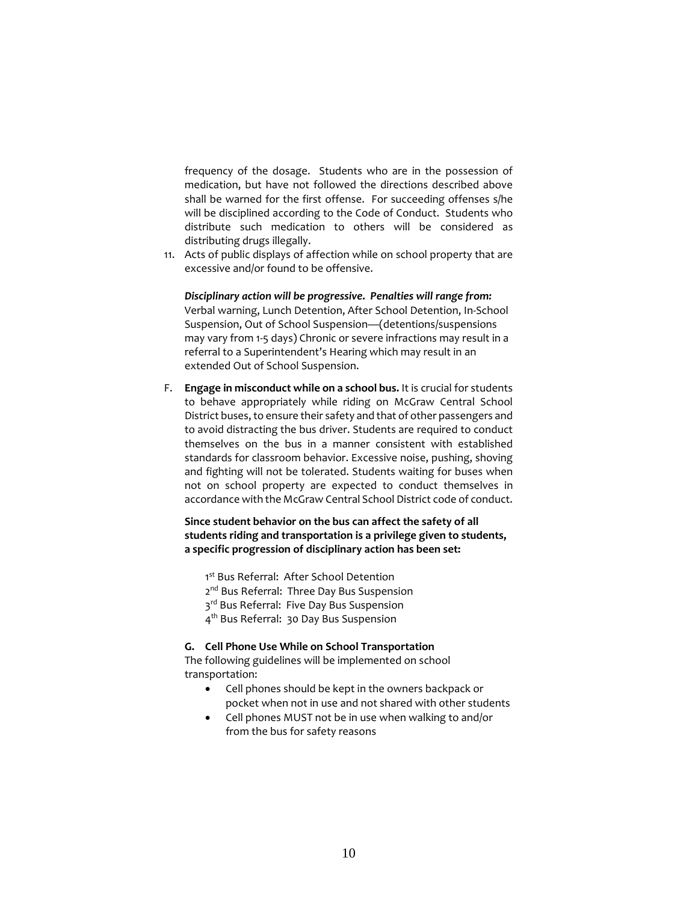frequency of the dosage. Students who are in the possession of medication, but have not followed the directions described above shall be warned for the first offense. For succeeding offenses s/he will be disciplined according to the Code of Conduct. Students who distribute such medication to others will be considered as distributing drugs illegally.

11. Acts of public displays of affection while on school property that are excessive and/or found to be offensive.

***Disciplinary action will be progressive. Penalties will range from:*** Verbal warning, Lunch Detention, After School Detention, In-School Suspension, Out of School Suspension—(detentions/suspensions may vary from 1-5 days) Chronic or severe infractions may result in a referral to a Superintendent's Hearing which may result in an extended Out of School Suspension.

F. **Engage in misconduct while on a school bus.** It is crucial for students to behave appropriately while riding on McGraw Central School District buses, to ensure their safety and that of other passengers and to avoid distracting the bus driver. Students are required to conduct themselves on the bus in a manner consistent with established standards for classroom behavior. Excessive noise, pushing, shoving and fighting will not be tolerated. Students waiting for buses when not on school property are expected to conduct themselves in accordance with the McGraw Central School District code of conduct.

**Since student behavior on the bus can affect the safety of all students riding and transportation is a privilege given to students, a specific progression of disciplinary action has been set:**

1st Bus Referral: After School Detention
2nd Bus Referral: Three Day Bus Suspension
3rd Bus Referral: Five Day Bus Suspension
4th Bus Referral: 30 Day Bus Suspension

**G. Cell Phone Use While on School Transportation**

The following guidelines will be implemented on school transportation:

- Cell phones should be kept in the owners backpack or pocket when not in use and not shared with other students
- Cell phones MUST not be in use when walking to and/or from the bus for safety reasons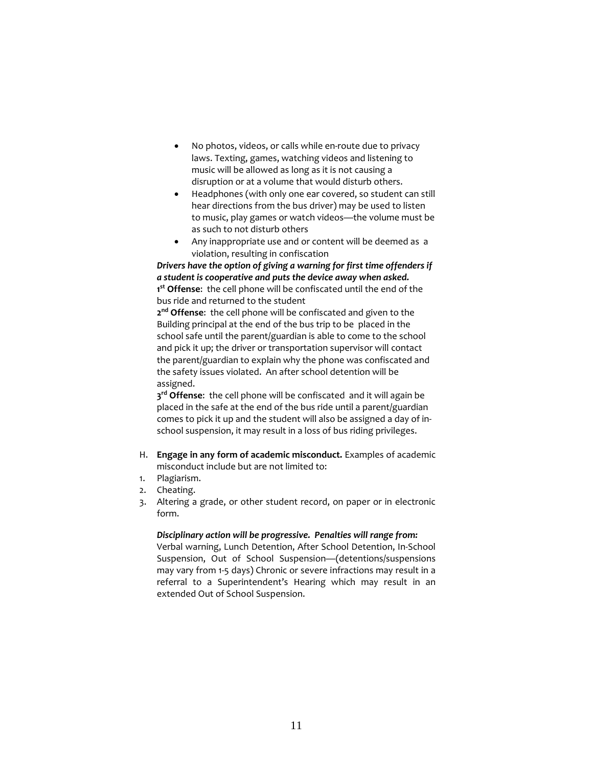- No photos, videos, or calls while en-route due to privacy laws. Texting, games, watching videos and listening to music will be allowed as long as it is not causing a disruption or at a volume that would disturb others.
- Headphones (with only one ear covered, so student can still hear directions from the bus driver) may be used to listen to music, play games or watch videos—the volume must be as such to not disturb others
- Any inappropriate use and or content will be deemed as a violation, resulting in confiscation

***Drivers have the option of giving a warning for first time offenders if a student is cooperative and puts the device away when asked.***

**1st Offense**: the cell phone will be confiscated until the end of the bus ride and returned to the student

**2nd Offense**: the cell phone will be confiscated and given to the Building principal at the end of the bus trip to be placed in the school safe until the parent/guardian is able to come to the school and pick it up; the driver or transportation supervisor will contact the parent/guardian to explain why the phone was confiscated and the safety issues violated. An after school detention will be assigned.

**3rd Offense**: the cell phone will be confiscated and it will again be placed in the safe at the end of the bus ride until a parent/guardian comes to pick it up and the student will also be assigned a day of in-school suspension, it may result in a loss of bus riding privileges.

H. **Engage in any form of academic misconduct.** Examples of academic misconduct include but are not limited to:

1. Plagiarism.
2. Cheating.
3. Altering a grade, or other student record, on paper or in electronic form.

***Disciplinary action will be progressive. Penalties will range from:***
Verbal warning, Lunch Detention, After School Detention, In-School Suspension, Out of School Suspension—(detentions/suspensions may vary from 1-5 days) Chronic or severe infractions may result in a referral to a Superintendent's Hearing which may result in an extended Out of School Suspension.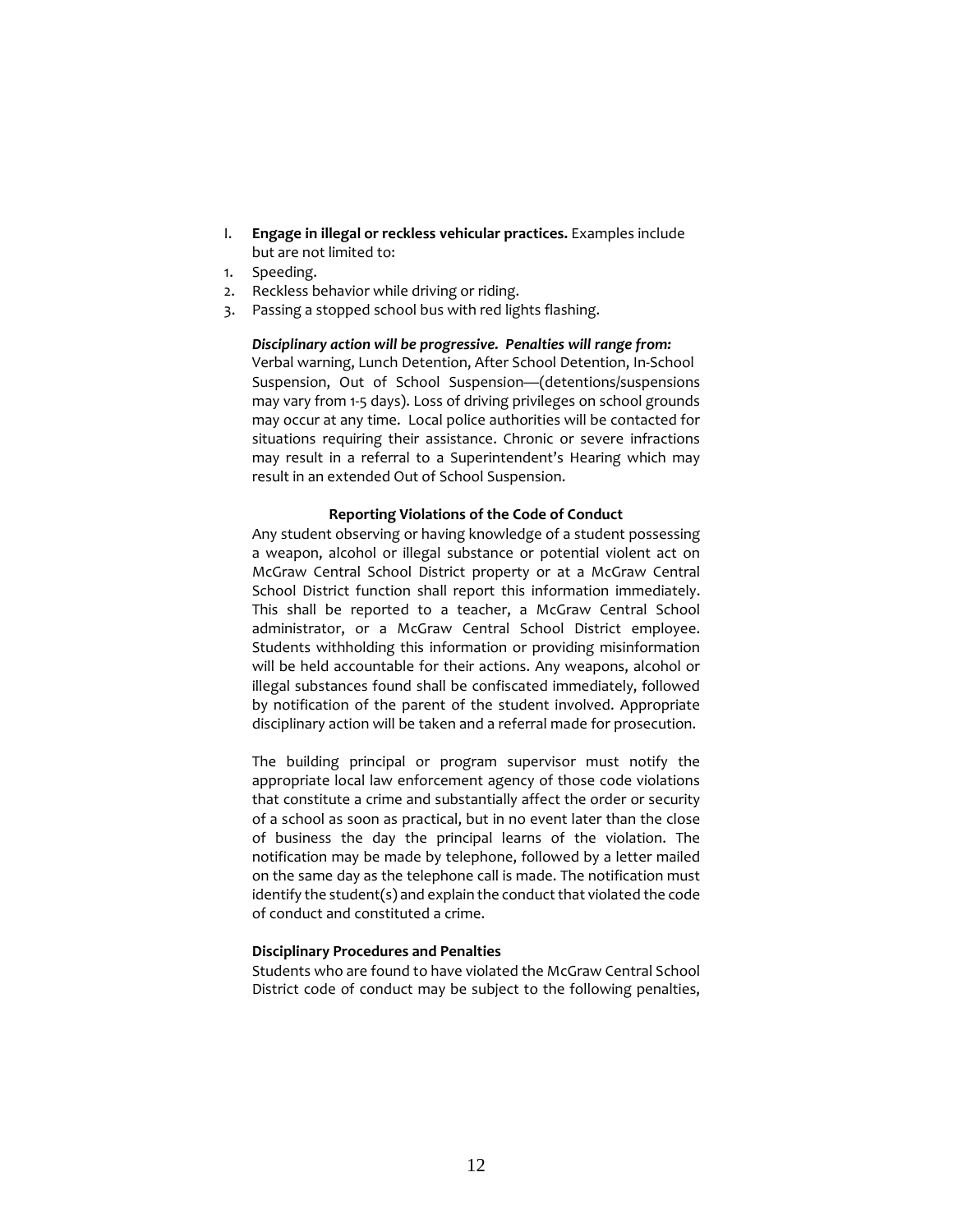I. **Engage in illegal or reckless vehicular practices.** Examples include but are not limited to:

1. Speeding.
2. Reckless behavior while driving or riding.
3. Passing a stopped school bus with red lights flashing.

***Disciplinary action will be progressive. Penalties will range from:***
Verbal warning, Lunch Detention, After School Detention, In-School Suspension, Out of School Suspension—(detentions/suspensions may vary from 1-5 days). Loss of driving privileges on school grounds may occur at any time. Local police authorities will be contacted for situations requiring their assistance. Chronic or severe infractions may result in a referral to a Superintendent's Hearing which may result in an extended Out of School Suspension.

**Reporting Violations of the Code of Conduct**

Any student observing or having knowledge of a student possessing a weapon, alcohol or illegal substance or potential violent act on McGraw Central School District property or at a McGraw Central School District function shall report this information immediately. This shall be reported to a teacher, a McGraw Central School administrator, or a McGraw Central School District employee. Students withholding this information or providing misinformation will be held accountable for their actions. Any weapons, alcohol or illegal substances found shall be confiscated immediately, followed by notification of the parent of the student involved. Appropriate disciplinary action will be taken and a referral made for prosecution.

The building principal or program supervisor must notify the appropriate local law enforcement agency of those code violations that constitute a crime and substantially affect the order or security of a school as soon as practical, but in no event later than the close of business the day the principal learns of the violation. The notification may be made by telephone, followed by a letter mailed on the same day as the telephone call is made. The notification must identify the student(s) and explain the conduct that violated the code of conduct and constituted a crime.

**Disciplinary Procedures and Penalties**

Students who are found to have violated the McGraw Central School District code of conduct may be subject to the following penalties,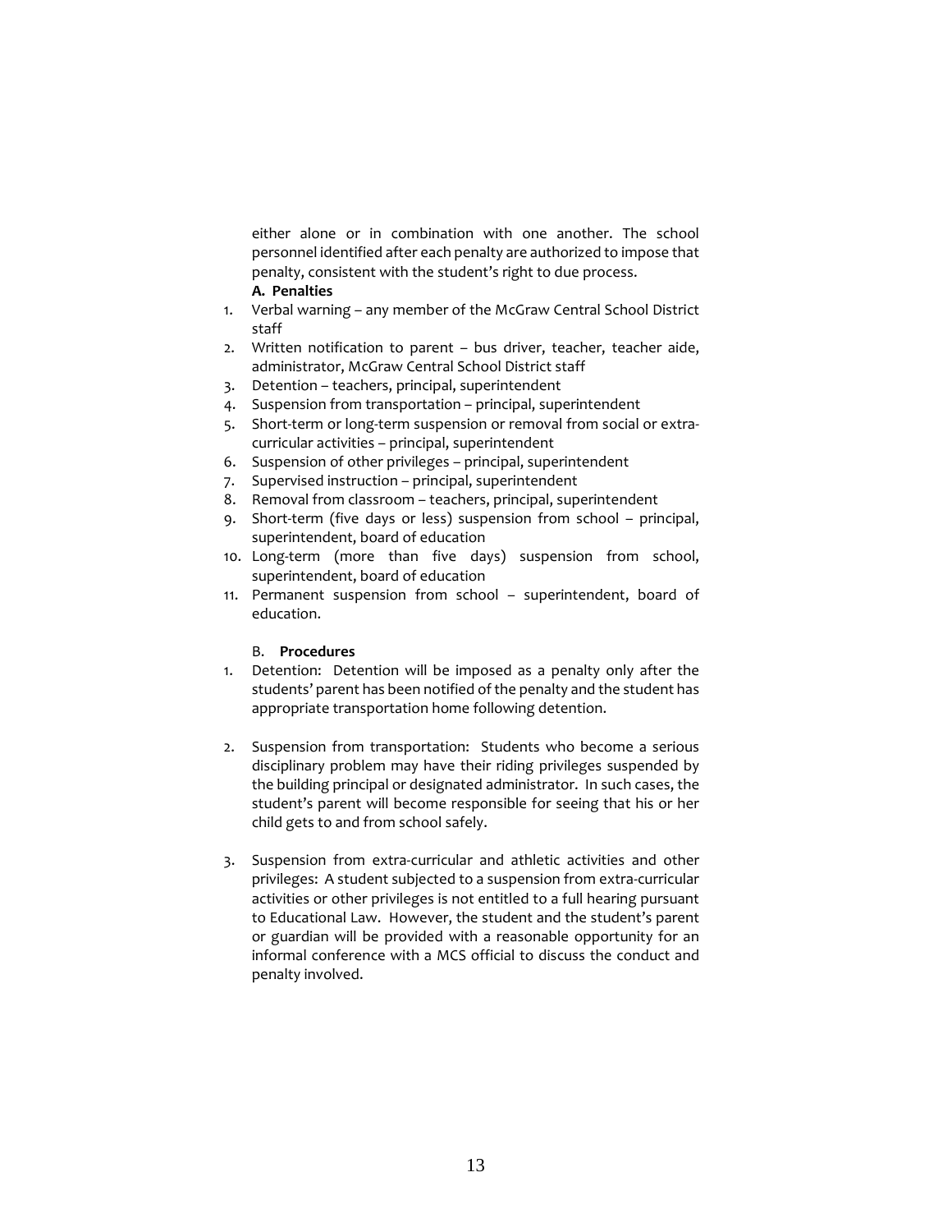either alone or in combination with one another. The school personnel identified after each penalty are authorized to impose that penalty, consistent with the student's right to due process.

**A. Penalties**

1. Verbal warning – any member of the McGraw Central School District staff
2. Written notification to parent – bus driver, teacher, teacher aide, administrator, McGraw Central School District staff
3. Detention – teachers, principal, superintendent
4. Suspension from transportation – principal, superintendent
5. Short-term or long-term suspension or removal from social or extra-curricular activities – principal, superintendent
6. Suspension of other privileges – principal, superintendent
7. Supervised instruction – principal, superintendent
8. Removal from classroom – teachers, principal, superintendent
9. Short-term (five days or less) suspension from school – principal, superintendent, board of education
10. Long-term (more than five days) suspension from school, superintendent, board of education
11. Permanent suspension from school – superintendent, board of education.

B. **Procedures**

1. Detention: Detention will be imposed as a penalty only after the students' parent has been notified of the penalty and the student has appropriate transportation home following detention.

2. Suspension from transportation: Students who become a serious disciplinary problem may have their riding privileges suspended by the building principal or designated administrator. In such cases, the student's parent will become responsible for seeing that his or her child gets to and from school safely.

3. Suspension from extra-curricular and athletic activities and other privileges: A student subjected to a suspension from extra-curricular activities or other privileges is not entitled to a full hearing pursuant to Educational Law. However, the student and the student's parent or guardian will be provided with a reasonable opportunity for an informal conference with a MCS official to discuss the conduct and penalty involved.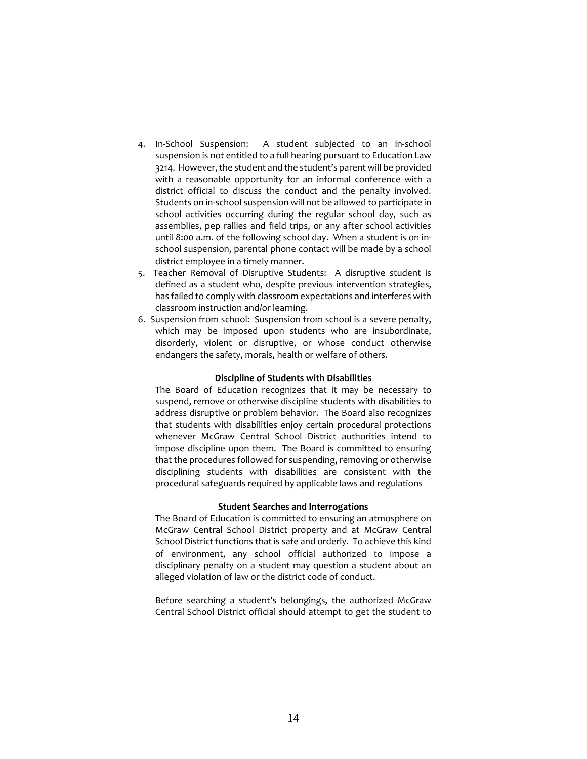4. In-School Suspension: A student subjected to an in-school suspension is not entitled to a full hearing pursuant to Education Law 3214. However, the student and the student's parent will be provided with a reasonable opportunity for an informal conference with a district official to discuss the conduct and the penalty involved. Students on in-school suspension will not be allowed to participate in school activities occurring during the regular school day, such as assemblies, pep rallies and field trips, or any after school activities until 8:00 a.m. of the following school day. When a student is on in-school suspension, parental phone contact will be made by a school district employee in a timely manner.
5. Teacher Removal of Disruptive Students: A disruptive student is defined as a student who, despite previous intervention strategies, has failed to comply with classroom expectations and interferes with classroom instruction and/or learning.
6. Suspension from school: Suspension from school is a severe penalty, which may be imposed upon students who are insubordinate, disorderly, violent or disruptive, or whose conduct otherwise endangers the safety, morals, health or welfare of others.

**Discipline of Students with Disabilities**

The Board of Education recognizes that it may be necessary to suspend, remove or otherwise discipline students with disabilities to address disruptive or problem behavior. The Board also recognizes that students with disabilities enjoy certain procedural protections whenever McGraw Central School District authorities intend to impose discipline upon them. The Board is committed to ensuring that the procedures followed for suspending, removing or otherwise disciplining students with disabilities are consistent with the procedural safeguards required by applicable laws and regulations

**Student Searches and Interrogations**

The Board of Education is committed to ensuring an atmosphere on McGraw Central School District property and at McGraw Central School District functions that is safe and orderly. To achieve this kind of environment, any school official authorized to impose a disciplinary penalty on a student may question a student about an alleged violation of law or the district code of conduct.

Before searching a student's belongings, the authorized McGraw Central School District official should attempt to get the student to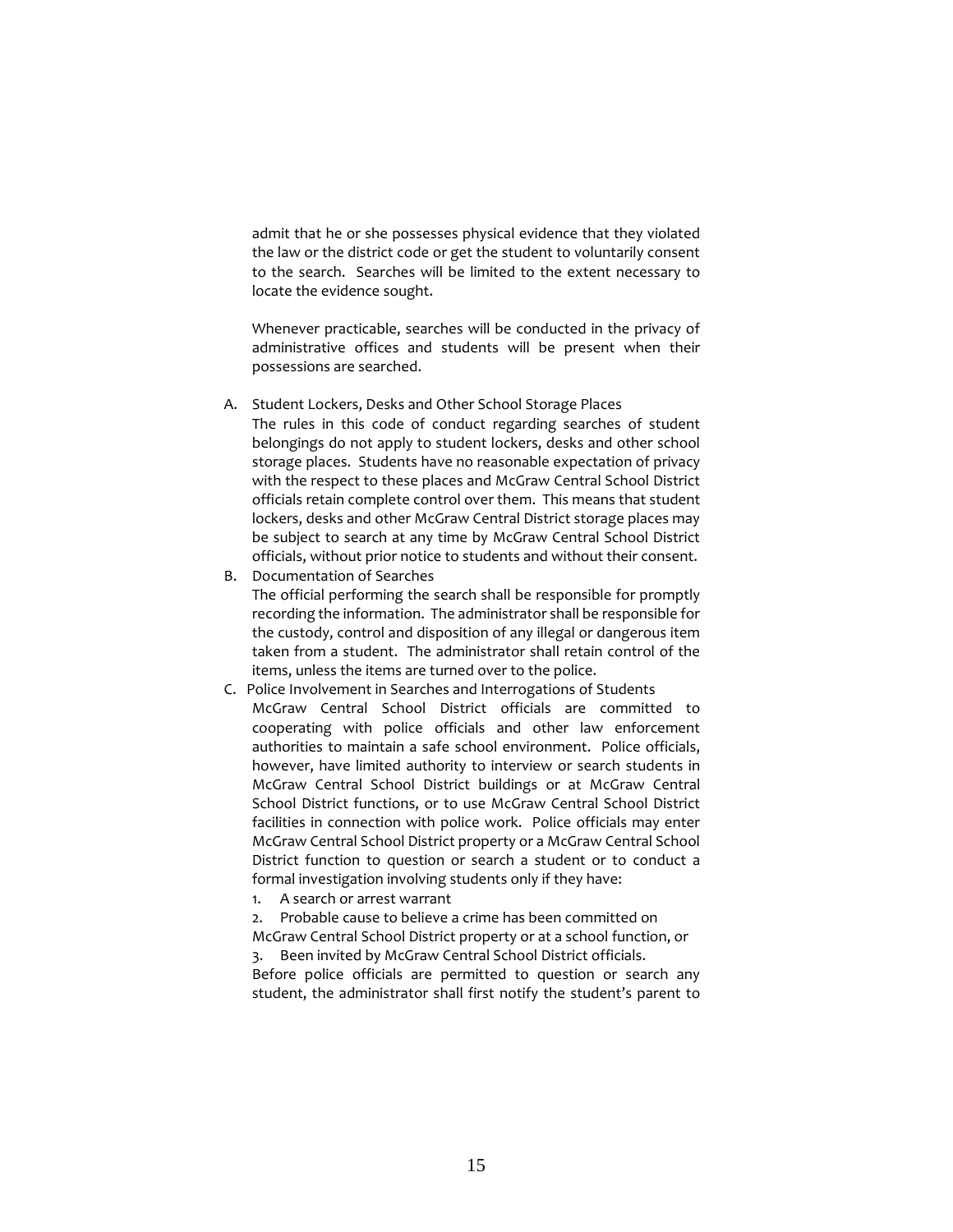admit that he or she possesses physical evidence that they violated the law or the district code or get the student to voluntarily consent to the search. Searches will be limited to the extent necessary to locate the evidence sought.

Whenever practicable, searches will be conducted in the privacy of administrative offices and students will be present when their possessions are searched.

A. Student Lockers, Desks and Other School Storage Places

   The rules in this code of conduct regarding searches of student belongings do not apply to student lockers, desks and other school storage places. Students have no reasonable expectation of privacy with the respect to these places and McGraw Central School District officials retain complete control over them. This means that student lockers, desks and other McGraw Central District storage places may be subject to search at any time by McGraw Central School District officials, without prior notice to students and without their consent.

B. Documentation of Searches

   The official performing the search shall be responsible for promptly recording the information. The administrator shall be responsible for the custody, control and disposition of any illegal or dangerous item taken from a student. The administrator shall retain control of the items, unless the items are turned over to the police.

C. Police Involvement in Searches and Interrogations of Students

   McGraw Central School District officials are committed to cooperating with police officials and other law enforcement authorities to maintain a safe school environment. Police officials, however, have limited authority to interview or search students in McGraw Central School District buildings or at McGraw Central School District functions, or to use McGraw Central School District facilities in connection with police work. Police officials may enter McGraw Central School District property or a McGraw Central School District function to question or search a student or to conduct a formal investigation involving students only if they have:

   1. A search or arrest warrant
   2. Probable cause to believe a crime has been committed on McGraw Central School District property or at a school function, or
   3. Been invited by McGraw Central School District officials.

   Before police officials are permitted to question or search any student, the administrator shall first notify the student's parent to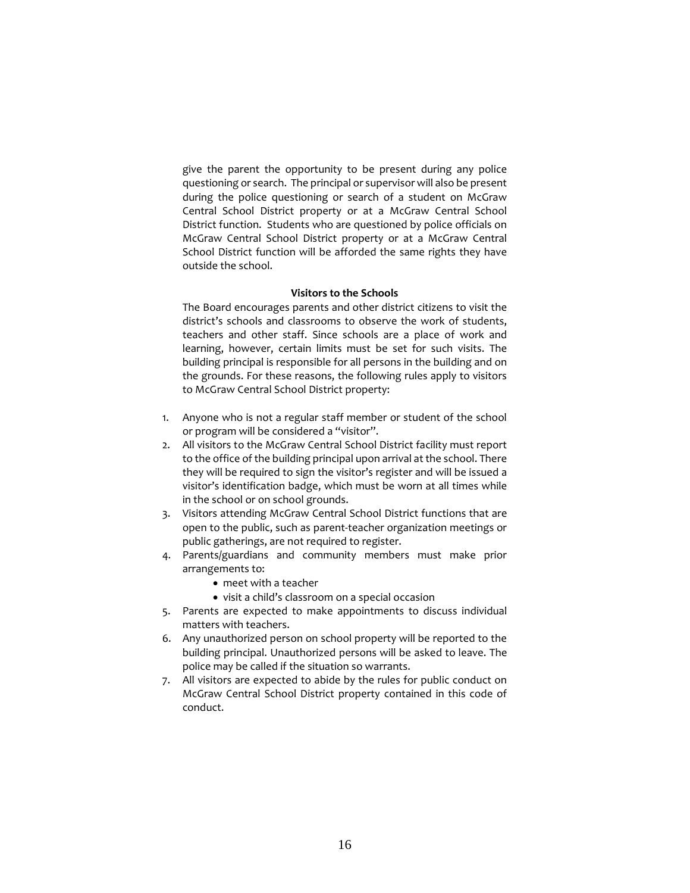give the parent the opportunity to be present during any police questioning or search. The principal or supervisor will also be present during the police questioning or search of a student on McGraw Central School District property or at a McGraw Central School District function. Students who are questioned by police officials on McGraw Central School District property or at a McGraw Central School District function will be afforded the same rights they have outside the school.

**Visitors to the Schools**

The Board encourages parents and other district citizens to visit the district's schools and classrooms to observe the work of students, teachers and other staff. Since schools are a place of work and learning, however, certain limits must be set for such visits. The building principal is responsible for all persons in the building and on the grounds. For these reasons, the following rules apply to visitors to McGraw Central School District property:

1. Anyone who is not a regular staff member or student of the school or program will be considered a "visitor".
2. All visitors to the McGraw Central School District facility must report to the office of the building principal upon arrival at the school. There they will be required to sign the visitor's register and will be issued a visitor's identification badge, which must be worn at all times while in the school or on school grounds.
3. Visitors attending McGraw Central School District functions that are open to the public, such as parent-teacher organization meetings or public gatherings, are not required to register.
4. Parents/guardians and community members must make prior arrangements to:
   - meet with a teacher
   - visit a child's classroom on a special occasion
5. Parents are expected to make appointments to discuss individual matters with teachers.
6. Any unauthorized person on school property will be reported to the building principal. Unauthorized persons will be asked to leave. The police may be called if the situation so warrants.
7. All visitors are expected to abide by the rules for public conduct on McGraw Central School District property contained in this code of conduct.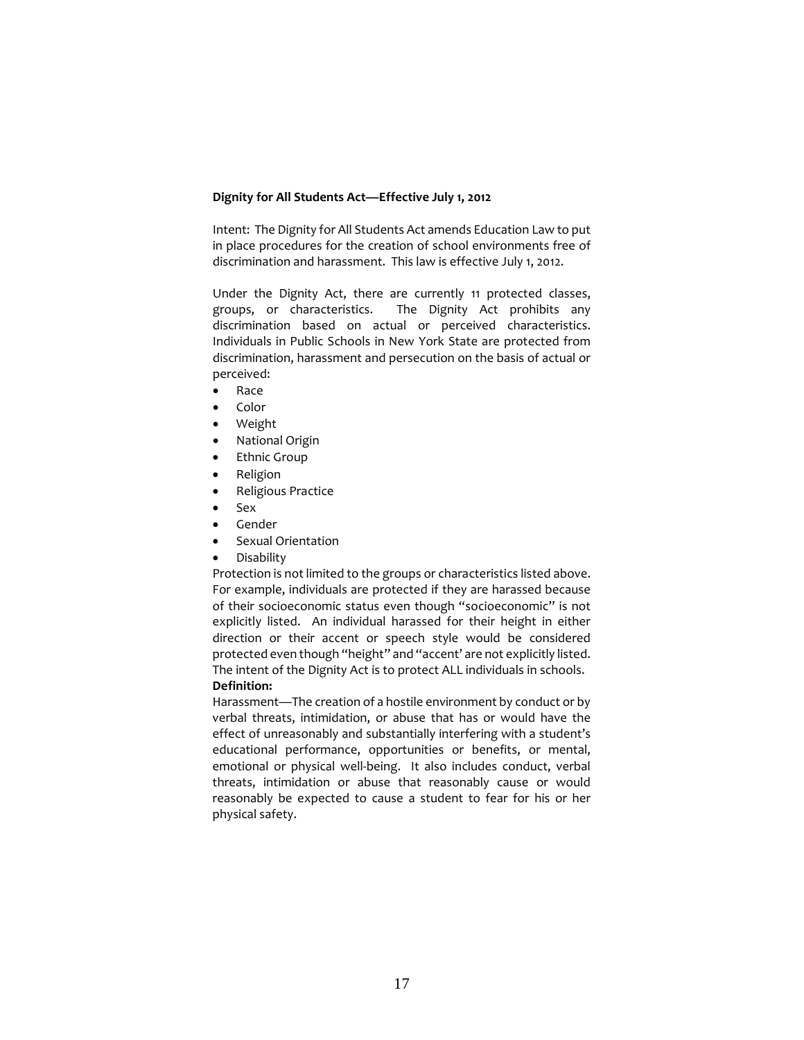**Dignity for All Students Act—Effective July 1, 2012**

Intent: The Dignity for All Students Act amends Education Law to put in place procedures for the creation of school environments free of discrimination and harassment. This law is effective July 1, 2012.

Under the Dignity Act, there are currently 11 protected classes, groups, or characteristics. The Dignity Act prohibits any discrimination based on actual or perceived characteristics. Individuals in Public Schools in New York State are protected from discrimination, harassment and persecution on the basis of actual or perceived:

- Race
- Color
- Weight
- National Origin
- Ethnic Group
- Religion
- Religious Practice
- Sex
- Gender
- Sexual Orientation
- Disability

Protection is not limited to the groups or characteristics listed above. For example, individuals are protected if they are harassed because of their socioeconomic status even though "socioeconomic" is not explicitly listed. An individual harassed for their height in either direction or their accent or speech style would be considered protected even though "height" and "accent' are not explicitly listed. The intent of the Dignity Act is to protect ALL individuals in schools.

**Definition:**

Harassment—The creation of a hostile environment by conduct or by verbal threats, intimidation, or abuse that has or would have the effect of unreasonably and substantially interfering with a student's educational performance, opportunities or benefits, or mental, emotional or physical well-being. It also includes conduct, verbal threats, intimidation or abuse that reasonably cause or would reasonably be expected to cause a student to fear for his or her physical safety.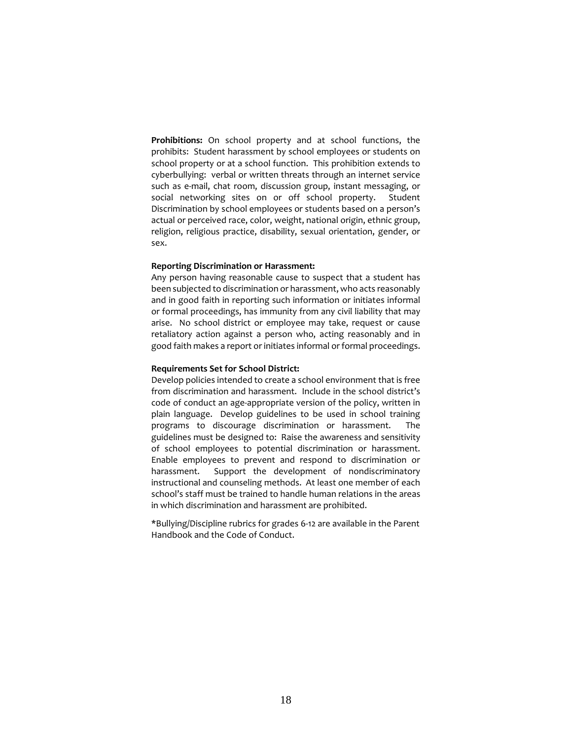**Prohibitions:** On school property and at school functions, the prohibits: Student harassment by school employees or students on school property or at a school function. This prohibition extends to cyberbullying: verbal or written threats through an internet service such as e-mail, chat room, discussion group, instant messaging, or social networking sites on or off school property. Student Discrimination by school employees or students based on a person's actual or perceived race, color, weight, national origin, ethnic group, religion, religious practice, disability, sexual orientation, gender, or sex.

**Reporting Discrimination or Harassment:**
Any person having reasonable cause to suspect that a student has been subjected to discrimination or harassment, who acts reasonably and in good faith in reporting such information or initiates informal or formal proceedings, has immunity from any civil liability that may arise. No school district or employee may take, request or cause retaliatory action against a person who, acting reasonably and in good faith makes a report or initiates informal or formal proceedings.

**Requirements Set for School District:**
Develop policies intended to create a school environment that is free from discrimination and harassment. Include in the school district's code of conduct an age-appropriate version of the policy, written in plain language. Develop guidelines to be used in school training programs to discourage discrimination or harassment. The guidelines must be designed to: Raise the awareness and sensitivity of school employees to potential discrimination or harassment. Enable employees to prevent and respond to discrimination or harassment. Support the development of nondiscriminatory instructional and counseling methods. At least one member of each school's staff must be trained to handle human relations in the areas in which discrimination and harassment are prohibited.

*Bullying/Discipline rubrics for grades 6-12 are available in the Parent Handbook and the Code of Conduct.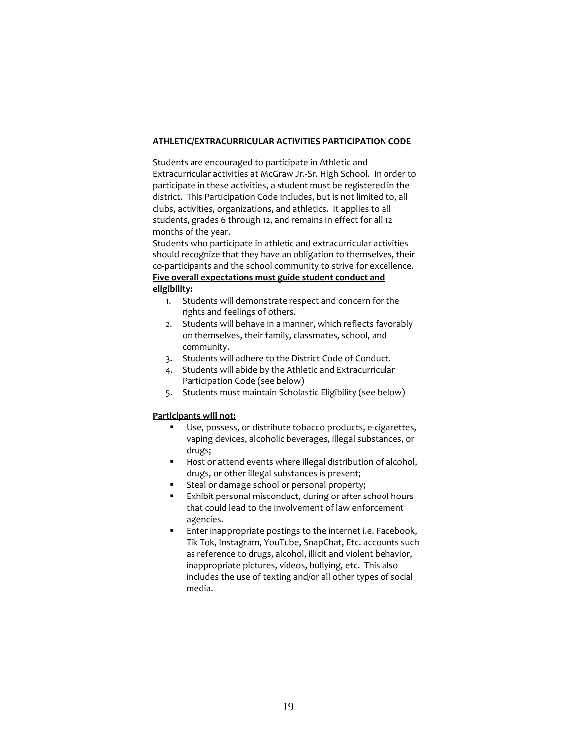## ATHLETIC/EXTRACURRICULAR ACTIVITIES PARTICIPATION CODE

Students are encouraged to participate in Athletic and Extracurricular activities at McGraw Jr.-Sr. High School. In order to participate in these activities, a student must be registered in the district. This Participation Code includes, but is not limited to, all clubs, activities, organizations, and athletics. It applies to all students, grades 6 through 12, and remains in effect for all 12 months of the year.

Students who participate in athletic and extracurricular activities should recognize that they have an obligation to themselves, their co-participants and the school community to strive for excellence.

**Five overall expectations must guide student conduct and eligibility:**

1. Students will demonstrate respect and concern for the rights and feelings of others.
2. Students will behave in a manner, which reflects favorably on themselves, their family, classmates, school, and community.
3. Students will adhere to the District Code of Conduct.
4. Students will abide by the Athletic and Extracurricular Participation Code (see below)
5. Students must maintain Scholastic Eligibility (see below)

**Participants will not:**

- Use, possess, or distribute tobacco products, e-cigarettes, vaping devices, alcoholic beverages, illegal substances, or drugs;
- Host or attend events where illegal distribution of alcohol, drugs, or other illegal substances is present;
- Steal or damage school or personal property;
- Exhibit personal misconduct, during or after school hours that could lead to the involvement of law enforcement agencies.
- Enter inappropriate postings to the internet i.e. Facebook, Tik Tok, Instagram, YouTube, SnapChat, Etc. accounts such as reference to drugs, alcohol, illicit and violent behavior, inappropriate pictures, videos, bullying, etc. This also includes the use of texting and/or all other types of social media.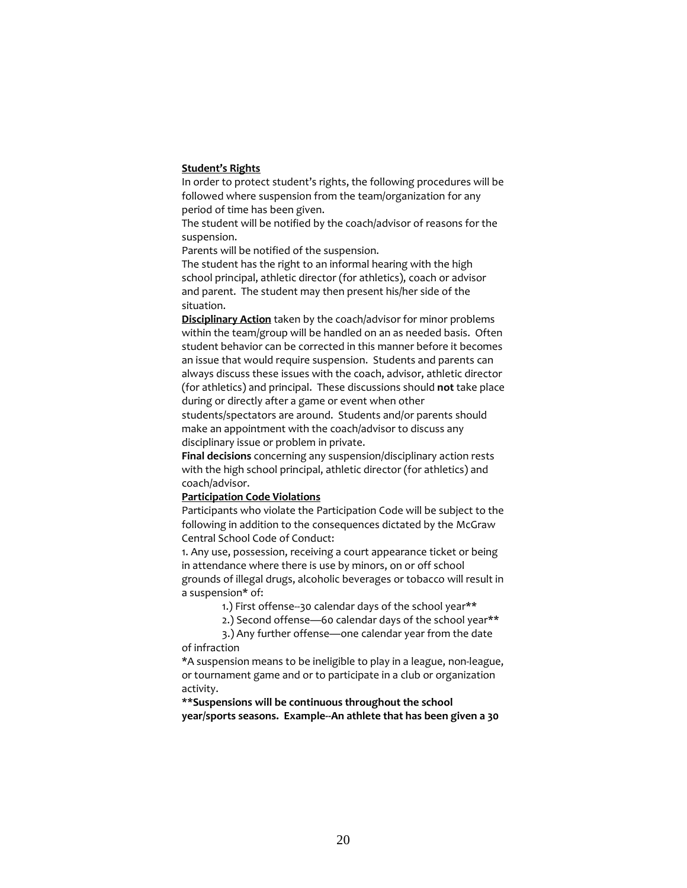**<u>Student's Rights</u>**

In order to protect student's rights, the following procedures will be followed where suspension from the team/organization for any period of time has been given.

The student will be notified by the coach/advisor of reasons for the suspension.

Parents will be notified of the suspension.

The student has the right to an informal hearing with the high school principal, athletic director (for athletics), coach or advisor and parent. The student may then present his/her side of the situation.

**<u>Disciplinary Action</u>** taken by the coach/advisor for minor problems within the team/group will be handled on an as needed basis. Often student behavior can be corrected in this manner before it becomes an issue that would require suspension. Students and parents can always discuss these issues with the coach, advisor, athletic director (for athletics) and principal. These discussions should **not** take place during or directly after a game or event when other students/spectators are around. Students and/or parents should make an appointment with the coach/advisor to discuss any disciplinary issue or problem in private.

**Final decisions** concerning any suspension/disciplinary action rests with the high school principal, athletic director (for athletics) and coach/advisor.

**<u>Participation Code Violations</u>**

Participants who violate the Participation Code will be subject to the following in addition to the consequences dictated by the McGraw Central School Code of Conduct:

1. Any use, possession, receiving a court appearance ticket or being in attendance where there is use by minors, on or off school grounds of illegal drugs, alcoholic beverages or tobacco will result in a suspension* of:

   1.) First offense--30 calendar days of the school year**

   2.) Second offense—60 calendar days of the school year**

   3.) Any further offense—one calendar year from the date of infraction

*A suspension means to be ineligible to play in a league, non-league, or tournament game and or to participate in a club or organization activity.

**\*\*Suspensions will be continuous throughout the school year/sports seasons. Example--An athlete that has been given a 30**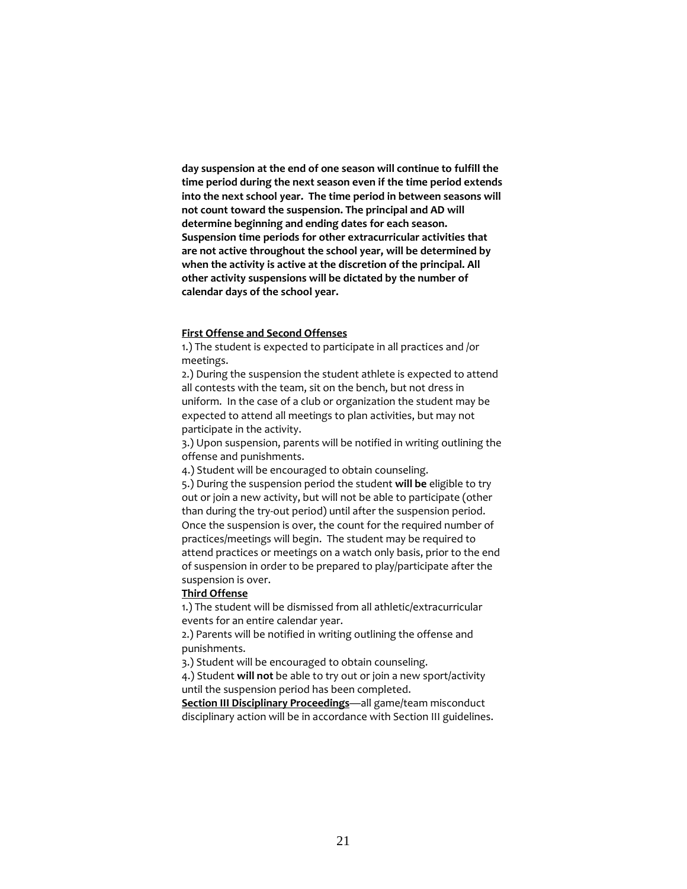**day suspension at the end of one season will continue to fulfill the time period during the next season even if the time period extends into the next school year. The time period in between seasons will not count toward the suspension. The principal and AD will determine beginning and ending dates for each season. Suspension time periods for other extracurricular activities that are not active throughout the school year, will be determined by when the activity is active at the discretion of the principal. All other activity suspensions will be dictated by the number of calendar days of the school year.**

**<u>First Offense and Second Offenses</u>**

1.) The student is expected to participate in all practices and /or meetings.
2.) During the suspension the student athlete is expected to attend all contests with the team, sit on the bench, but not dress in uniform. In the case of a club or organization the student may be expected to attend all meetings to plan activities, but may not participate in the activity.
3.) Upon suspension, parents will be notified in writing outlining the offense and punishments.
4.) Student will be encouraged to obtain counseling.
5.) During the suspension period the student **will be** eligible to try out or join a new activity, but will not be able to participate (other than during the try-out period) until after the suspension period. Once the suspension is over, the count for the required number of practices/meetings will begin. The student may be required to attend practices or meetings on a watch only basis, prior to the end of suspension in order to be prepared to play/participate after the suspension is over.

**<u>Third Offense</u>**

1.) The student will be dismissed from all athletic/extracurricular events for an entire calendar year.
2.) Parents will be notified in writing outlining the offense and punishments.
3.) Student will be encouraged to obtain counseling.
4.) Student **will not** be able to try out or join a new sport/activity until the suspension period has been completed.

**<u>Section III Disciplinary Proceedings</u>**—all game/team misconduct disciplinary action will be in accordance with Section III guidelines.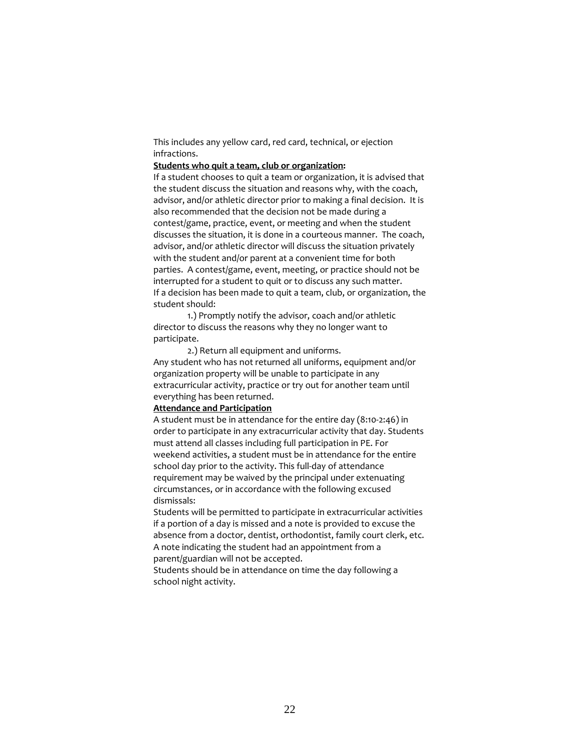This includes any yellow card, red card, technical, or ejection infractions.

**Students who quit a team, club or organization:**

If a student chooses to quit a team or organization, it is advised that the student discuss the situation and reasons why, with the coach, advisor, and/or athletic director prior to making a final decision. It is also recommended that the decision not be made during a contest/game, practice, event, or meeting and when the student discusses the situation, it is done in a courteous manner. The coach, advisor, and/or athletic director will discuss the situation privately with the student and/or parent at a convenient time for both parties. A contest/game, event, meeting, or practice should not be interrupted for a student to quit or to discuss any such matter.

If a decision has been made to quit a team, club, or organization, the student should:

1.) Promptly notify the advisor, coach and/or athletic director to discuss the reasons why they no longer want to participate.

2.) Return all equipment and uniforms.

Any student who has not returned all uniforms, equipment and/or organization property will be unable to participate in any extracurricular activity, practice or try out for another team until everything has been returned.

**Attendance and Participation**

A student must be in attendance for the entire day (8:10-2:46) in order to participate in any extracurricular activity that day. Students must attend all classes including full participation in PE. For weekend activities, a student must be in attendance for the entire school day prior to the activity. This full-day of attendance requirement may be waived by the principal under extenuating circumstances, or in accordance with the following excused dismissals:

Students will be permitted to participate in extracurricular activities if a portion of a day is missed and a note is provided to excuse the absence from a doctor, dentist, orthodontist, family court clerk, etc. A note indicating the student had an appointment from a parent/guardian will not be accepted.

Students should be in attendance on time the day following a school night activity.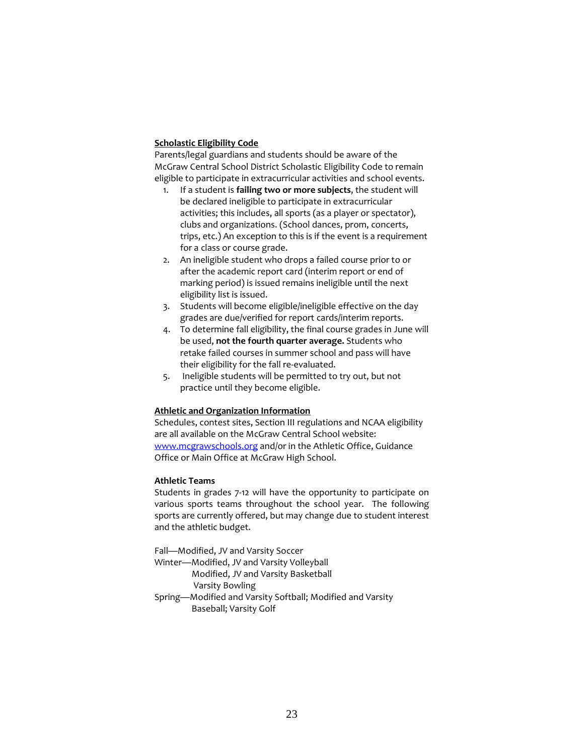## Scholastic Eligibility Code

Parents/legal guardians and students should be aware of the McGraw Central School District Scholastic Eligibility Code to remain eligible to participate in extracurricular activities and school events.

1. If a student is **failing two or more subjects**, the student will be declared ineligible to participate in extracurricular activities; this includes, all sports (as a player or spectator), clubs and organizations. (School dances, prom, concerts, trips, etc.) An exception to this is if the event is a requirement for a class or course grade.
2. An ineligible student who drops a failed course prior to or after the academic report card (interim report or end of marking period) is issued remains ineligible until the next eligibility list is issued.
3. Students will become eligible/ineligible effective on the day grades are due/verified for report cards/interim reports.
4. To determine fall eligibility, the final course grades in June will be used, **not the fourth quarter average.** Students who retake failed courses in summer school and pass will have their eligibility for the fall re-evaluated.
5. Ineligible students will be permitted to try out, but not practice until they become eligible.

## Athletic and Organization Information

Schedules, contest sites, Section III regulations and NCAA eligibility are all available on the McGraw Central School website: [www.mcgrawschools.org](http://www.mcgrawschools.org) and/or in the Athletic Office, Guidance Office or Main Office at McGraw High School.

### Athletic Teams

Students in grades 7-12 will have the opportunity to participate on various sports teams throughout the school year. The following sports are currently offered, but may change due to student interest and the athletic budget.

Fall—Modified, JV and Varsity Soccer
Winter—Modified, JV and Varsity Volleyball
Modified, JV and Varsity Basketball
Varsity Bowling
Spring—Modified and Varsity Softball; Modified and Varsity Baseball; Varsity Golf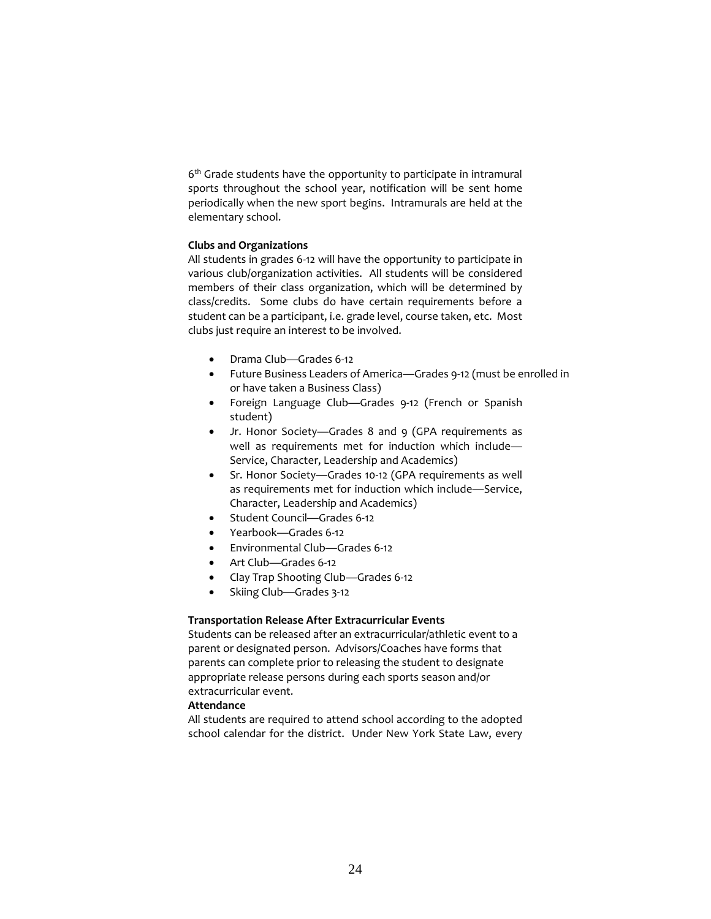6th Grade students have the opportunity to participate in intramural sports throughout the school year, notification will be sent home periodically when the new sport begins. Intramurals are held at the elementary school.

**Clubs and Organizations**

All students in grades 6-12 will have the opportunity to participate in various club/organization activities. All students will be considered members of their class organization, which will be determined by class/credits. Some clubs do have certain requirements before a student can be a participant, i.e. grade level, course taken, etc. Most clubs just require an interest to be involved.

- Drama Club—Grades 6-12
- Future Business Leaders of America—Grades 9-12 (must be enrolled in or have taken a Business Class)
- Foreign Language Club—Grades 9-12 (French or Spanish student)
- Jr. Honor Society—Grades 8 and 9 (GPA requirements as well as requirements met for induction which include—Service, Character, Leadership and Academics)
- Sr. Honor Society—Grades 10-12 (GPA requirements as well as requirements met for induction which include—Service, Character, Leadership and Academics)
- Student Council—Grades 6-12
- Yearbook—Grades 6-12
- Environmental Club—Grades 6-12
- Art Club—Grades 6-12
- Clay Trap Shooting Club—Grades 6-12
- Skiing Club—Grades 3-12

**Transportation Release After Extracurricular Events**

Students can be released after an extracurricular/athletic event to a parent or designated person. Advisors/Coaches have forms that parents can complete prior to releasing the student to designate appropriate release persons during each sports season and/or extracurricular event.

**Attendance**

All students are required to attend school according to the adopted school calendar for the district. Under New York State Law, every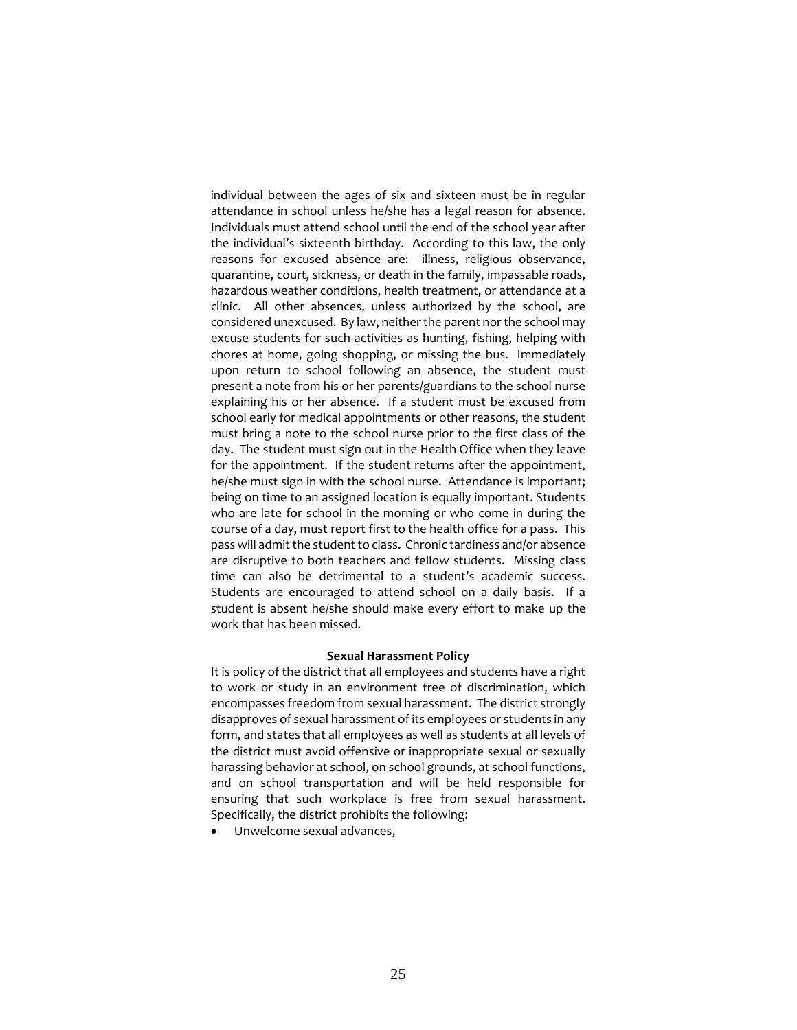individual between the ages of six and sixteen must be in regular attendance in school unless he/she has a legal reason for absence. Individuals must attend school until the end of the school year after the individual's sixteenth birthday. According to this law, the only reasons for excused absence are: illness, religious observance, quarantine, court, sickness, or death in the family, impassable roads, hazardous weather conditions, health treatment, or attendance at a clinic. All other absences, unless authorized by the school, are considered unexcused. By law, neither the parent nor the school may excuse students for such activities as hunting, fishing, helping with chores at home, going shopping, or missing the bus. Immediately upon return to school following an absence, the student must present a note from his or her parents/guardians to the school nurse explaining his or her absence. If a student must be excused from school early for medical appointments or other reasons, the student must bring a note to the school nurse prior to the first class of the day. The student must sign out in the Health Office when they leave for the appointment. If the student returns after the appointment, he/she must sign in with the school nurse. Attendance is important; being on time to an assigned location is equally important. Students who are late for school in the morning or who come in during the course of a day, must report first to the health office for a pass. This pass will admit the student to class. Chronic tardiness and/or absence are disruptive to both teachers and fellow students. Missing class time can also be detrimental to a student's academic success. Students are encouraged to attend school on a daily basis. If a student is absent he/she should make every effort to make up the work that has been missed.

**Sexual Harassment Policy**

It is policy of the district that all employees and students have a right to work or study in an environment free of discrimination, which encompasses freedom from sexual harassment. The district strongly disapproves of sexual harassment of its employees or students in any form, and states that all employees as well as students at all levels of the district must avoid offensive or inappropriate sexual or sexually harassing behavior at school, on school grounds, at school functions, and on school transportation and will be held responsible for ensuring that such workplace is free from sexual harassment. Specifically, the district prohibits the following:

- Unwelcome sexual advances,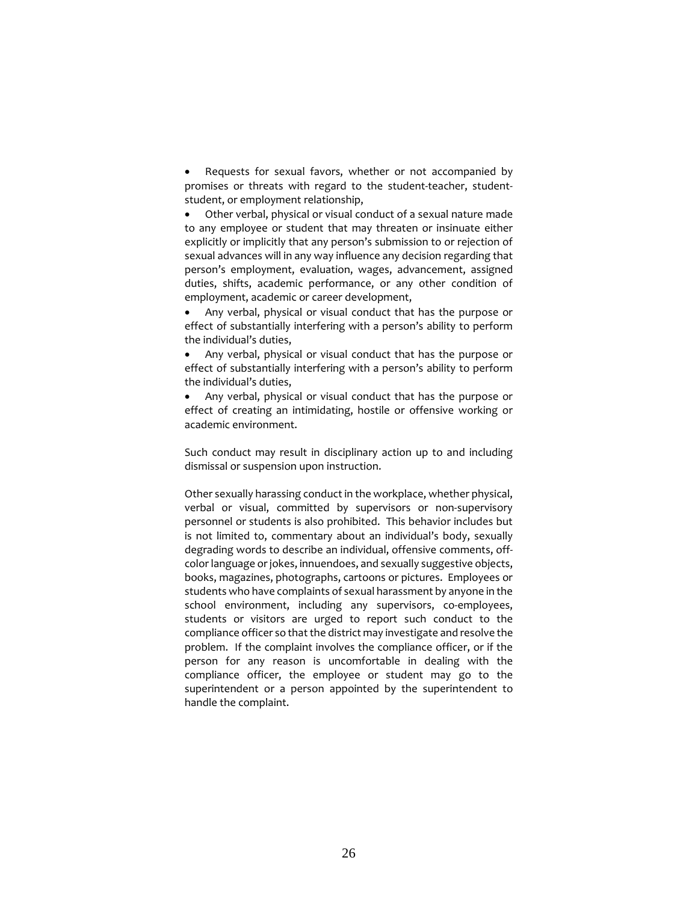- Requests for sexual favors, whether or not accompanied by promises or threats with regard to the student-teacher, student-student, or employment relationship,
- Other verbal, physical or visual conduct of a sexual nature made to any employee or student that may threaten or insinuate either explicitly or implicitly that any person's submission to or rejection of sexual advances will in any way influence any decision regarding that person's employment, evaluation, wages, advancement, assigned duties, shifts, academic performance, or any other condition of employment, academic or career development,
- Any verbal, physical or visual conduct that has the purpose or effect of substantially interfering with a person's ability to perform the individual's duties,
- Any verbal, physical or visual conduct that has the purpose or effect of substantially interfering with a person's ability to perform the individual's duties,
- Any verbal, physical or visual conduct that has the purpose or effect of creating an intimidating, hostile or offensive working or academic environment.

Such conduct may result in disciplinary action up to and including dismissal or suspension upon instruction.

Other sexually harassing conduct in the workplace, whether physical, verbal or visual, committed by supervisors or non-supervisory personnel or students is also prohibited. This behavior includes but is not limited to, commentary about an individual's body, sexually degrading words to describe an individual, offensive comments, off-color language or jokes, innuendoes, and sexually suggestive objects, books, magazines, photographs, cartoons or pictures. Employees or students who have complaints of sexual harassment by anyone in the school environment, including any supervisors, co-employees, students or visitors are urged to report such conduct to the compliance officer so that the district may investigate and resolve the problem. If the complaint involves the compliance officer, or if the person for any reason is uncomfortable in dealing with the compliance officer, the employee or student may go to the superintendent or a person appointed by the superintendent to handle the complaint.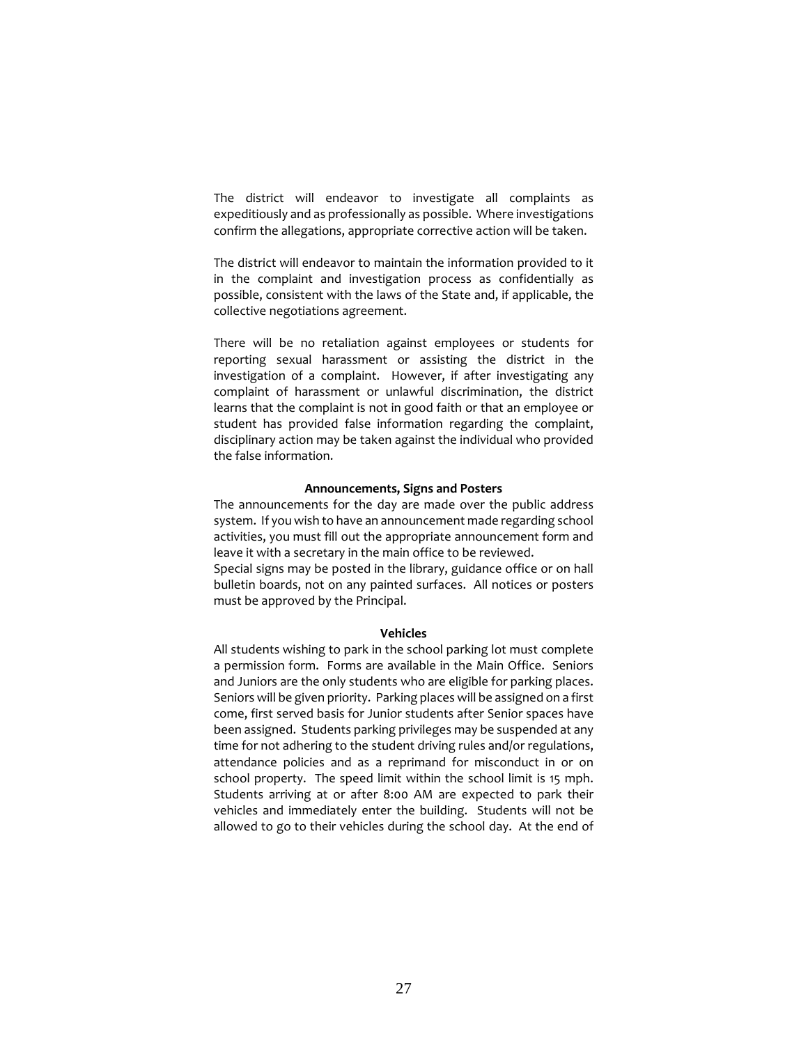The district will endeavor to investigate all complaints as expeditiously and as professionally as possible. Where investigations confirm the allegations, appropriate corrective action will be taken.

The district will endeavor to maintain the information provided to it in the complaint and investigation process as confidentially as possible, consistent with the laws of the State and, if applicable, the collective negotiations agreement.

There will be no retaliation against employees or students for reporting sexual harassment or assisting the district in the investigation of a complaint. However, if after investigating any complaint of harassment or unlawful discrimination, the district learns that the complaint is not in good faith or that an employee or student has provided false information regarding the complaint, disciplinary action may be taken against the individual who provided the false information.

**Announcements, Signs and Posters**

The announcements for the day are made over the public address system. If you wish to have an announcement made regarding school activities, you must fill out the appropriate announcement form and leave it with a secretary in the main office to be reviewed.
Special signs may be posted in the library, guidance office or on hall bulletin boards, not on any painted surfaces. All notices or posters must be approved by the Principal.

**Vehicles**

All students wishing to park in the school parking lot must complete a permission form. Forms are available in the Main Office. Seniors and Juniors are the only students who are eligible for parking places. Seniors will be given priority. Parking places will be assigned on a first come, first served basis for Junior students after Senior spaces have been assigned. Students parking privileges may be suspended at any time for not adhering to the student driving rules and/or regulations, attendance policies and as a reprimand for misconduct in or on school property. The speed limit within the school limit is 15 mph. Students arriving at or after 8:00 AM are expected to park their vehicles and immediately enter the building. Students will not be allowed to go to their vehicles during the school day. At the end of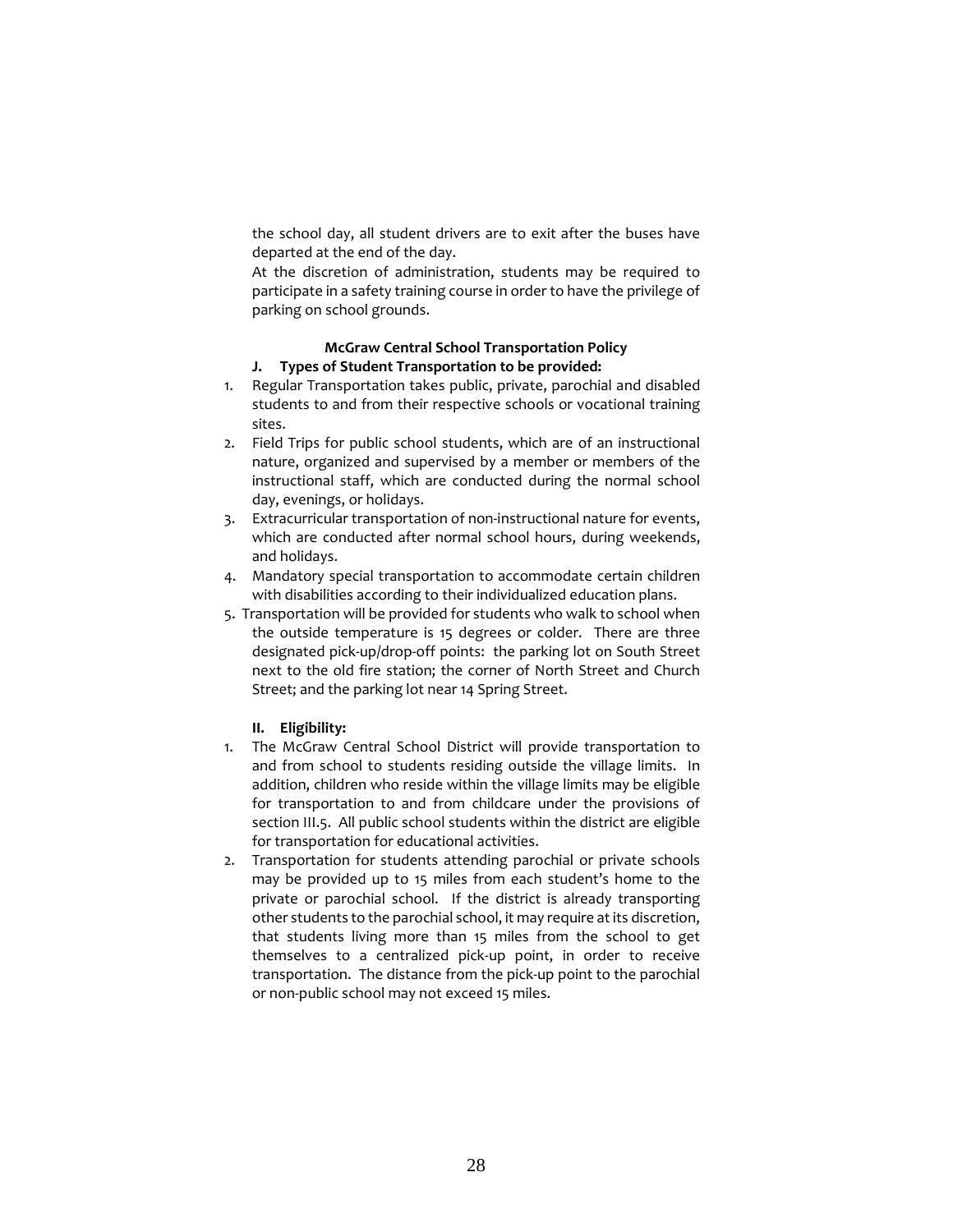the school day, all student drivers are to exit after the buses have departed at the end of the day.

At the discretion of administration, students may be required to participate in a safety training course in order to have the privilege of parking on school grounds.

**McGraw Central School Transportation Policy**

**J. Types of Student Transportation to be provided:**

1. Regular Transportation takes public, private, parochial and disabled students to and from their respective schools or vocational training sites.
2. Field Trips for public school students, which are of an instructional nature, organized and supervised by a member or members of the instructional staff, which are conducted during the normal school day, evenings, or holidays.
3. Extracurricular transportation of non-instructional nature for events, which are conducted after normal school hours, during weekends, and holidays.
4. Mandatory special transportation to accommodate certain children with disabilities according to their individualized education plans.
5. Transportation will be provided for students who walk to school when the outside temperature is 15 degrees or colder. There are three designated pick-up/drop-off points: the parking lot on South Street next to the old fire station; the corner of North Street and Church Street; and the parking lot near 14 Spring Street.

**II. Eligibility:**

1. The McGraw Central School District will provide transportation to and from school to students residing outside the village limits. In addition, children who reside within the village limits may be eligible for transportation to and from childcare under the provisions of section III.5. All public school students within the district are eligible for transportation for educational activities.
2. Transportation for students attending parochial or private schools may be provided up to 15 miles from each student's home to the private or parochial school. If the district is already transporting other students to the parochial school, it may require at its discretion, that students living more than 15 miles from the school to get themselves to a centralized pick-up point, in order to receive transportation. The distance from the pick-up point to the parochial or non-public school may not exceed 15 miles.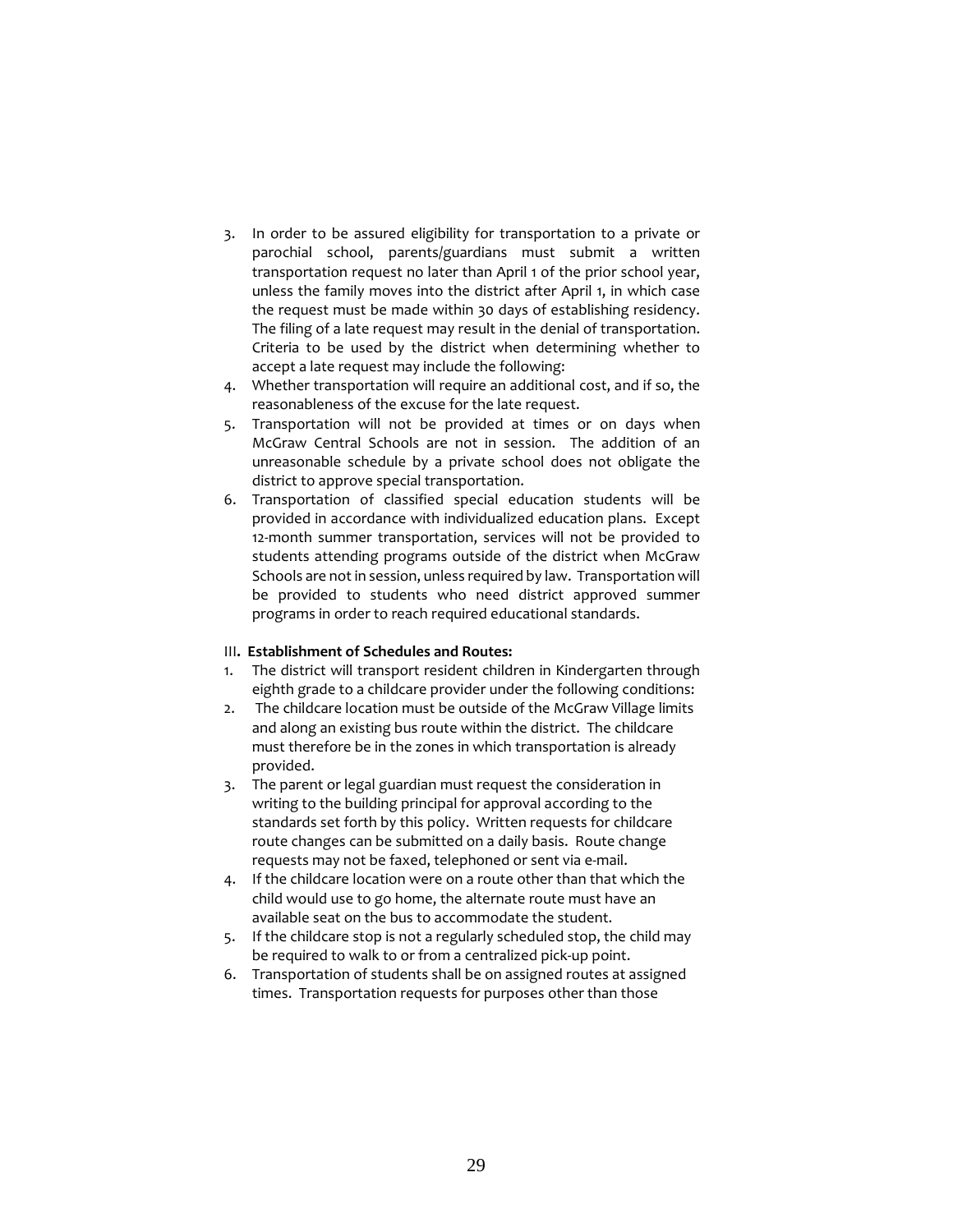3. In order to be assured eligibility for transportation to a private or parochial school, parents/guardians must submit a written transportation request no later than April 1 of the prior school year, unless the family moves into the district after April 1, in which case the request must be made within 30 days of establishing residency. The filing of a late request may result in the denial of transportation. Criteria to be used by the district when determining whether to accept a late request may include the following:
4. Whether transportation will require an additional cost, and if so, the reasonableness of the excuse for the late request.
5. Transportation will not be provided at times or on days when McGraw Central Schools are not in session. The addition of an unreasonable schedule by a private school does not obligate the district to approve special transportation.
6. Transportation of classified special education students will be provided in accordance with individualized education plans. Except 12-month summer transportation, services will not be provided to students attending programs outside of the district when McGraw Schools are not in session, unless required by law. Transportation will be provided to students who need district approved summer programs in order to reach required educational standards.

III**. Establishment of Schedules and Routes:**

1. The district will transport resident children in Kindergarten through eighth grade to a childcare provider under the following conditions:
2. The childcare location must be outside of the McGraw Village limits and along an existing bus route within the district. The childcare must therefore be in the zones in which transportation is already provided.
3. The parent or legal guardian must request the consideration in writing to the building principal for approval according to the standards set forth by this policy. Written requests for childcare route changes can be submitted on a daily basis. Route change requests may not be faxed, telephoned or sent via e-mail.
4. If the childcare location were on a route other than that which the child would use to go home, the alternate route must have an available seat on the bus to accommodate the student.
5. If the childcare stop is not a regularly scheduled stop, the child may be required to walk to or from a centralized pick-up point.
6. Transportation of students shall be on assigned routes at assigned times. Transportation requests for purposes other than those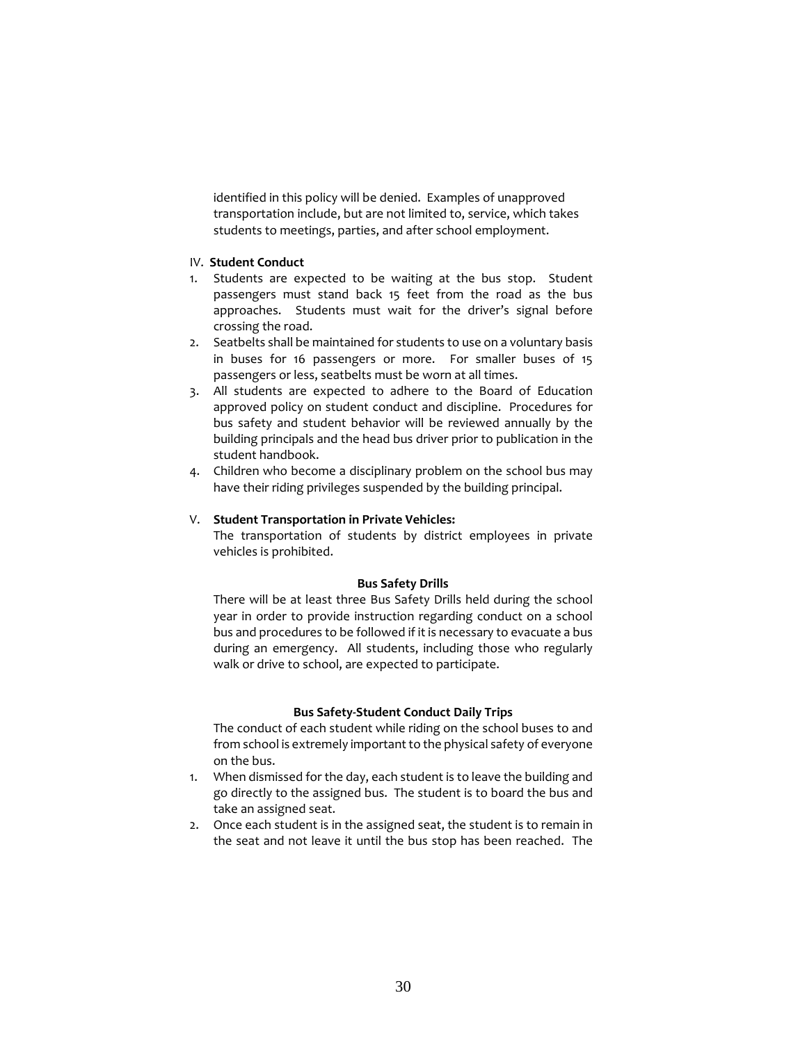identified in this policy will be denied. Examples of unapproved transportation include, but are not limited to, service, which takes students to meetings, parties, and after school employment.

IV. **Student Conduct**

1. Students are expected to be waiting at the bus stop. Student passengers must stand back 15 feet from the road as the bus approaches. Students must wait for the driver's signal before crossing the road.
2. Seatbelts shall be maintained for students to use on a voluntary basis in buses for 16 passengers or more. For smaller buses of 15 passengers or less, seatbelts must be worn at all times.
3. All students are expected to adhere to the Board of Education approved policy on student conduct and discipline. Procedures for bus safety and student behavior will be reviewed annually by the building principals and the head bus driver prior to publication in the student handbook.
4. Children who become a disciplinary problem on the school bus may have their riding privileges suspended by the building principal.

V. **Student Transportation in Private Vehicles:**

The transportation of students by district employees in private vehicles is prohibited.

**Bus Safety Drills**

There will be at least three Bus Safety Drills held during the school year in order to provide instruction regarding conduct on a school bus and procedures to be followed if it is necessary to evacuate a bus during an emergency. All students, including those who regularly walk or drive to school, are expected to participate.

**Bus Safety-Student Conduct Daily Trips**

The conduct of each student while riding on the school buses to and from school is extremely important to the physical safety of everyone on the bus.

1. When dismissed for the day, each student is to leave the building and go directly to the assigned bus. The student is to board the bus and take an assigned seat.
2. Once each student is in the assigned seat, the student is to remain in the seat and not leave it until the bus stop has been reached. The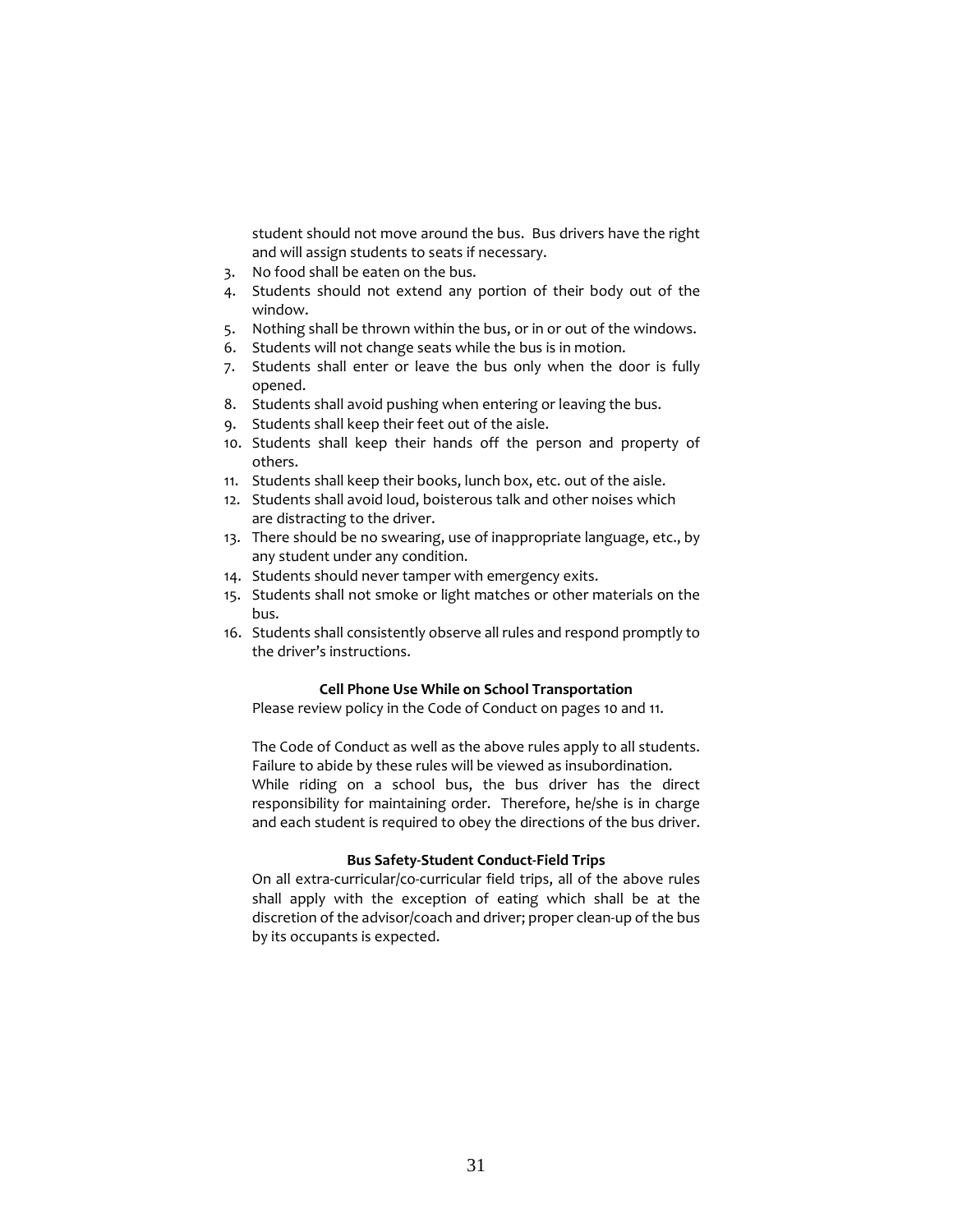student should not move around the bus. Bus drivers have the right and will assign students to seats if necessary.

3. No food shall be eaten on the bus.
4. Students should not extend any portion of their body out of the window.
5. Nothing shall be thrown within the bus, or in or out of the windows.
6. Students will not change seats while the bus is in motion.
7. Students shall enter or leave the bus only when the door is fully opened.
8. Students shall avoid pushing when entering or leaving the bus.
9. Students shall keep their feet out of the aisle.
10. Students shall keep their hands off the person and property of others.
11. Students shall keep their books, lunch box, etc. out of the aisle.
12. Students shall avoid loud, boisterous talk and other noises which are distracting to the driver.
13. There should be no swearing, use of inappropriate language, etc., by any student under any condition.
14. Students should never tamper with emergency exits.
15. Students shall not smoke or light matches or other materials on the bus.
16. Students shall consistently observe all rules and respond promptly to the driver's instructions.

**Cell Phone Use While on School Transportation**

Please review policy in the Code of Conduct on pages 10 and 11.

The Code of Conduct as well as the above rules apply to all students. Failure to abide by these rules will be viewed as insubordination.
While riding on a school bus, the bus driver has the direct responsibility for maintaining order. Therefore, he/she is in charge and each student is required to obey the directions of the bus driver.

**Bus Safety-Student Conduct-Field Trips**

On all extra-curricular/co-curricular field trips, all of the above rules shall apply with the exception of eating which shall be at the discretion of the advisor/coach and driver; proper clean-up of the bus by its occupants is expected.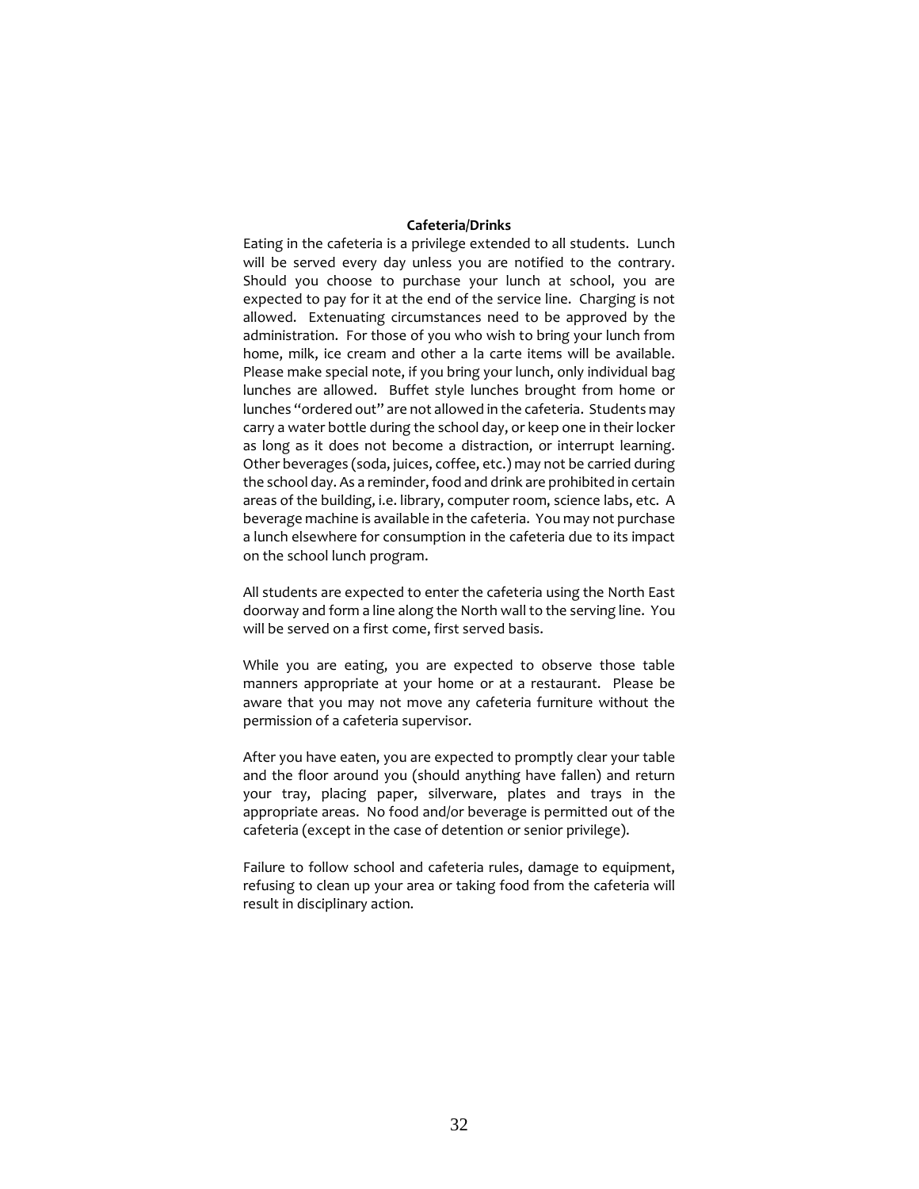## Cafeteria/Drinks

Eating in the cafeteria is a privilege extended to all students. Lunch will be served every day unless you are notified to the contrary. Should you choose to purchase your lunch at school, you are expected to pay for it at the end of the service line. Charging is not allowed. Extenuating circumstances need to be approved by the administration. For those of you who wish to bring your lunch from home, milk, ice cream and other a la carte items will be available. Please make special note, if you bring your lunch, only individual bag lunches are allowed. Buffet style lunches brought from home or lunches "ordered out" are not allowed in the cafeteria. Students may carry a water bottle during the school day, or keep one in their locker as long as it does not become a distraction, or interrupt learning. Other beverages (soda, juices, coffee, etc.) may not be carried during the school day. As a reminder, food and drink are prohibited in certain areas of the building, i.e. library, computer room, science labs, etc. A beverage machine is available in the cafeteria. You may not purchase a lunch elsewhere for consumption in the cafeteria due to its impact on the school lunch program.

All students are expected to enter the cafeteria using the North East doorway and form a line along the North wall to the serving line. You will be served on a first come, first served basis.

While you are eating, you are expected to observe those table manners appropriate at your home or at a restaurant. Please be aware that you may not move any cafeteria furniture without the permission of a cafeteria supervisor.

After you have eaten, you are expected to promptly clear your table and the floor around you (should anything have fallen) and return your tray, placing paper, silverware, plates and trays in the appropriate areas. No food and/or beverage is permitted out of the cafeteria (except in the case of detention or senior privilege).

Failure to follow school and cafeteria rules, damage to equipment, refusing to clean up your area or taking food from the cafeteria will result in disciplinary action.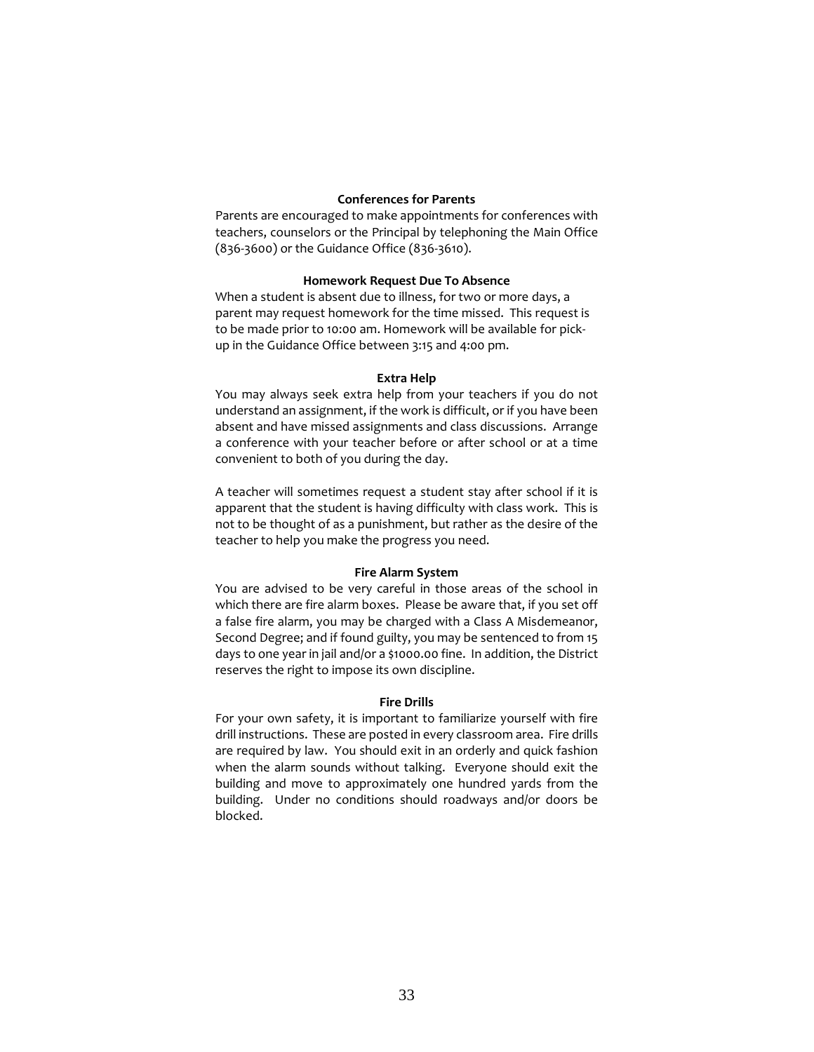### Conferences for Parents

Parents are encouraged to make appointments for conferences with teachers, counselors or the Principal by telephoning the Main Office (836-3600) or the Guidance Office (836-3610).

### Homework Request Due To Absence

When a student is absent due to illness, for two or more days, a parent may request homework for the time missed. This request is to be made prior to 10:00 am. Homework will be available for pick-up in the Guidance Office between 3:15 and 4:00 pm.

### Extra Help

You may always seek extra help from your teachers if you do not understand an assignment, if the work is difficult, or if you have been absent and have missed assignments and class discussions. Arrange a conference with your teacher before or after school or at a time convenient to both of you during the day.

A teacher will sometimes request a student stay after school if it is apparent that the student is having difficulty with class work. This is not to be thought of as a punishment, but rather as the desire of the teacher to help you make the progress you need.

### Fire Alarm System

You are advised to be very careful in those areas of the school in which there are fire alarm boxes. Please be aware that, if you set off a false fire alarm, you may be charged with a Class A Misdemeanor, Second Degree; and if found guilty, you may be sentenced to from 15 days to one year in jail and/or a $1000.00 fine. In addition, the District reserves the right to impose its own discipline.

### Fire Drills

For your own safety, it is important to familiarize yourself with fire drill instructions. These are posted in every classroom area. Fire drills are required by law. You should exit in an orderly and quick fashion when the alarm sounds without talking. Everyone should exit the building and move to approximately one hundred yards from the building. Under no conditions should roadways and/or doors be blocked.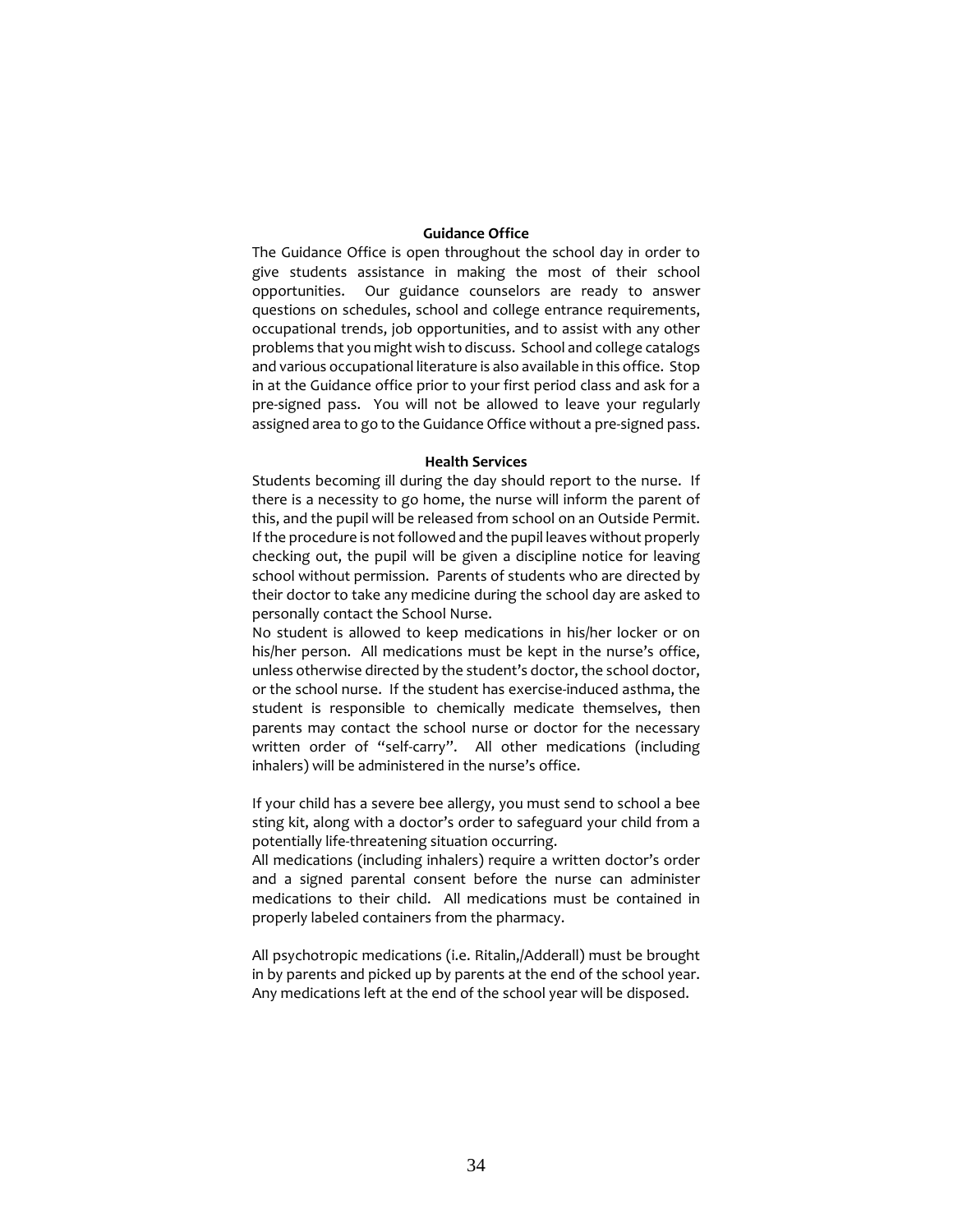### Guidance Office

The Guidance Office is open throughout the school day in order to give students assistance in making the most of their school opportunities. Our guidance counselors are ready to answer questions on schedules, school and college entrance requirements, occupational trends, job opportunities, and to assist with any other problems that you might wish to discuss. School and college catalogs and various occupational literature is also available in this office. Stop in at the Guidance office prior to your first period class and ask for a pre-signed pass. You will not be allowed to leave your regularly assigned area to go to the Guidance Office without a pre-signed pass.

### Health Services

Students becoming ill during the day should report to the nurse. If there is a necessity to go home, the nurse will inform the parent of this, and the pupil will be released from school on an Outside Permit. If the procedure is not followed and the pupil leaves without properly checking out, the pupil will be given a discipline notice for leaving school without permission. Parents of students who are directed by their doctor to take any medicine during the school day are asked to personally contact the School Nurse.

No student is allowed to keep medications in his/her locker or on his/her person. All medications must be kept in the nurse's office, unless otherwise directed by the student's doctor, the school doctor, or the school nurse. If the student has exercise-induced asthma, the student is responsible to chemically medicate themselves, then parents may contact the school nurse or doctor for the necessary written order of "self-carry". All other medications (including inhalers) will be administered in the nurse's office.

If your child has a severe bee allergy, you must send to school a bee sting kit, along with a doctor's order to safeguard your child from a potentially life-threatening situation occurring.

All medications (including inhalers) require a written doctor's order and a signed parental consent before the nurse can administer medications to their child. All medications must be contained in properly labeled containers from the pharmacy.

All psychotropic medications (i.e. Ritalin,/Adderall) must be brought in by parents and picked up by parents at the end of the school year. Any medications left at the end of the school year will be disposed.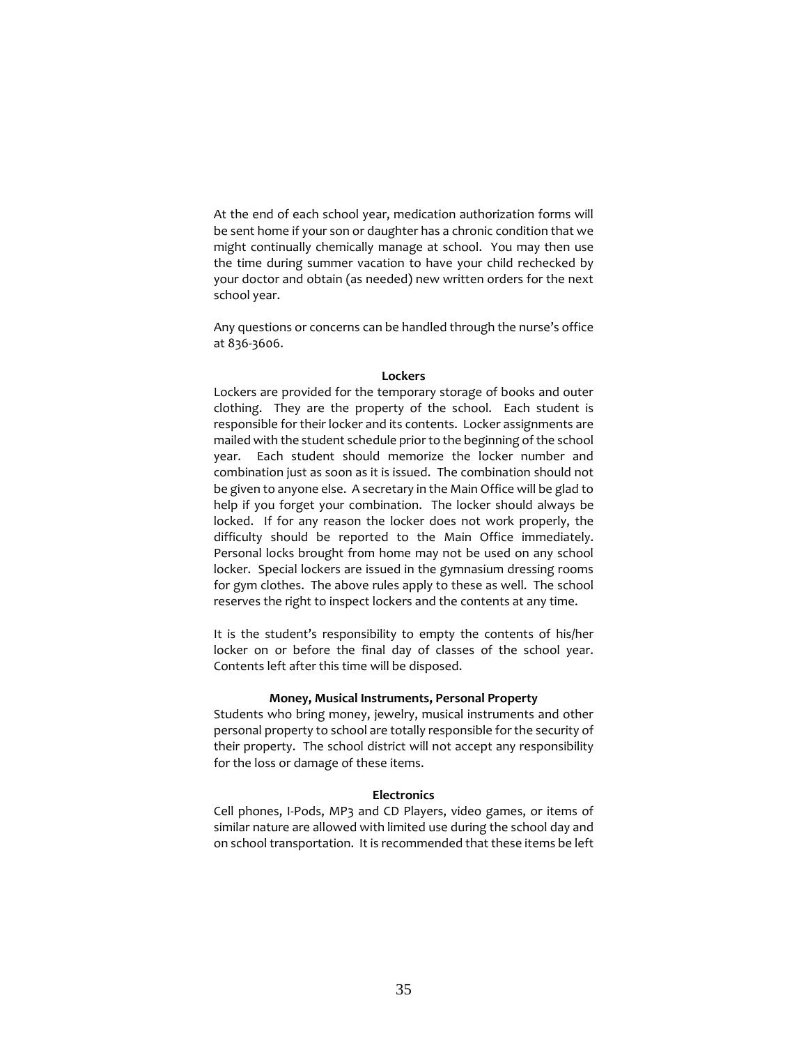At the end of each school year, medication authorization forms will be sent home if your son or daughter has a chronic condition that we might continually chemically manage at school. You may then use the time during summer vacation to have your child rechecked by your doctor and obtain (as needed) new written orders for the next school year.

Any questions or concerns can be handled through the nurse's office at 836-3606.

**Lockers**

Lockers are provided for the temporary storage of books and outer clothing. They are the property of the school. Each student is responsible for their locker and its contents. Locker assignments are mailed with the student schedule prior to the beginning of the school year. Each student should memorize the locker number and combination just as soon as it is issued. The combination should not be given to anyone else. A secretary in the Main Office will be glad to help if you forget your combination. The locker should always be locked. If for any reason the locker does not work properly, the difficulty should be reported to the Main Office immediately. Personal locks brought from home may not be used on any school locker. Special lockers are issued in the gymnasium dressing rooms for gym clothes. The above rules apply to these as well. The school reserves the right to inspect lockers and the contents at any time.

It is the student's responsibility to empty the contents of his/her locker on or before the final day of classes of the school year. Contents left after this time will be disposed.

**Money, Musical Instruments, Personal Property**

Students who bring money, jewelry, musical instruments and other personal property to school are totally responsible for the security of their property. The school district will not accept any responsibility for the loss or damage of these items.

**Electronics**

Cell phones, I-Pods, MP3 and CD Players, video games, or items of similar nature are allowed with limited use during the school day and on school transportation. It is recommended that these items be left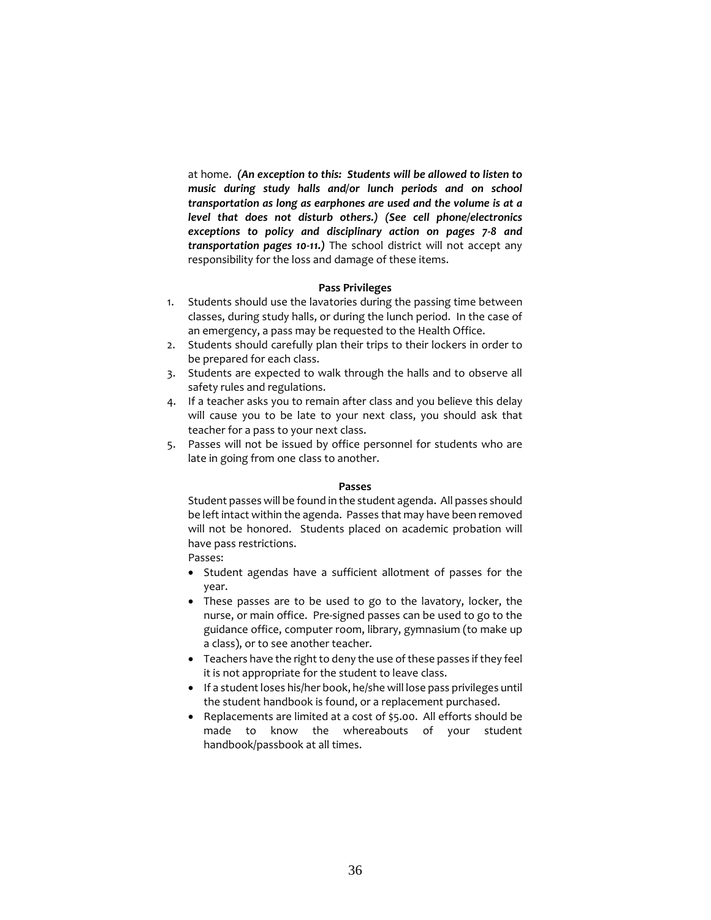at home. ***(An exception to this: Students will be allowed to listen to music during study halls and/or lunch periods and on school transportation as long as earphones are used and the volume is at a level that does not disturb others.) (See cell phone/electronics exceptions to policy and disciplinary action on pages 7-8 and transportation pages 10-11.)*** The school district will not accept any responsibility for the loss and damage of these items.

**Pass Privileges**

1. Students should use the lavatories during the passing time between classes, during study halls, or during the lunch period. In the case of an emergency, a pass may be requested to the Health Office.
2. Students should carefully plan their trips to their lockers in order to be prepared for each class.
3. Students are expected to walk through the halls and to observe all safety rules and regulations.
4. If a teacher asks you to remain after class and you believe this delay will cause you to be late to your next class, you should ask that teacher for a pass to your next class.
5. Passes will not be issued by office personnel for students who are late in going from one class to another.

**Passes**

Student passes will be found in the student agenda. All passes should be left intact within the agenda. Passes that may have been removed will not be honored. Students placed on academic probation will have pass restrictions.

Passes:

- Student agendas have a sufficient allotment of passes for the year.
- These passes are to be used to go to the lavatory, locker, the nurse, or main office. Pre-signed passes can be used to go to the guidance office, computer room, library, gymnasium (to make up a class), or to see another teacher.
- Teachers have the right to deny the use of these passes if they feel it is not appropriate for the student to leave class.
- If a student loses his/her book, he/she will lose pass privileges until the student handbook is found, or a replacement purchased.
- Replacements are limited at a cost of $5.00. All efforts should be made to know the whereabouts of your student handbook/passbook at all times.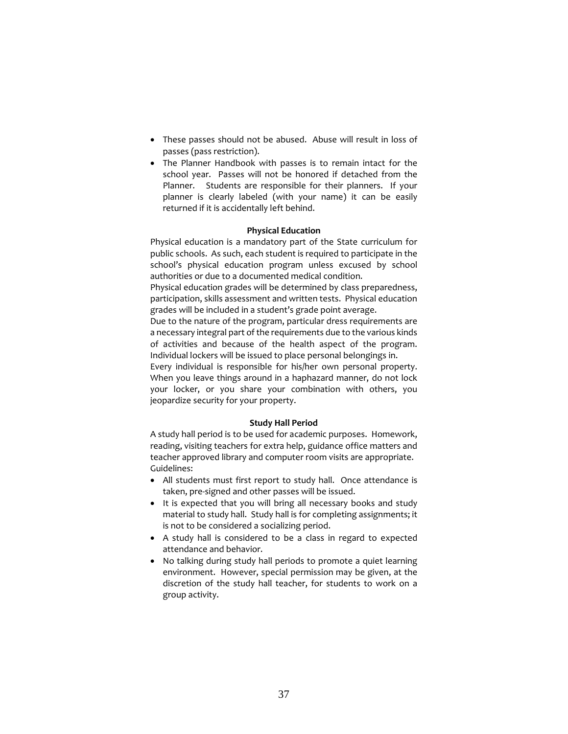- These passes should not be abused. Abuse will result in loss of passes (pass restriction).
- The Planner Handbook with passes is to remain intact for the school year. Passes will not be honored if detached from the Planner. Students are responsible for their planners. If your planner is clearly labeled (with your name) it can be easily returned if it is accidentally left behind.

**Physical Education**

Physical education is a mandatory part of the State curriculum for public schools. As such, each student is required to participate in the school's physical education program unless excused by school authorities or due to a documented medical condition.

Physical education grades will be determined by class preparedness, participation, skills assessment and written tests. Physical education grades will be included in a student's grade point average.

Due to the nature of the program, particular dress requirements are a necessary integral part of the requirements due to the various kinds of activities and because of the health aspect of the program. Individual lockers will be issued to place personal belongings in.

Every individual is responsible for his/her own personal property. When you leave things around in a haphazard manner, do not lock your locker, or you share your combination with others, you jeopardize security for your property.

**Study Hall Period**

A study hall period is to be used for academic purposes. Homework, reading, visiting teachers for extra help, guidance office matters and teacher approved library and computer room visits are appropriate.

Guidelines:

- All students must first report to study hall. Once attendance is taken, pre-signed and other passes will be issued.
- It is expected that you will bring all necessary books and study material to study hall. Study hall is for completing assignments; it is not to be considered a socializing period.
- A study hall is considered to be a class in regard to expected attendance and behavior.
- No talking during study hall periods to promote a quiet learning environment. However, special permission may be given, at the discretion of the study hall teacher, for students to work on a group activity.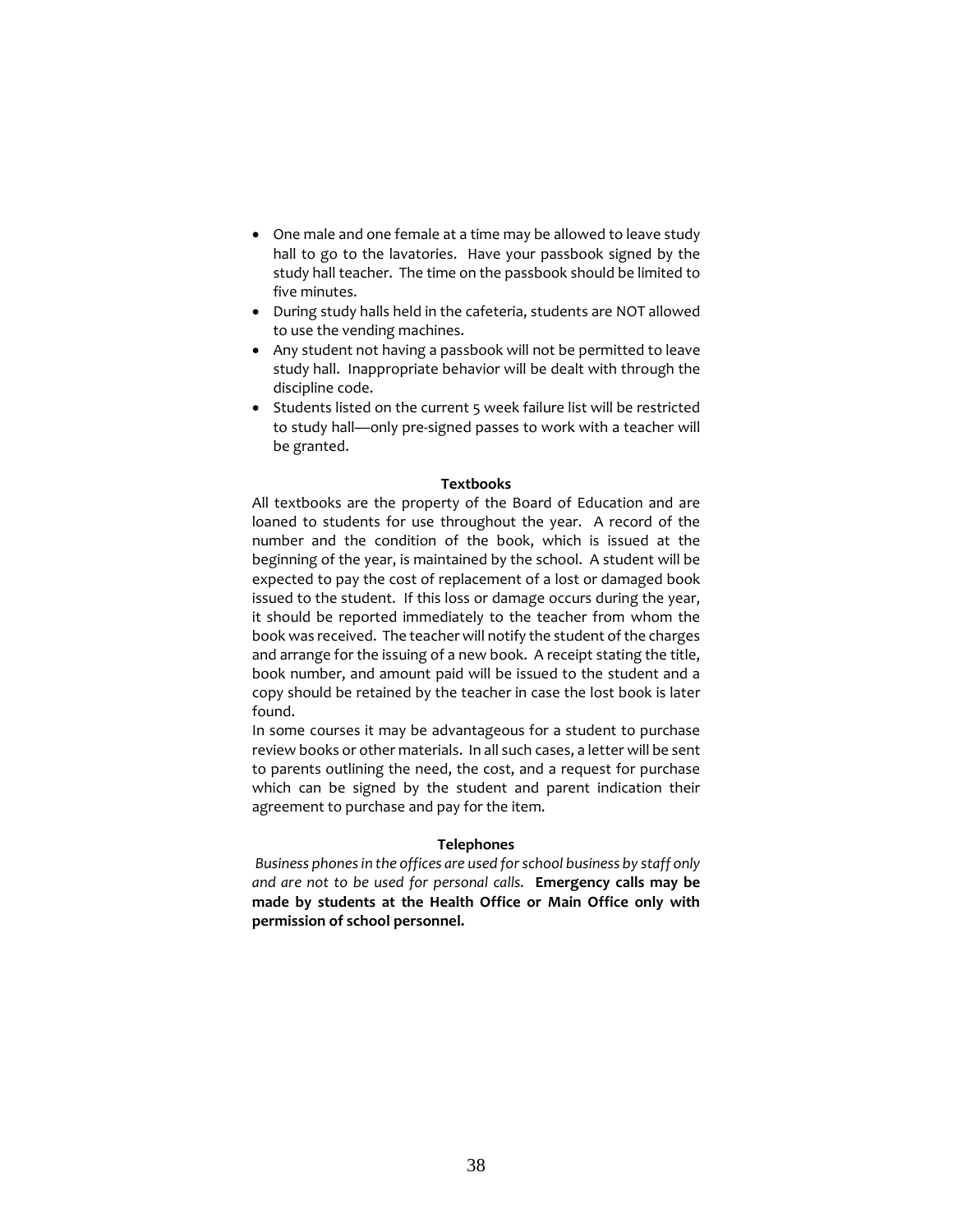- One male and one female at a time may be allowed to leave study hall to go to the lavatories. Have your passbook signed by the study hall teacher. The time on the passbook should be limited to five minutes.
- During study halls held in the cafeteria, students are NOT allowed to use the vending machines.
- Any student not having a passbook will not be permitted to leave study hall. Inappropriate behavior will be dealt with through the discipline code.
- Students listed on the current 5 week failure list will be restricted to study hall—only pre-signed passes to work with a teacher will be granted.

**Textbooks**

All textbooks are the property of the Board of Education and are loaned to students for use throughout the year. A record of the number and the condition of the book, which is issued at the beginning of the year, is maintained by the school. A student will be expected to pay the cost of replacement of a lost or damaged book issued to the student. If this loss or damage occurs during the year, it should be reported immediately to the teacher from whom the book was received. The teacher will notify the student of the charges and arrange for the issuing of a new book. A receipt stating the title, book number, and amount paid will be issued to the student and a copy should be retained by the teacher in case the lost book is later found.

In some courses it may be advantageous for a student to purchase review books or other materials. In all such cases, a letter will be sent to parents outlining the need, the cost, and a request for purchase which can be signed by the student and parent indication their agreement to purchase and pay for the item.

**Telephones**

*Business phones in the offices are used for school business by staff only and are not to be used for personal calls.* **Emergency calls may be made by students at the Health Office or Main Office only with permission of school personnel.**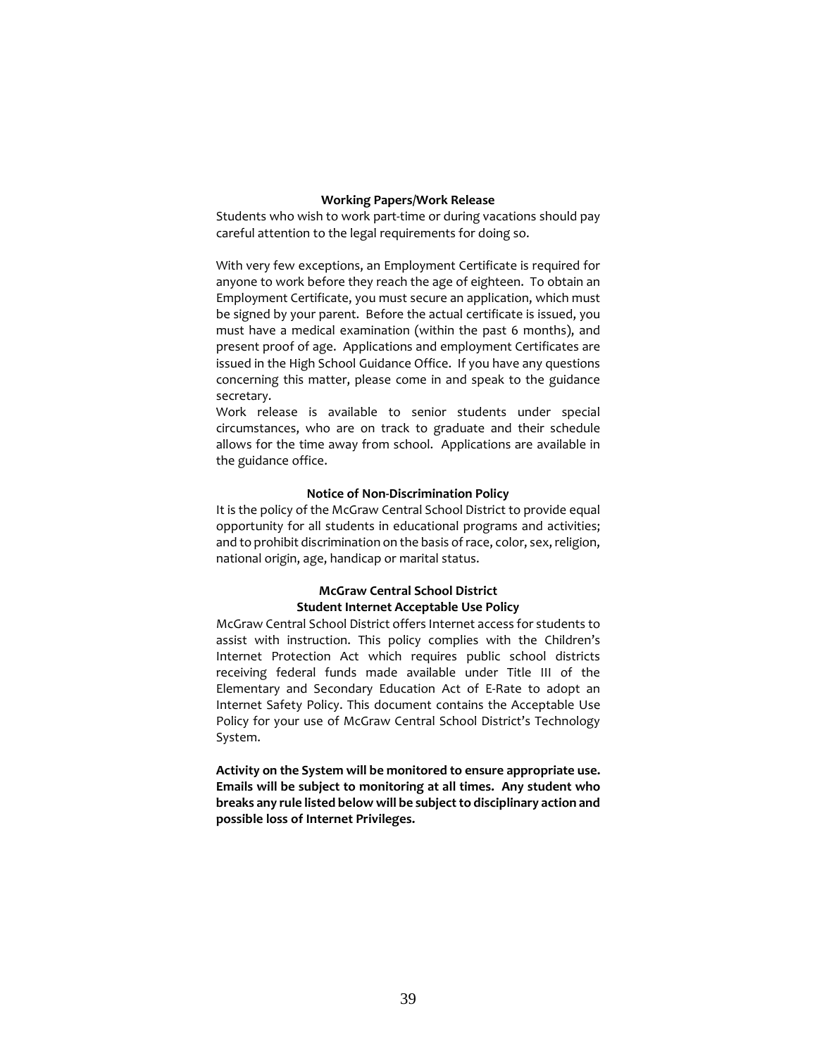### Working Papers/Work Release

Students who wish to work part-time or during vacations should pay careful attention to the legal requirements for doing so.

With very few exceptions, an Employment Certificate is required for anyone to work before they reach the age of eighteen. To obtain an Employment Certificate, you must secure an application, which must be signed by your parent. Before the actual certificate is issued, you must have a medical examination (within the past 6 months), and present proof of age. Applications and employment Certificates are issued in the High School Guidance Office. If you have any questions concerning this matter, please come in and speak to the guidance secretary.

Work release is available to senior students under special circumstances, who are on track to graduate and their schedule allows for the time away from school. Applications are available in the guidance office.

### Notice of Non-Discrimination Policy

It is the policy of the McGraw Central School District to provide equal opportunity for all students in educational programs and activities; and to prohibit discrimination on the basis of race, color, sex, religion, national origin, age, handicap or marital status.

### McGraw Central School District
### Student Internet Acceptable Use Policy

McGraw Central School District offers Internet access for students to assist with instruction. This policy complies with the Children's Internet Protection Act which requires public school districts receiving federal funds made available under Title III of the Elementary and Secondary Education Act of E-Rate to adopt an Internet Safety Policy. This document contains the Acceptable Use Policy for your use of McGraw Central School District's Technology System.

**Activity on the System will be monitored to ensure appropriate use. Emails will be subject to monitoring at all times. Any student who breaks any rule listed below will be subject to disciplinary action and possible loss of Internet Privileges.**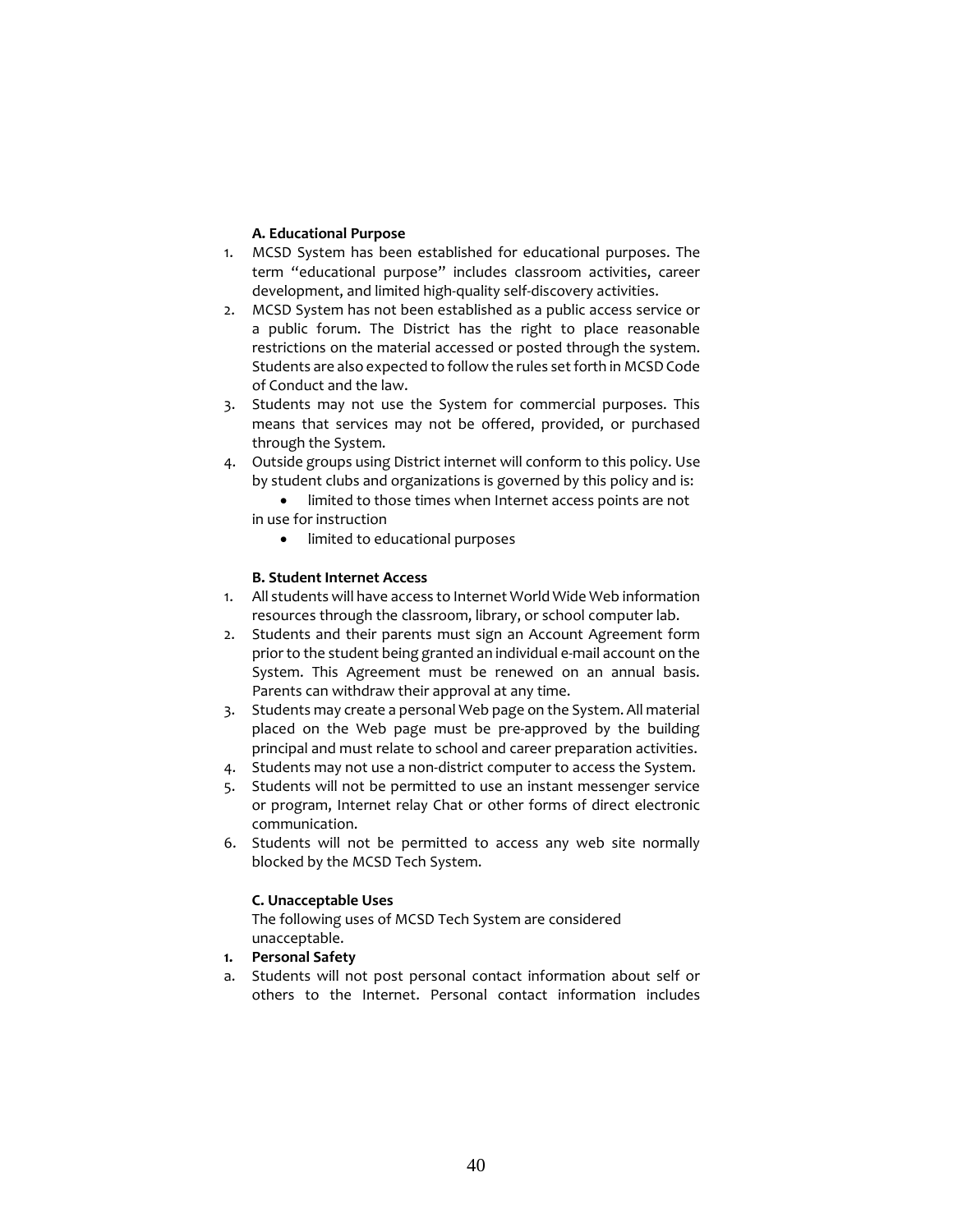**A. Educational Purpose**

1. MCSD System has been established for educational purposes. The term "educational purpose" includes classroom activities, career development, and limited high-quality self-discovery activities.
2. MCSD System has not been established as a public access service or a public forum. The District has the right to place reasonable restrictions on the material accessed or posted through the system. Students are also expected to follow the rules set forth in MCSD Code of Conduct and the law.
3. Students may not use the System for commercial purposes. This means that services may not be offered, provided, or purchased through the System.
4. Outside groups using District internet will conform to this policy. Use by student clubs and organizations is governed by this policy and is:
   - limited to those times when Internet access points are not in use for instruction
   - limited to educational purposes

**B. Student Internet Access**

1. All students will have access to Internet World Wide Web information resources through the classroom, library, or school computer lab.
2. Students and their parents must sign an Account Agreement form prior to the student being granted an individual e-mail account on the System. This Agreement must be renewed on an annual basis. Parents can withdraw their approval at any time.
3. Students may create a personal Web page on the System. All material placed on the Web page must be pre-approved by the building principal and must relate to school and career preparation activities.
4. Students may not use a non-district computer to access the System.
5. Students will not be permitted to use an instant messenger service or program, Internet relay Chat or other forms of direct electronic communication.
6. Students will not be permitted to access any web site normally blocked by the MCSD Tech System.

**C. Unacceptable Uses**

The following uses of MCSD Tech System are considered unacceptable.

**1. Personal Safety**

a. Students will not post personal contact information about self or others to the Internet. Personal contact information includes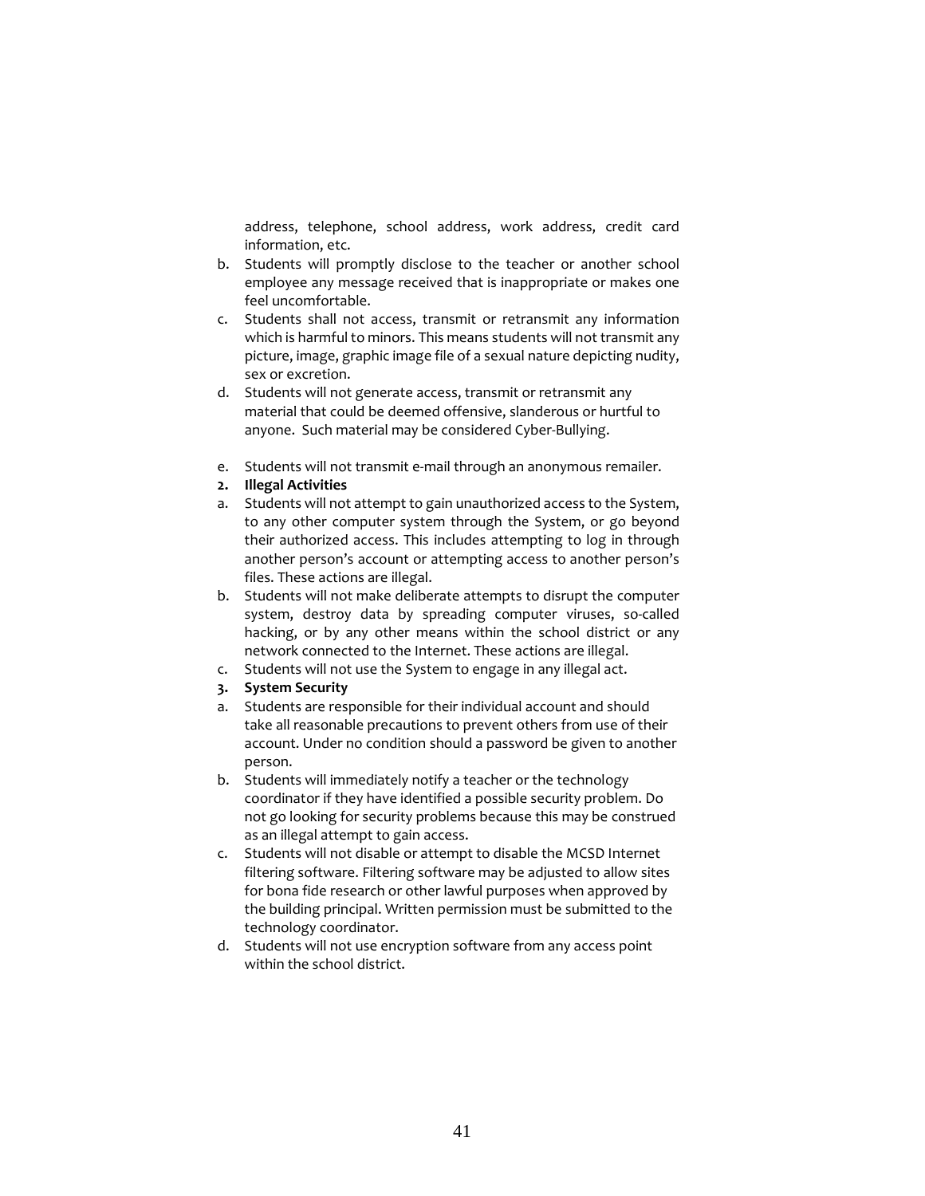address, telephone, school address, work address, credit card information, etc.

b. Students will promptly disclose to the teacher or another school employee any message received that is inappropriate or makes one feel uncomfortable.
c. Students shall not access, transmit or retransmit any information which is harmful to minors. This means students will not transmit any picture, image, graphic image file of a sexual nature depicting nudity, sex or excretion.
d. Students will not generate access, transmit or retransmit any material that could be deemed offensive, slanderous or hurtful to anyone. Such material may be considered Cyber-Bullying.
e. Students will not transmit e-mail through an anonymous remailer.

**2. Illegal Activities**

a. Students will not attempt to gain unauthorized access to the System, to any other computer system through the System, or go beyond their authorized access. This includes attempting to log in through another person's account or attempting access to another person's files. These actions are illegal.
b. Students will not make deliberate attempts to disrupt the computer system, destroy data by spreading computer viruses, so-called hacking, or by any other means within the school district or any network connected to the Internet. These actions are illegal.
c. Students will not use the System to engage in any illegal act.

**3. System Security**

a. Students are responsible for their individual account and should take all reasonable precautions to prevent others from use of their account. Under no condition should a password be given to another person.
b. Students will immediately notify a teacher or the technology coordinator if they have identified a possible security problem. Do not go looking for security problems because this may be construed as an illegal attempt to gain access.
c. Students will not disable or attempt to disable the MCSD Internet filtering software. Filtering software may be adjusted to allow sites for bona fide research or other lawful purposes when approved by the building principal. Written permission must be submitted to the technology coordinator.
d. Students will not use encryption software from any access point within the school district.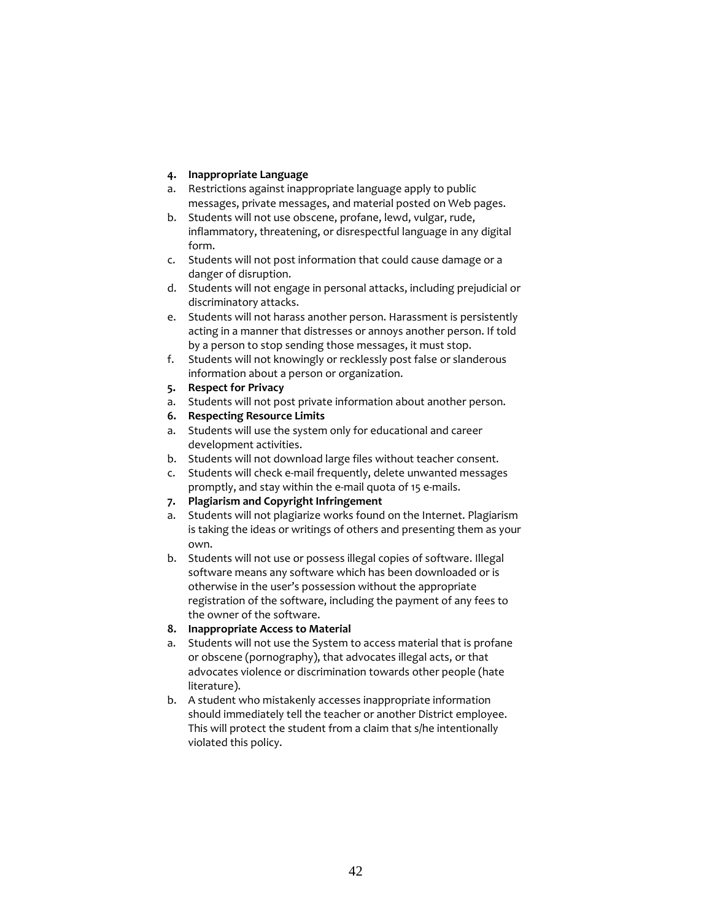**4. Inappropriate Language**

a. Restrictions against inappropriate language apply to public messages, private messages, and material posted on Web pages.

b. Students will not use obscene, profane, lewd, vulgar, rude, inflammatory, threatening, or disrespectful language in any digital form.

c. Students will not post information that could cause damage or a danger of disruption.

d. Students will not engage in personal attacks, including prejudicial or discriminatory attacks.

e. Students will not harass another person. Harassment is persistently acting in a manner that distresses or annoys another person. If told by a person to stop sending those messages, it must stop.

f. Students will not knowingly or recklessly post false or slanderous information about a person or organization.

**5. Respect for Privacy**

a. Students will not post private information about another person.

**6. Respecting Resource Limits**

a. Students will use the system only for educational and career development activities.

b. Students will not download large files without teacher consent.

c. Students will check e-mail frequently, delete unwanted messages promptly, and stay within the e-mail quota of 15 e-mails.

**7. Plagiarism and Copyright Infringement**

a. Students will not plagiarize works found on the Internet. Plagiarism is taking the ideas or writings of others and presenting them as your own.

b. Students will not use or possess illegal copies of software. Illegal software means any software which has been downloaded or is otherwise in the user's possession without the appropriate registration of the software, including the payment of any fees to the owner of the software.

**8. Inappropriate Access to Material**

a. Students will not use the System to access material that is profane or obscene (pornography), that advocates illegal acts, or that advocates violence or discrimination towards other people (hate literature).

b. A student who mistakenly accesses inappropriate information should immediately tell the teacher or another District employee. This will protect the student from a claim that s/he intentionally violated this policy.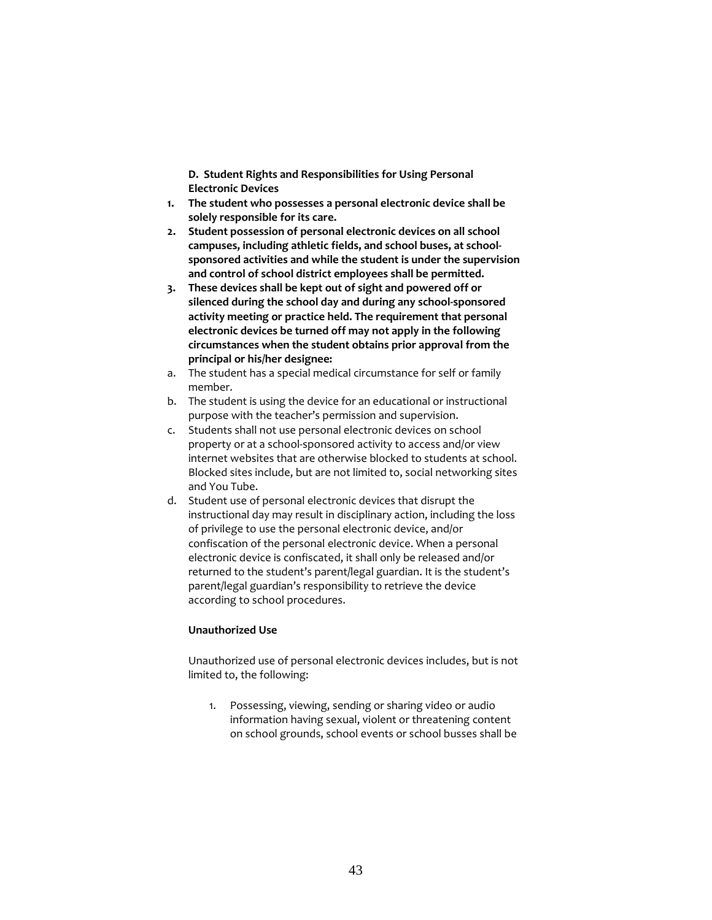**D. Student Rights and Responsibilities for Using Personal Electronic Devices**

1. **The student who possesses a personal electronic device shall be solely responsible for its care.**
2. **Student possession of personal electronic devices on all school campuses, including athletic fields, and school buses, at school-sponsored activities and while the student is under the supervision and control of school district employees shall be permitted.**
3. **These devices shall be kept out of sight and powered off or silenced during the school day and during any school-sponsored activity meeting or practice held. The requirement that personal electronic devices be turned off may not apply in the following circumstances when the student obtains prior approval from the principal or his/her designee:**

a. The student has a special medical circumstance for self or family member.

b. The student is using the device for an educational or instructional purpose with the teacher's permission and supervision.

c. Students shall not use personal electronic devices on school property or at a school-sponsored activity to access and/or view internet websites that are otherwise blocked to students at school. Blocked sites include, but are not limited to, social networking sites and You Tube.

d. Student use of personal electronic devices that disrupt the instructional day may result in disciplinary action, including the loss of privilege to use the personal electronic device, and/or confiscation of the personal electronic device. When a personal electronic device is confiscated, it shall only be released and/or returned to the student's parent/legal guardian. It is the student's parent/legal guardian's responsibility to retrieve the device according to school procedures.

**Unauthorized Use**

Unauthorized use of personal electronic devices includes, but is not limited to, the following:

1. Possessing, viewing, sending or sharing video or audio information having sexual, violent or threatening content on school grounds, school events or school busses shall be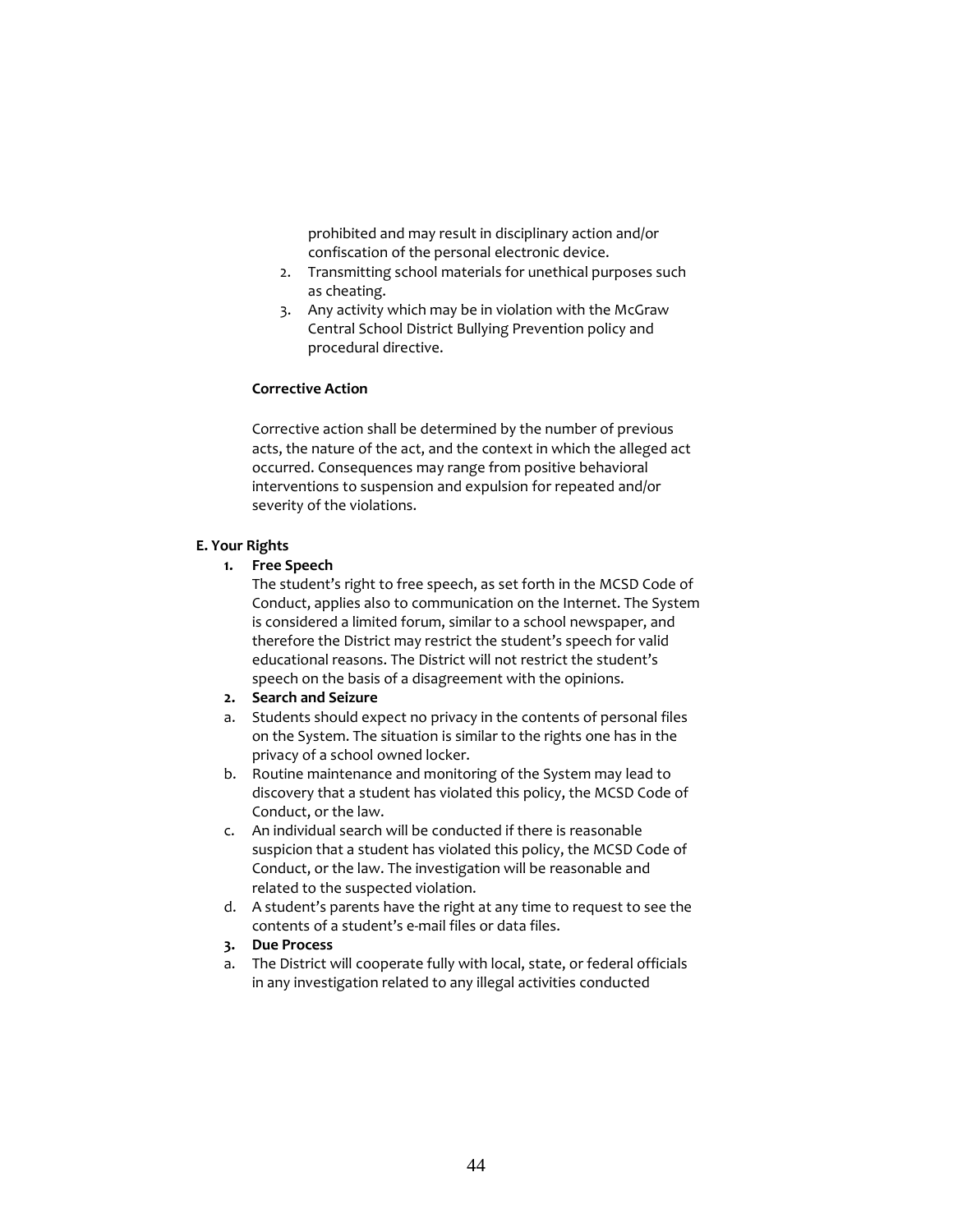prohibited and may result in disciplinary action and/or confiscation of the personal electronic device.

2. Transmitting school materials for unethical purposes such as cheating.
3. Any activity which may be in violation with the McGraw Central School District Bullying Prevention policy and procedural directive.

**Corrective Action**

Corrective action shall be determined by the number of previous acts, the nature of the act, and the context in which the alleged act occurred. Consequences may range from positive behavioral interventions to suspension and expulsion for repeated and/or severity of the violations.

**E. Your Rights**

1. **Free Speech**
   The student's right to free speech, as set forth in the MCSD Code of Conduct, applies also to communication on the Internet. The System is considered a limited forum, similar to a school newspaper, and therefore the District may restrict the student's speech for valid educational reasons. The District will not restrict the student's speech on the basis of a disagreement with the opinions.

2. **Search and Seizure**

a. Students should expect no privacy in the contents of personal files on the System. The situation is similar to the rights one has in the privacy of a school owned locker.

b. Routine maintenance and monitoring of the System may lead to discovery that a student has violated this policy, the MCSD Code of Conduct, or the law.

c. An individual search will be conducted if there is reasonable suspicion that a student has violated this policy, the MCSD Code of Conduct, or the law. The investigation will be reasonable and related to the suspected violation.

d. A student's parents have the right at any time to request to see the contents of a student's e-mail files or data files.

3. **Due Process**

a. The District will cooperate fully with local, state, or federal officials in any investigation related to any illegal activities conducted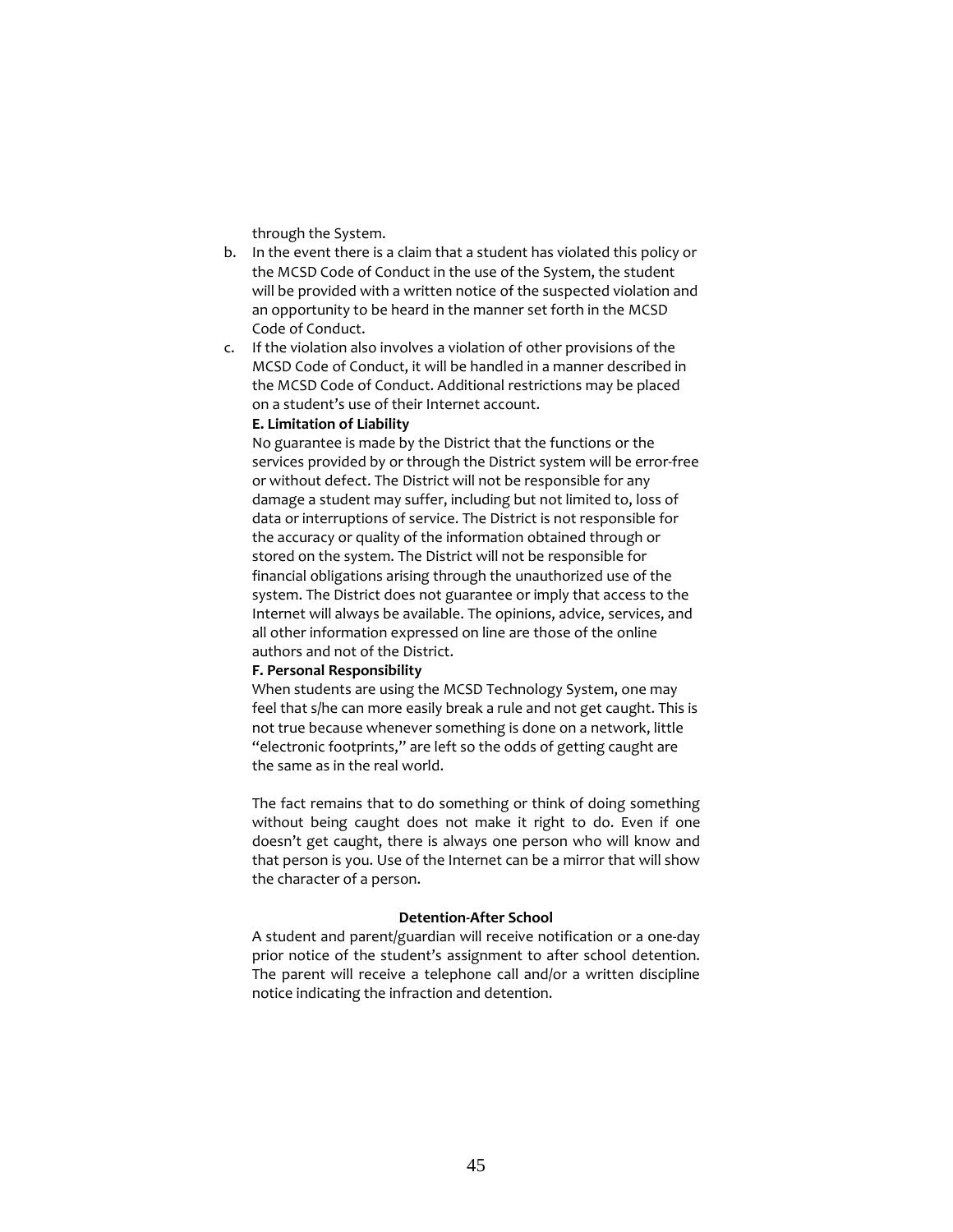through the System.

b. In the event there is a claim that a student has violated this policy or the MCSD Code of Conduct in the use of the System, the student will be provided with a written notice of the suspected violation and an opportunity to be heard in the manner set forth in the MCSD Code of Conduct.
c. If the violation also involves a violation of other provisions of the MCSD Code of Conduct, it will be handled in a manner described in the MCSD Code of Conduct. Additional restrictions may be placed on a student's use of their Internet account.

**E. Limitation of Liability**

No guarantee is made by the District that the functions or the services provided by or through the District system will be error-free or without defect. The District will not be responsible for any damage a student may suffer, including but not limited to, loss of data or interruptions of service. The District is not responsible for the accuracy or quality of the information obtained through or stored on the system. The District will not be responsible for financial obligations arising through the unauthorized use of the system. The District does not guarantee or imply that access to the Internet will always be available. The opinions, advice, services, and all other information expressed on line are those of the online authors and not of the District.

**F. Personal Responsibility**

When students are using the MCSD Technology System, one may feel that s/he can more easily break a rule and not get caught. This is not true because whenever something is done on a network, little "electronic footprints," are left so the odds of getting caught are the same as in the real world.

The fact remains that to do something or think of doing something without being caught does not make it right to do. Even if one doesn't get caught, there is always one person who will know and that person is you. Use of the Internet can be a mirror that will show the character of a person.

**Detention-After School**

A student and parent/guardian will receive notification or a one-day prior notice of the student's assignment to after school detention. The parent will receive a telephone call and/or a written discipline notice indicating the infraction and detention.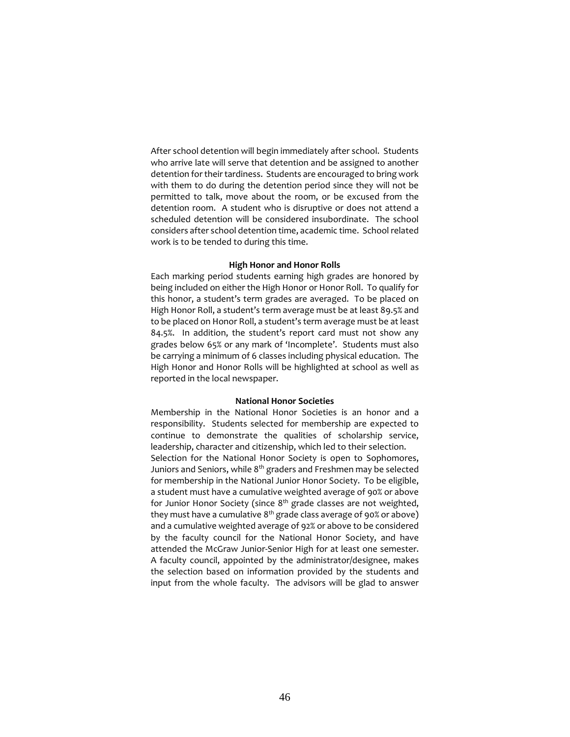After school detention will begin immediately after school. Students who arrive late will serve that detention and be assigned to another detention for their tardiness. Students are encouraged to bring work with them to do during the detention period since they will not be permitted to talk, move about the room, or be excused from the detention room. A student who is disruptive or does not attend a scheduled detention will be considered insubordinate. The school considers after school detention time, academic time. School related work is to be tended to during this time.

**High Honor and Honor Rolls**

Each marking period students earning high grades are honored by being included on either the High Honor or Honor Roll. To qualify for this honor, a student's term grades are averaged. To be placed on High Honor Roll, a student's term average must be at least 89.5% and to be placed on Honor Roll, a student's term average must be at least 84.5%. In addition, the student's report card must not show any grades below 65% or any mark of 'Incomplete'. Students must also be carrying a minimum of 6 classes including physical education. The High Honor and Honor Rolls will be highlighted at school as well as reported in the local newspaper.

**National Honor Societies**

Membership in the National Honor Societies is an honor and a responsibility. Students selected for membership are expected to continue to demonstrate the qualities of scholarship service, leadership, character and citizenship, which led to their selection.
Selection for the National Honor Society is open to Sophomores, Juniors and Seniors, while 8th graders and Freshmen may be selected for membership in the National Junior Honor Society. To be eligible, a student must have a cumulative weighted average of 90% or above for Junior Honor Society (since 8th grade classes are not weighted, they must have a cumulative 8th grade class average of 90% or above) and a cumulative weighted average of 92% or above to be considered by the faculty council for the National Honor Society, and have attended the McGraw Junior-Senior High for at least one semester. A faculty council, appointed by the administrator/designee, makes the selection based on information provided by the students and input from the whole faculty. The advisors will be glad to answer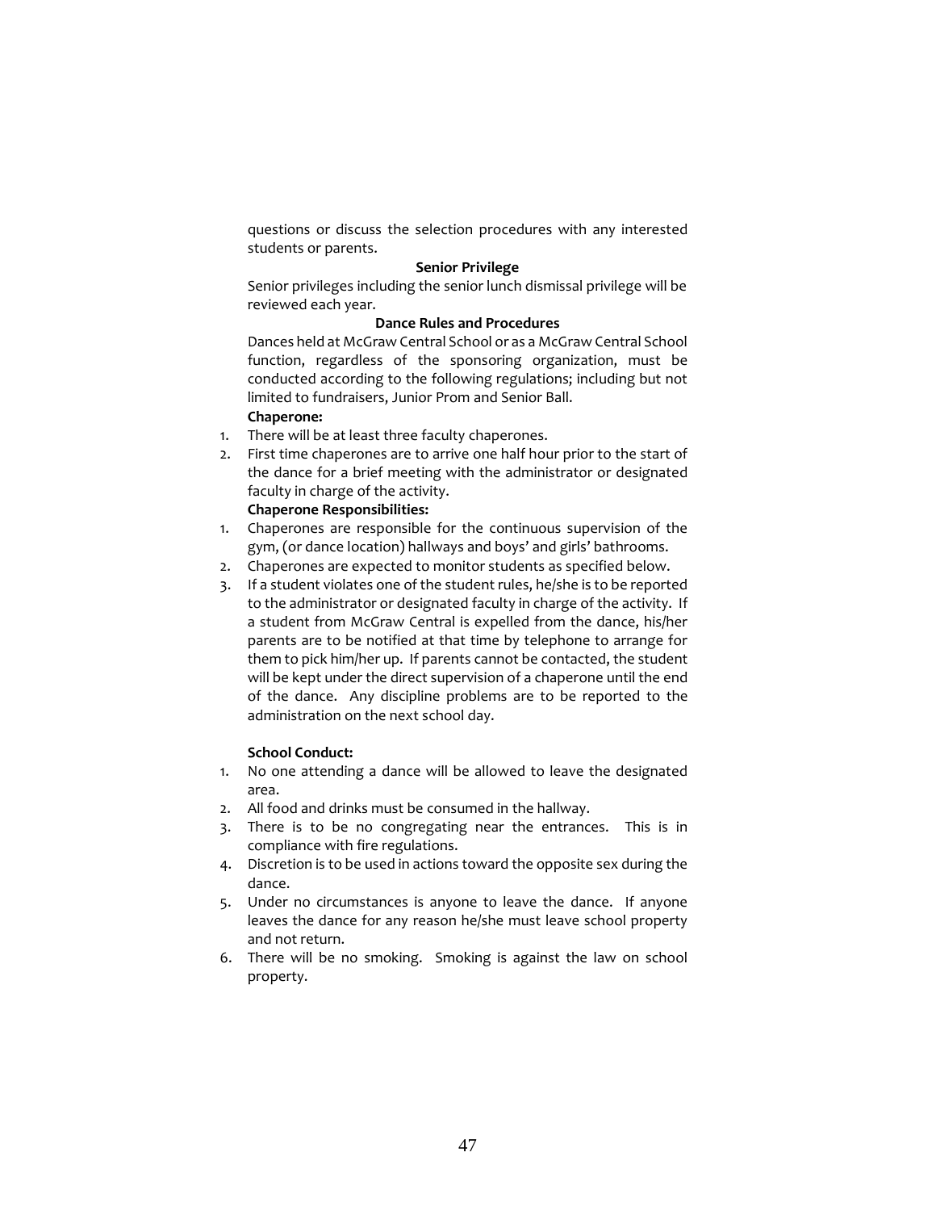questions or discuss the selection procedures with any interested students or parents.

### Senior Privilege

Senior privileges including the senior lunch dismissal privilege will be reviewed each year.

### Dance Rules and Procedures

Dances held at McGraw Central School or as a McGraw Central School function, regardless of the sponsoring organization, must be conducted according to the following regulations; including but not limited to fundraisers, Junior Prom and Senior Ball.

**Chaperone:**

1. There will be at least three faculty chaperones.
2. First time chaperones are to arrive one half hour prior to the start of the dance for a brief meeting with the administrator or designated faculty in charge of the activity.

**Chaperone Responsibilities:**

1. Chaperones are responsible for the continuous supervision of the gym, (or dance location) hallways and boys' and girls' bathrooms.
2. Chaperones are expected to monitor students as specified below.
3. If a student violates one of the student rules, he/she is to be reported to the administrator or designated faculty in charge of the activity. If a student from McGraw Central is expelled from the dance, his/her parents are to be notified at that time by telephone to arrange for them to pick him/her up. If parents cannot be contacted, the student will be kept under the direct supervision of a chaperone until the end of the dance. Any discipline problems are to be reported to the administration on the next school day.

**School Conduct:**

1. No one attending a dance will be allowed to leave the designated area.
2. All food and drinks must be consumed in the hallway.
3. There is to be no congregating near the entrances. This is in compliance with fire regulations.
4. Discretion is to be used in actions toward the opposite sex during the dance.
5. Under no circumstances is anyone to leave the dance. If anyone leaves the dance for any reason he/she must leave school property and not return.
6. There will be no smoking. Smoking is against the law on school property.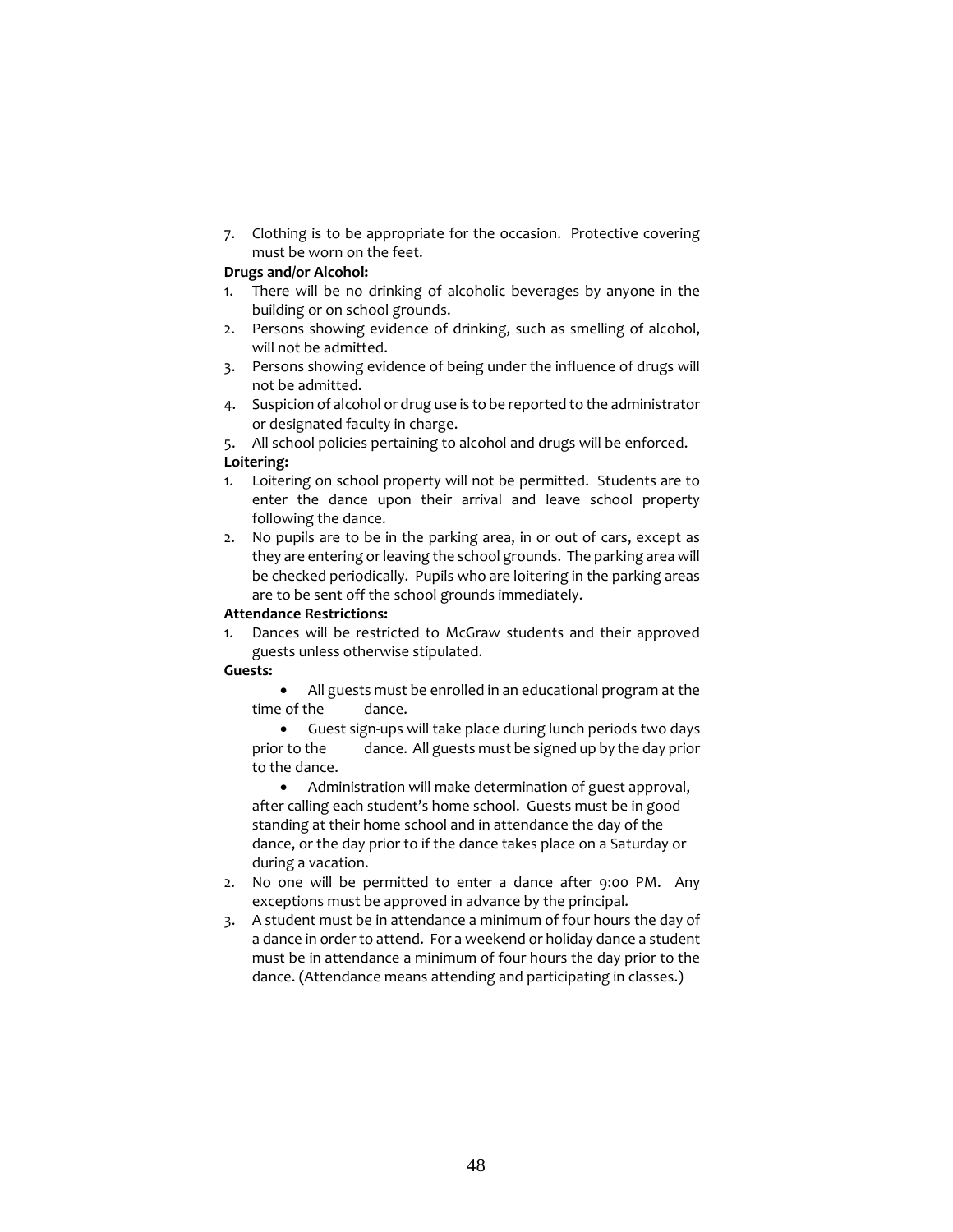7. Clothing is to be appropriate for the occasion. Protective covering must be worn on the feet.

**Drugs and/or Alcohol:**

1. There will be no drinking of alcoholic beverages by anyone in the building or on school grounds.
2. Persons showing evidence of drinking, such as smelling of alcohol, will not be admitted.
3. Persons showing evidence of being under the influence of drugs will not be admitted.
4. Suspicion of alcohol or drug use is to be reported to the administrator or designated faculty in charge.
5. All school policies pertaining to alcohol and drugs will be enforced.

**Loitering:**

1. Loitering on school property will not be permitted. Students are to enter the dance upon their arrival and leave school property following the dance.
2. No pupils are to be in the parking area, in or out of cars, except as they are entering or leaving the school grounds. The parking area will be checked periodically. Pupils who are loitering in the parking areas are to be sent off the school grounds immediately.

**Attendance Restrictions:**

1. Dances will be restricted to McGraw students and their approved guests unless otherwise stipulated.

**Guests:**

- All guests must be enrolled in an educational program at the time of the dance.
- Guest sign-ups will take place during lunch periods two days prior to the dance. All guests must be signed up by the day prior to the dance.
- Administration will make determination of guest approval, after calling each student's home school. Guests must be in good standing at their home school and in attendance the day of the dance, or the day prior to if the dance takes place on a Saturday or during a vacation.

2. No one will be permitted to enter a dance after 9:00 PM. Any exceptions must be approved in advance by the principal.
3. A student must be in attendance a minimum of four hours the day of a dance in order to attend. For a weekend or holiday dance a student must be in attendance a minimum of four hours the day prior to the dance. (Attendance means attending and participating in classes.)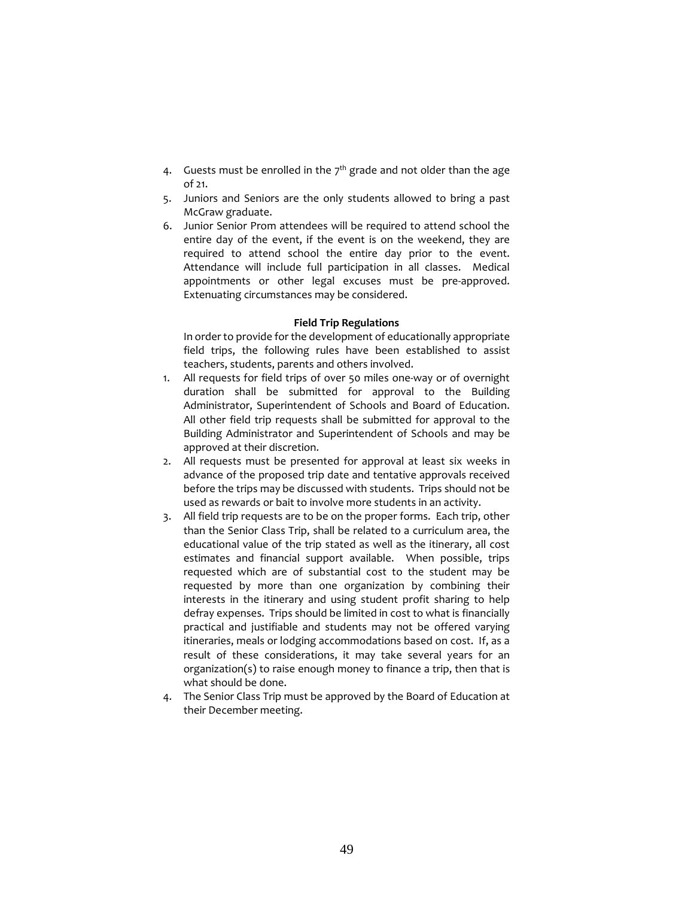4. Guests must be enrolled in the $7^{th}$ grade and not older than the age of 21.
5. Juniors and Seniors are the only students allowed to bring a past McGraw graduate.
6. Junior Senior Prom attendees will be required to attend school the entire day of the event, if the event is on the weekend, they are required to attend school the entire day prior to the event. Attendance will include full participation in all classes. Medical appointments or other legal excuses must be pre-approved. Extenuating circumstances may be considered.

**Field Trip Regulations**

In order to provide for the development of educationally appropriate field trips, the following rules have been established to assist teachers, students, parents and others involved.

1. All requests for field trips of over 50 miles one-way or of overnight duration shall be submitted for approval to the Building Administrator, Superintendent of Schools and Board of Education. All other field trip requests shall be submitted for approval to the Building Administrator and Superintendent of Schools and may be approved at their discretion.
2. All requests must be presented for approval at least six weeks in advance of the proposed trip date and tentative approvals received before the trips may be discussed with students. Trips should not be used as rewards or bait to involve more students in an activity.
3. All field trip requests are to be on the proper forms. Each trip, other than the Senior Class Trip, shall be related to a curriculum area, the educational value of the trip stated as well as the itinerary, all cost estimates and financial support available. When possible, trips requested which are of substantial cost to the student may be requested by more than one organization by combining their interests in the itinerary and using student profit sharing to help defray expenses. Trips should be limited in cost to what is financially practical and justifiable and students may not be offered varying itineraries, meals or lodging accommodations based on cost. If, as a result of these considerations, it may take several years for an organization(s) to raise enough money to finance a trip, then that is what should be done.
4. The Senior Class Trip must be approved by the Board of Education at their December meeting.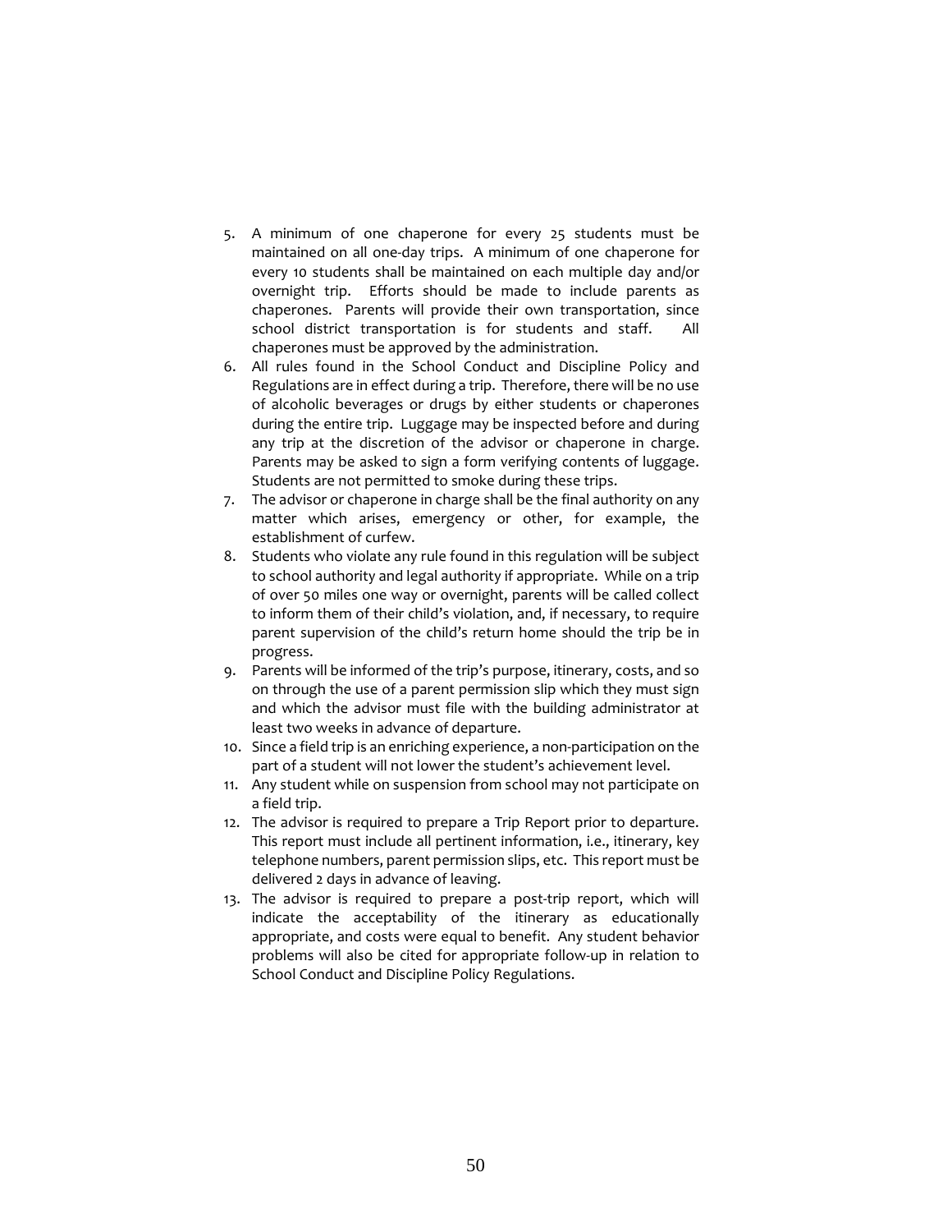5. A minimum of one chaperone for every 25 students must be maintained on all one-day trips. A minimum of one chaperone for every 10 students shall be maintained on each multiple day and/or overnight trip. Efforts should be made to include parents as chaperones. Parents will provide their own transportation, since school district transportation is for students and staff. All chaperones must be approved by the administration.
6. All rules found in the School Conduct and Discipline Policy and Regulations are in effect during a trip. Therefore, there will be no use of alcoholic beverages or drugs by either students or chaperones during the entire trip. Luggage may be inspected before and during any trip at the discretion of the advisor or chaperone in charge. Parents may be asked to sign a form verifying contents of luggage. Students are not permitted to smoke during these trips.
7. The advisor or chaperone in charge shall be the final authority on any matter which arises, emergency or other, for example, the establishment of curfew.
8. Students who violate any rule found in this regulation will be subject to school authority and legal authority if appropriate. While on a trip of over 50 miles one way or overnight, parents will be called collect to inform them of their child's violation, and, if necessary, to require parent supervision of the child's return home should the trip be in progress.
9. Parents will be informed of the trip's purpose, itinerary, costs, and so on through the use of a parent permission slip which they must sign and which the advisor must file with the building administrator at least two weeks in advance of departure.
10. Since a field trip is an enriching experience, a non-participation on the part of a student will not lower the student's achievement level.
11. Any student while on suspension from school may not participate on a field trip.
12. The advisor is required to prepare a Trip Report prior to departure. This report must include all pertinent information, i.e., itinerary, key telephone numbers, parent permission slips, etc. This report must be delivered 2 days in advance of leaving.
13. The advisor is required to prepare a post-trip report, which will indicate the acceptability of the itinerary as educationally appropriate, and costs were equal to benefit. Any student behavior problems will also be cited for appropriate follow-up in relation to School Conduct and Discipline Policy Regulations.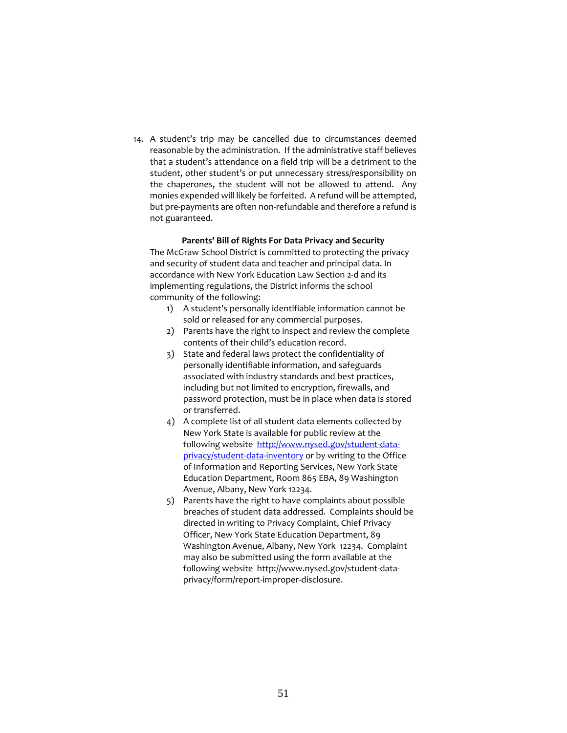14. A student's trip may be cancelled due to circumstances deemed reasonable by the administration. If the administrative staff believes that a student's attendance on a field trip will be a detriment to the student, other student's or put unnecessary stress/responsibility on the chaperones, the student will not be allowed to attend. Any monies expended will likely be forfeited. A refund will be attempted, but pre-payments are often non-refundable and therefore a refund is not guaranteed.

**Parents' Bill of Rights For Data Privacy and Security**

The McGraw School District is committed to protecting the privacy and security of student data and teacher and principal data. In accordance with New York Education Law Section 2-d and its implementing regulations, the District informs the school community of the following:

1) A student's personally identifiable information cannot be sold or released for any commercial purposes.
2) Parents have the right to inspect and review the complete contents of their child's education record.
3) State and federal laws protect the confidentiality of personally identifiable information, and safeguards associated with industry standards and best practices, including but not limited to encryption, firewalls, and password protection, must be in place when data is stored or transferred.
4) A complete list of all student data elements collected by New York State is available for public review at the following website [http://www.nysed.gov/student-data-privacy/student-data-inventory](http://www.nysed.gov/student-data-privacy/student-data-inventory) or by writing to the Office of Information and Reporting Services, New York State Education Department, Room 865 EBA, 89 Washington Avenue, Albany, New York 12234.
5) Parents have the right to have complaints about possible breaches of student data addressed. Complaints should be directed in writing to Privacy Complaint, Chief Privacy Officer, New York State Education Department, 89 Washington Avenue, Albany, New York 12234. Complaint may also be submitted using the form available at the following website http://www.nysed.gov/student-data-privacy/form/report-improper-disclosure.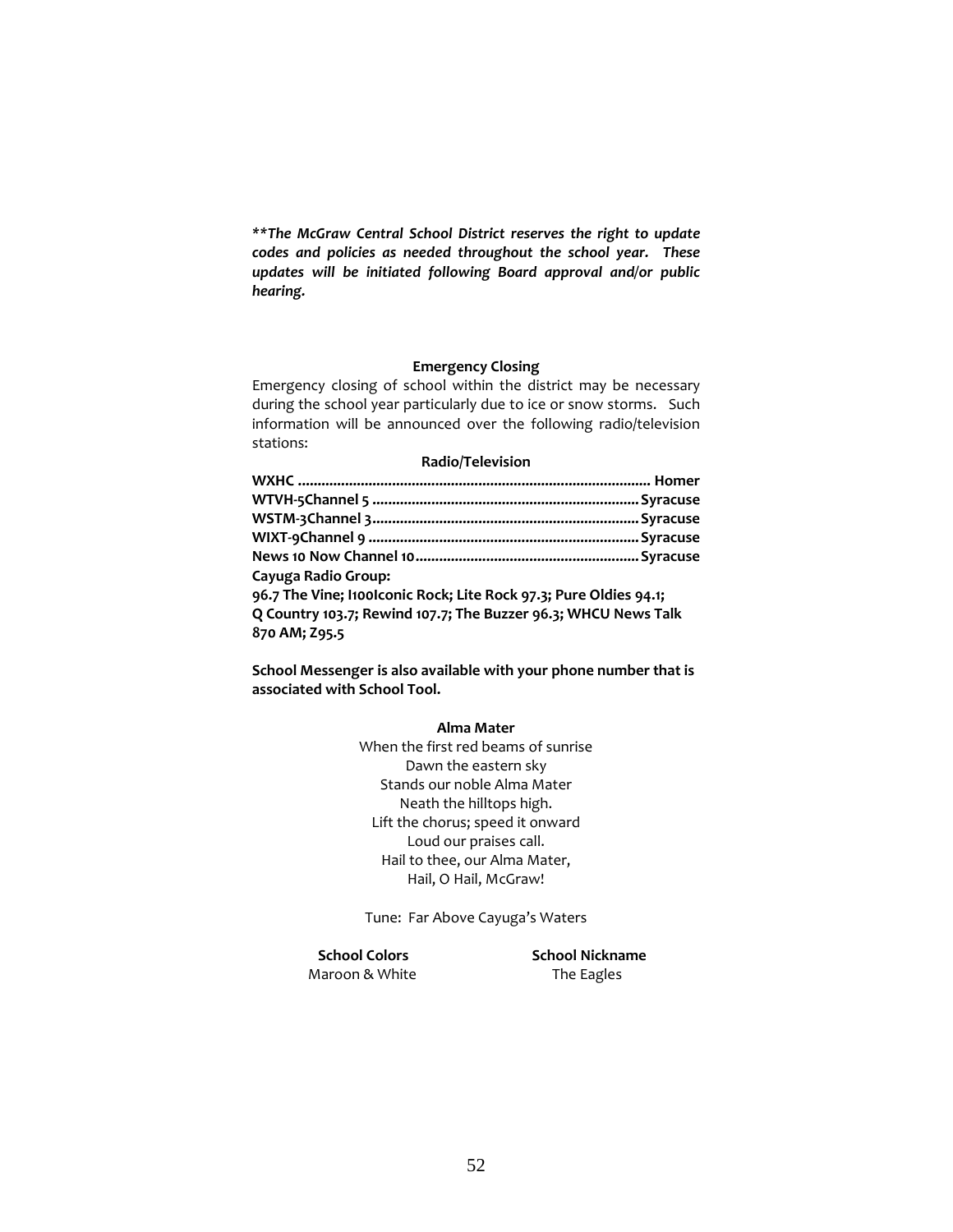***The McGraw Central School District reserves the right to update codes and policies as needed throughout the school year. These updates will be initiated following Board approval and/or public hearing.*

## Emergency Closing

Emergency closing of school within the district may be necessary during the school year particularly due to ice or snow storms. Such information will be announced over the following radio/television stations:

### Radio/Television

**WXHC ........................................................................................ Homer**
**WTVH-5Channel 5 .................................................................. Syracuse**
**WSTM-3Channel 3.................................................................. Syracuse**
**WIXT-9Channel 9 ................................................................... Syracuse**
**News 10 Now Channel 10....................................................... Syracuse**
**Cayuga Radio Group:**
**96.7 The Vine; I100Iconic Rock; Lite Rock 97.3; Pure Oldies 94.1; Q Country 103.7; Rewind 107.7; The Buzzer 96.3; WHCU News Talk 870 AM; Z95.5**

**School Messenger is also available with your phone number that is associated with School Tool.**

## Alma Mater

When the first red beams of sunrise
Dawn the eastern sky
Stands our noble Alma Mater
Neath the hilltops high.
Lift the chorus; speed it onward
Loud our praises call.
Hail to thee, our Alma Mater,
Hail, O Hail, McGraw!

Tune: Far Above Cayuga's Waters

**School Colors**
Maroon & White

**School Nickname**
The Eagles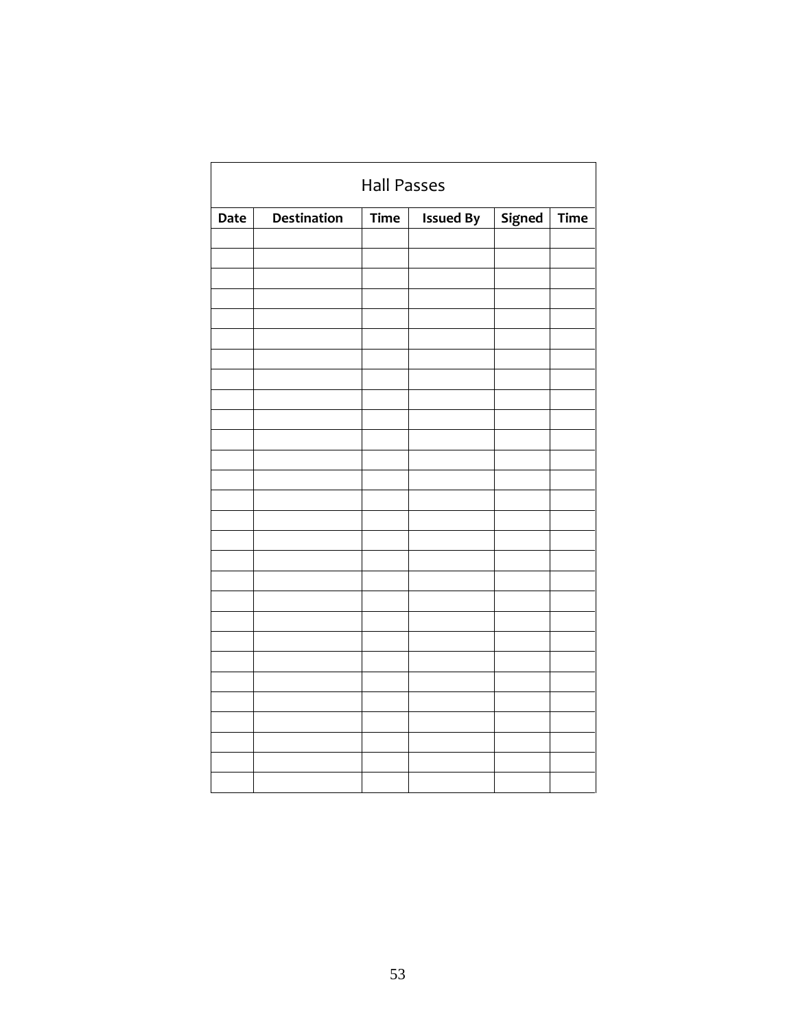Hall Passes

| Date | Destination | Time | Issued By | Signed | Time |
|---|---|---|---|---|---|
| | | | | | |
| | | | | | |
| | | | | | |
| | | | | | |
| | | | | | |
| | | | | | |
| | | | | | |
| | | | | | |
| | | | | | |
| | | | | | |
| | | | | | |
| | | | | | |
| | | | | | |
| | | | | | |
| | | | | | |
| | | | | | |
| | | | | | |
| | | | | | |
| | | | | | |
| | | | | | |
| | | | | | |
| | | | | | |
| | | | | | |
| | | | | | |
| | | | | | |
| | | | | | |
| | | | | | |
| | | | | | |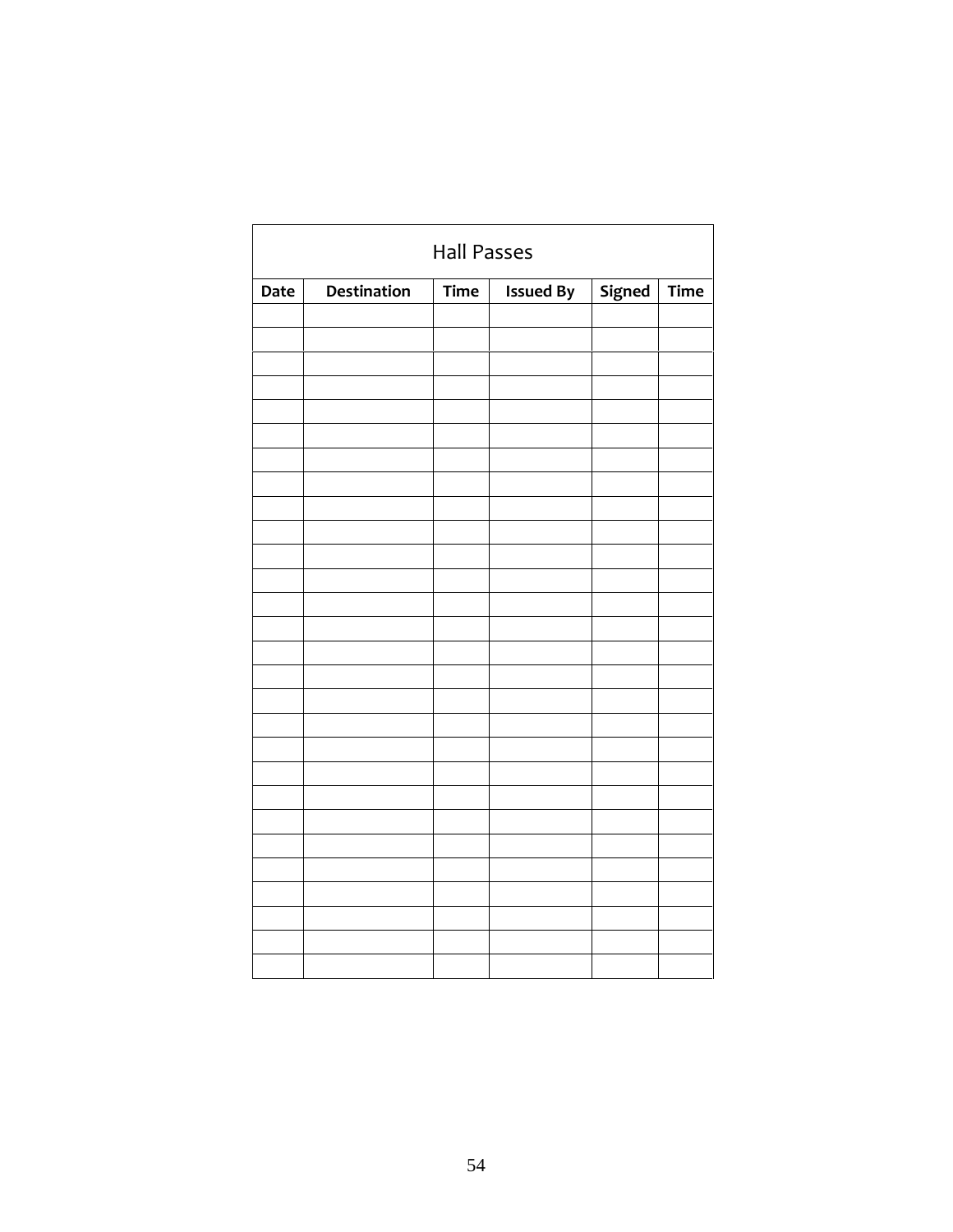| Hall Passes | | | | | |
|---|---|---|---|---|---|
| **Date** | **Destination** | **Time** | **Issued By** | **Signed** | **Time** |
| | | | | | |
| | | | | | |
| | | | | | |
| | | | | | |
| | | | | | |
| | | | | | |
| | | | | | |
| | | | | | |
| | | | | | |
| | | | | | |
| | | | | | |
| | | | | | |
| | | | | | |
| | | | | | |
| | | | | | |
| | | | | | |
| | | | | | |
| | | | | | |
| | | | | | |
| | | | | | |
| | | | | | |
| | | | | | |
| | | | | | |
| | | | | | |
| | | | | | |
| | | | | | |
| | | | | | |
| | | | | | |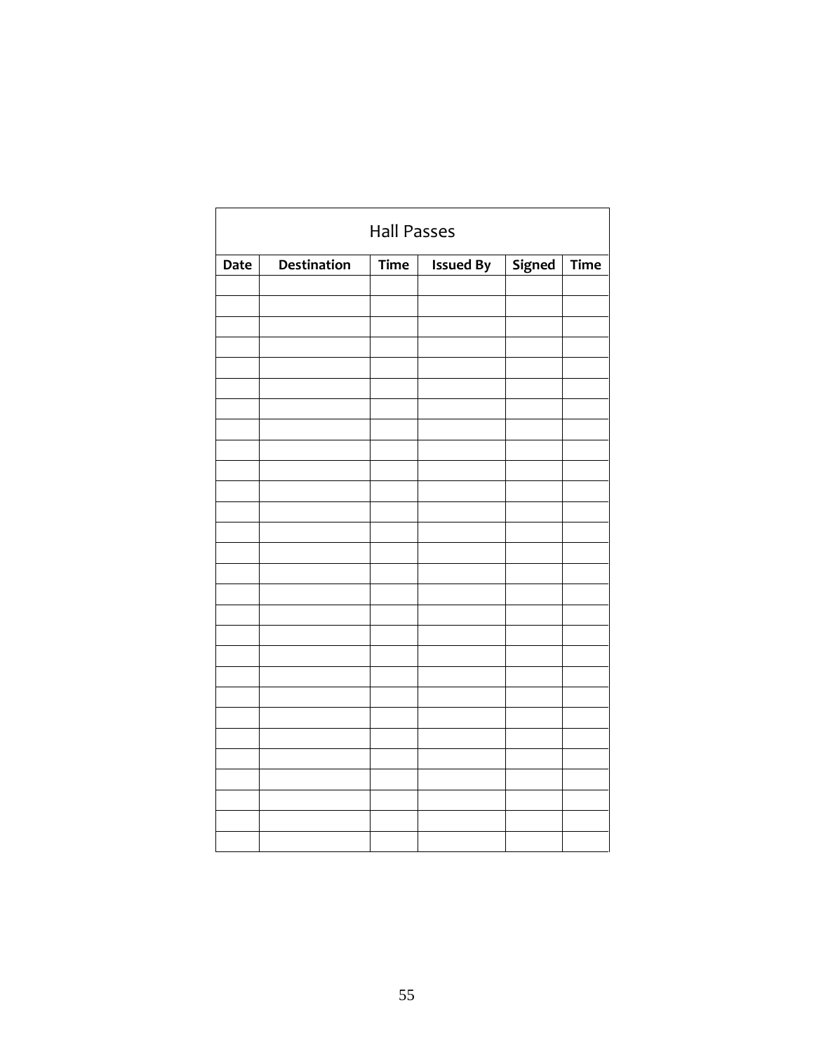| Hall Passes | | | | | |
|---|---|---|---|---|---|
| **Date** | **Destination** | **Time** | **Issued By** | **Signed** | **Time** |
| | | | | | |
| | | | | | |
| | | | | | |
| | | | | | |
| | | | | | |
| | | | | | |
| | | | | | |
| | | | | | |
| | | | | | |
| | | | | | |
| | | | | | |
| | | | | | |
| | | | | | |
| | | | | | |
| | | | | | |
| | | | | | |
| | | | | | |
| | | | | | |
| | | | | | |
| | | | | | |
| | | | | | |
| | | | | | |
| | | | | | |
| | | | | | |
| | | | | | |
| | | | | | |
| | | | | | |
| | | | | | |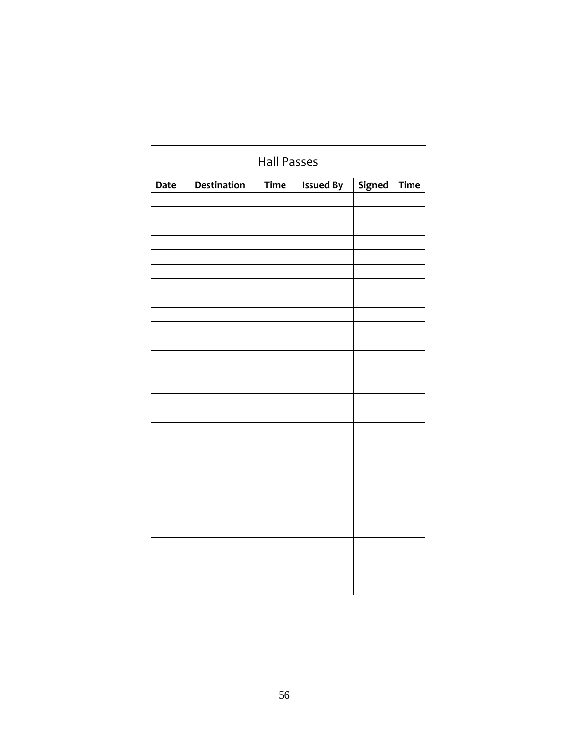| Hall Passes | | | | | |
|---|---|---|---|---|---|
| **Date** | **Destination** | **Time** | **Issued By** | **Signed** | **Time** |
| | | | | | |
| | | | | | |
| | | | | | |
| | | | | | |
| | | | | | |
| | | | | | |
| | | | | | |
| | | | | | |
| | | | | | |
| | | | | | |
| | | | | | |
| | | | | | |
| | | | | | |
| | | | | | |
| | | | | | |
| | | | | | |
| | | | | | |
| | | | | | |
| | | | | | |
| | | | | | |
| | | | | | |
| | | | | | |
| | | | | | |
| | | | | | |
| | | | | | |
| | | | | | |
| | | | | | |
| | | | | | |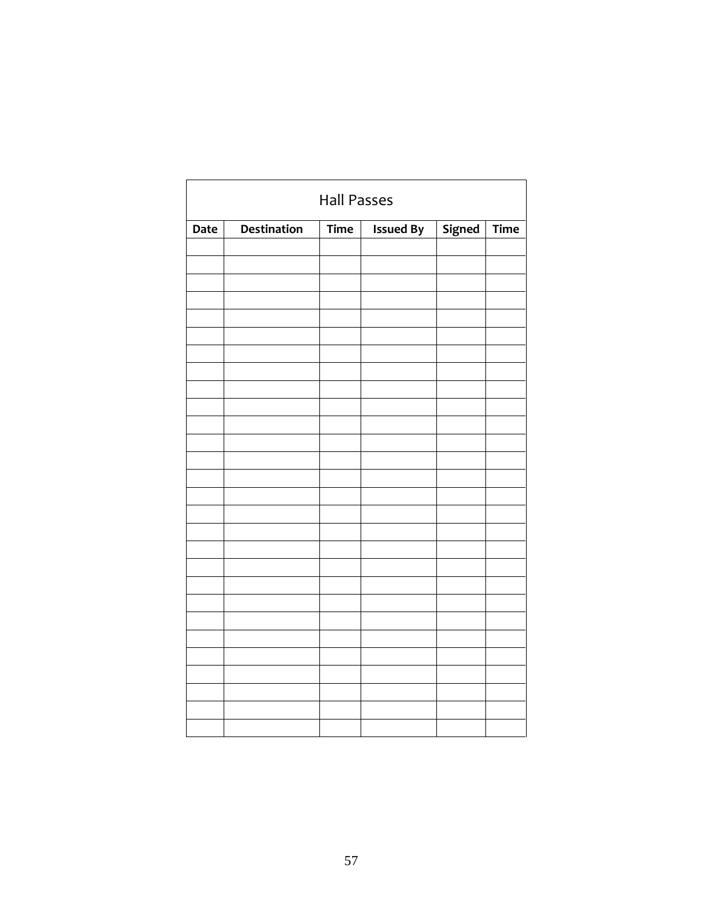| Hall Passes | | | | | |
|---|---|---|---|---|---|
| **Date** | **Destination** | **Time** | **Issued By** | **Signed** | **Time** |
| | | | | | |
| | | | | | |
| | | | | | |
| | | | | | |
| | | | | | |
| | | | | | |
| | | | | | |
| | | | | | |
| | | | | | |
| | | | | | |
| | | | | | |
| | | | | | |
| | | | | | |
| | | | | | |
| | | | | | |
| | | | | | |
| | | | | | |
| | | | | | |
| | | | | | |
| | | | | | |
| | | | | | |
| | | | | | |
| | | | | | |
| | | | | | |
| | | | | | |
| | | | | | |
| | | | | | |
| | | | | | |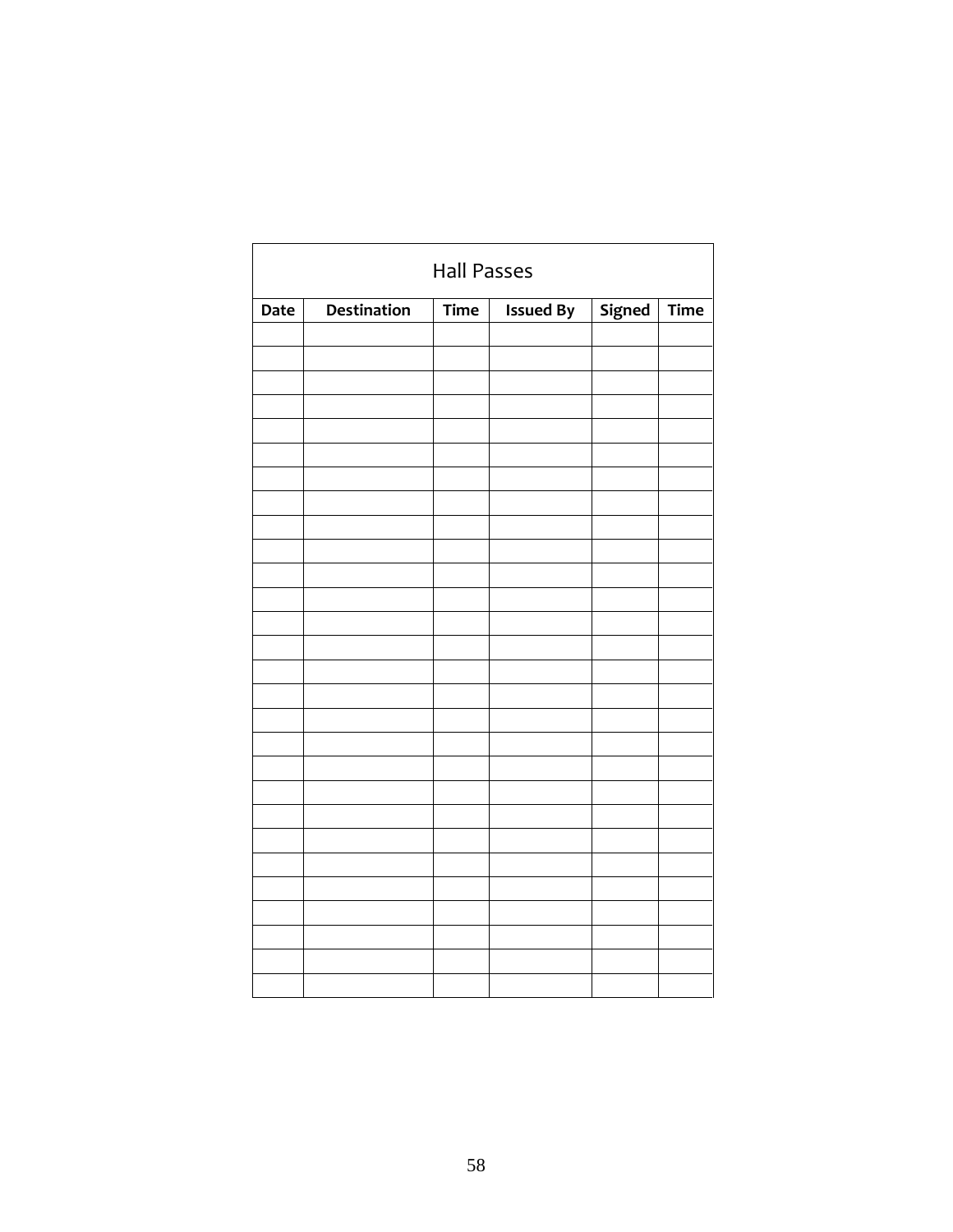| Hall Passes | | | | | |
|---|---|---|---|---|---|
| **Date** | **Destination** | **Time** | **Issued By** | **Signed** | **Time** |
| | | | | | |
| | | | | | |
| | | | | | |
| | | | | | |
| | | | | | |
| | | | | | |
| | | | | | |
| | | | | | |
| | | | | | |
| | | | | | |
| | | | | | |
| | | | | | |
| | | | | | |
| | | | | | |
| | | | | | |
| | | | | | |
| | | | | | |
| | | | | | |
| | | | | | |
| | | | | | |
| | | | | | |
| | | | | | |
| | | | | | |
| | | | | | |
| | | | | | |
| | | | | | |
| | | | | | |
| | | | | | |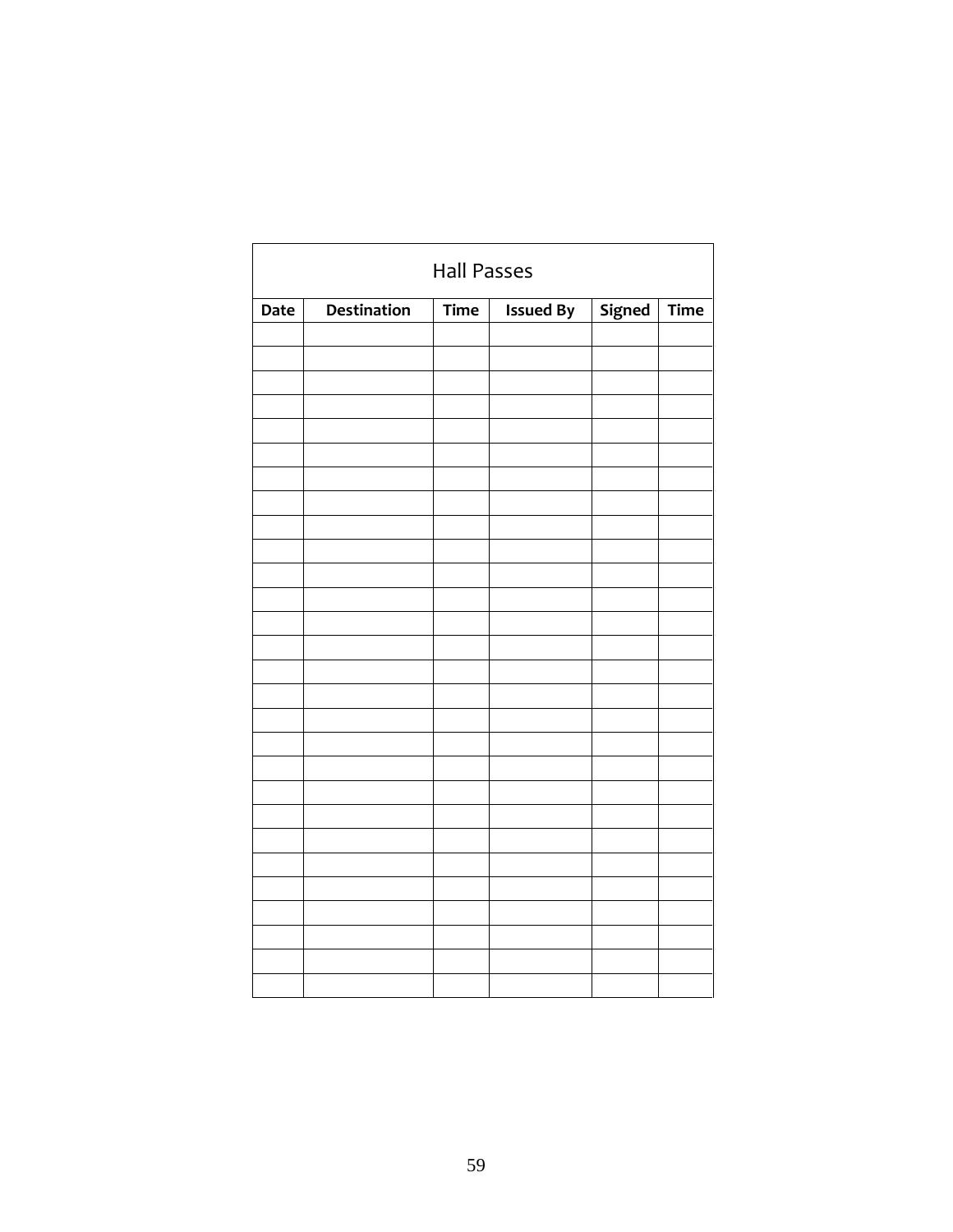| Hall Passes | | | | | |
|---|---|---|---|---|---|
| **Date** | **Destination** | **Time** | **Issued By** | **Signed** | **Time** |
| | | | | | |
| | | | | | |
| | | | | | |
| | | | | | |
| | | | | | |
| | | | | | |
| | | | | | |
| | | | | | |
| | | | | | |
| | | | | | |
| | | | | | |
| | | | | | |
| | | | | | |
| | | | | | |
| | | | | | |
| | | | | | |
| | | | | | |
| | | | | | |
| | | | | | |
| | | | | | |
| | | | | | |
| | | | | | |
| | | | | | |
| | | | | | |
| | | | | | |
| | | | | | |
| | | | | | |
| | | | | | |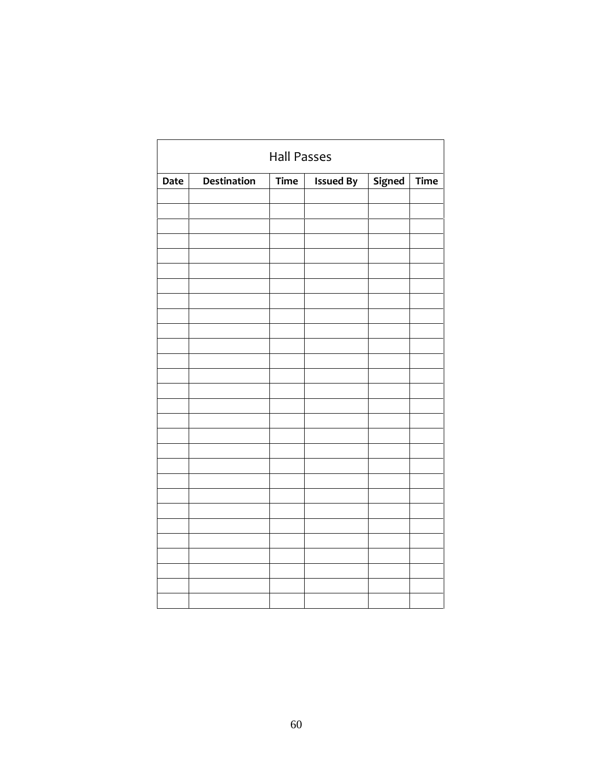## Hall Passes

| Date | Destination | Time | Issued By | Signed | Time |
|---|---|---|---|---|---|
| | | | | | |
| | | | | | |
| | | | | | |
| | | | | | |
| | | | | | |
| | | | | | |
| | | | | | |
| | | | | | |
| | | | | | |
| | | | | | |
| | | | | | |
| | | | | | |
| | | | | | |
| | | | | | |
| | | | | | |
| | | | | | |
| | | | | | |
| | | | | | |
| | | | | | |
| | | | | | |
| | | | | | |
| | | | | | |
| | | | | | |
| | | | | | |
| | | | | | |
| | | | | | |
| | | | | | |
| | | | | | |